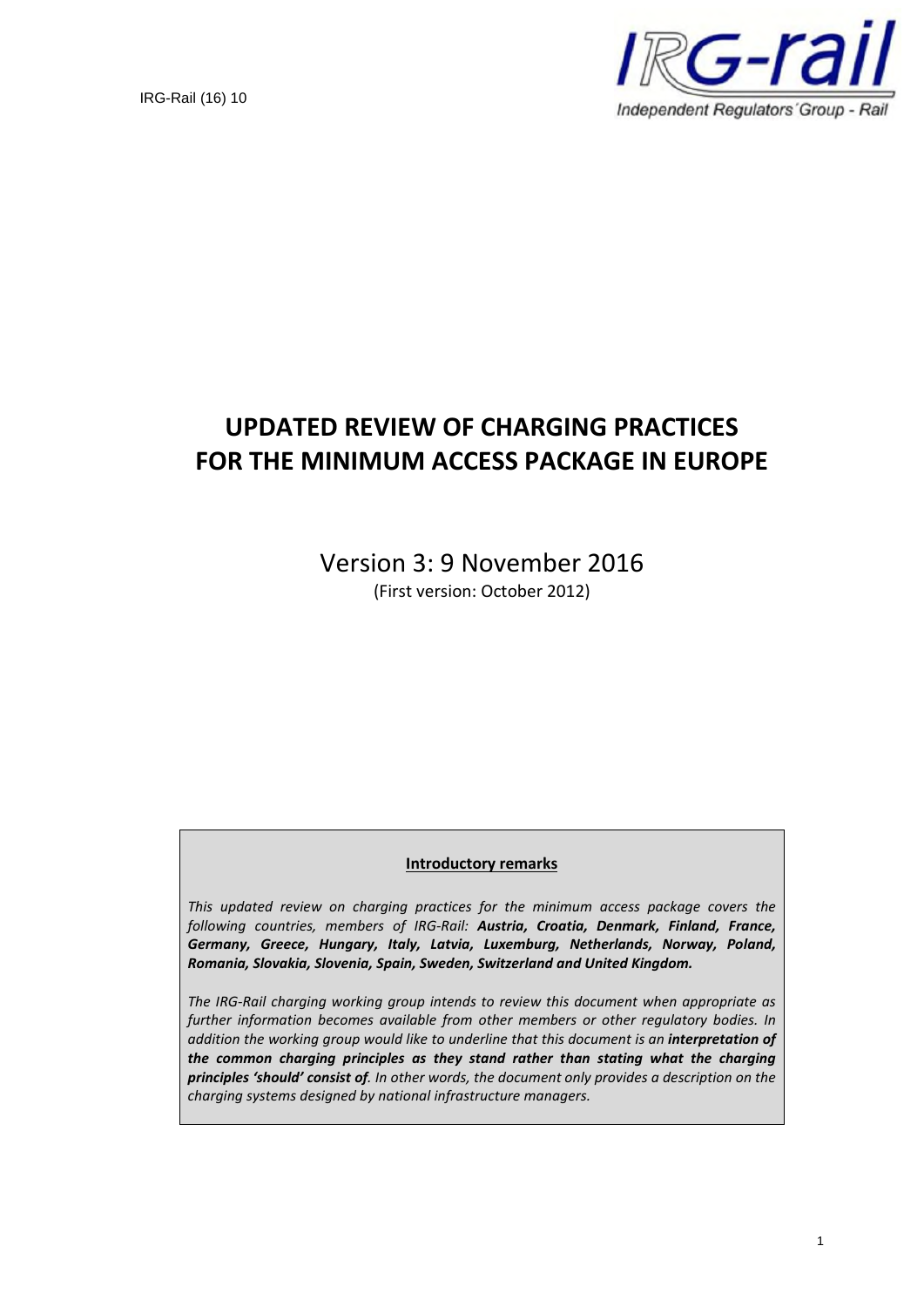IRG-Rail (16) 10

IRG-rail

Independent Regulators´Group - Rail

# UPDATED REVIEW OF CHARGING PRACTICES FOR THE MINIMUM ACCESS PACKAGE IN EUROPE

Version 3: 9 November 2016

(First version: October 2012)

**Introductory remarks**

*This updated review on charging practices for the minimum access package covers the following countries, members of IRG-Rail:* ***Austria, Croatia, Denmark, Finland, France, Germany, Greece, Hungary, Italy, Latvia, Luxemburg, Netherlands, Norway, Poland, Romania, Slovakia, Slovenia, Spain, Sweden, Switzerland and United Kingdom.***

*The IRG-Rail charging working group intends to review this document when appropriate as further information becomes available from other members or other regulatory bodies. In addition the working group would like to underline that this document is an* ***interpretation of the common charging principles as they stand rather than stating what the charging principles 'should' consist of****. In other words, the document only provides a description on the charging systems designed by national infrastructure managers.*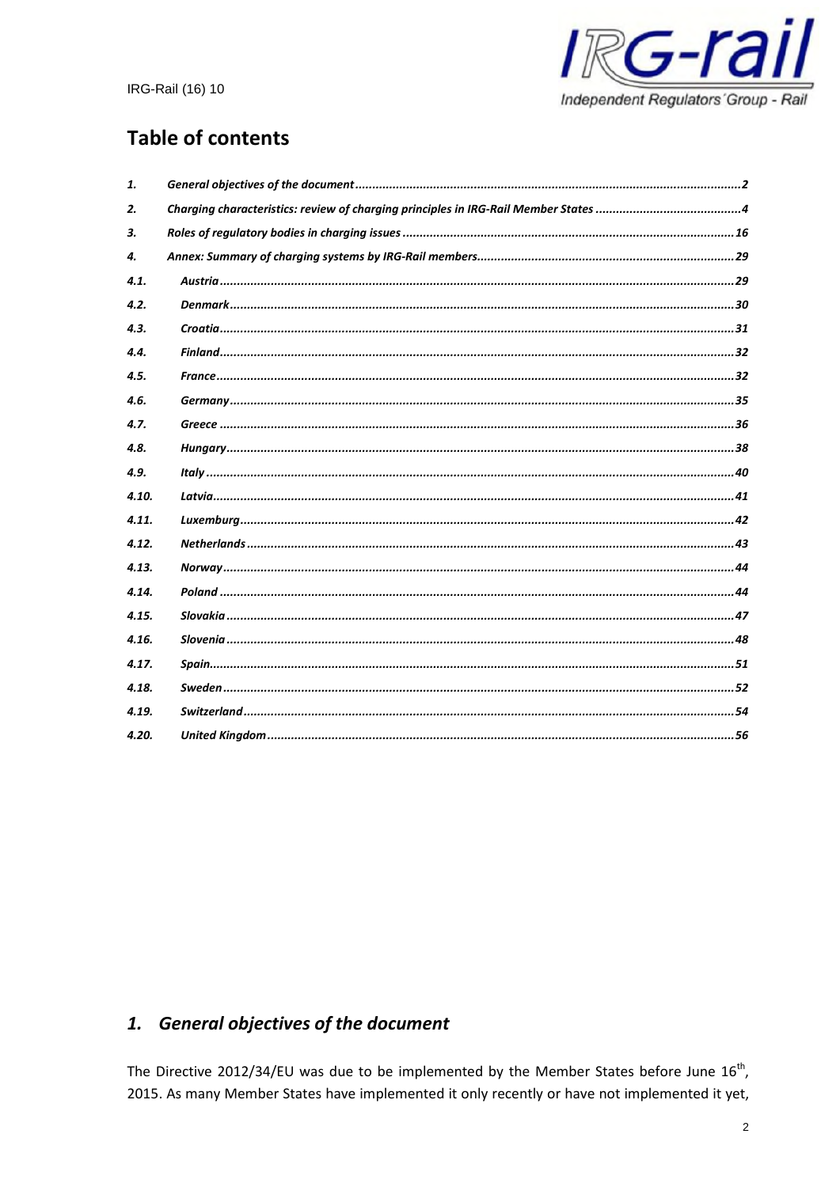# Table of contents

| | | |
|---|---|---|
| *1.* | *General objectives of the document* | *2* |
| *2.* | *Charging characteristics: review of charging principles in IRG-Rail Member States* | *4* |
| *3.* | *Roles of regulatory bodies in charging issues* | *16* |
| *4.* | *Annex: Summary of charging systems by IRG-Rail members* | *29* |
| *4.1.* | *Austria* | *29* |
| *4.2.* | *Denmark* | *30* |
| *4.3.* | *Croatia* | *31* |
| *4.4.* | *Finland* | *32* |
| *4.5.* | *France* | *32* |
| *4.6.* | *Germany* | *35* |
| *4.7.* | *Greece* | *36* |
| *4.8.* | *Hungary* | *38* |
| *4.9.* | *Italy* | *40* |
| *4.10.* | *Latvia* | *41* |
| *4.11.* | *Luxemburg* | *42* |
| *4.12.* | *Netherlands* | *43* |
| *4.13.* | *Norway* | *44* |
| *4.14.* | *Poland* | *44* |
| *4.15.* | *Slovakia* | *47* |
| *4.16.* | *Slovenia* | *48* |
| *4.17.* | *Spain* | *51* |
| *4.18.* | *Sweden* | *52* |
| *4.19.* | *Switzerland* | *54* |
| *4.20.* | *United Kingdom* | *56* |

## *1. General objectives of the document*

The Directive 2012/34/EU was due to be implemented by the Member States before June 16th, 2015. As many Member States have implemented it only recently or have not implemented it yet,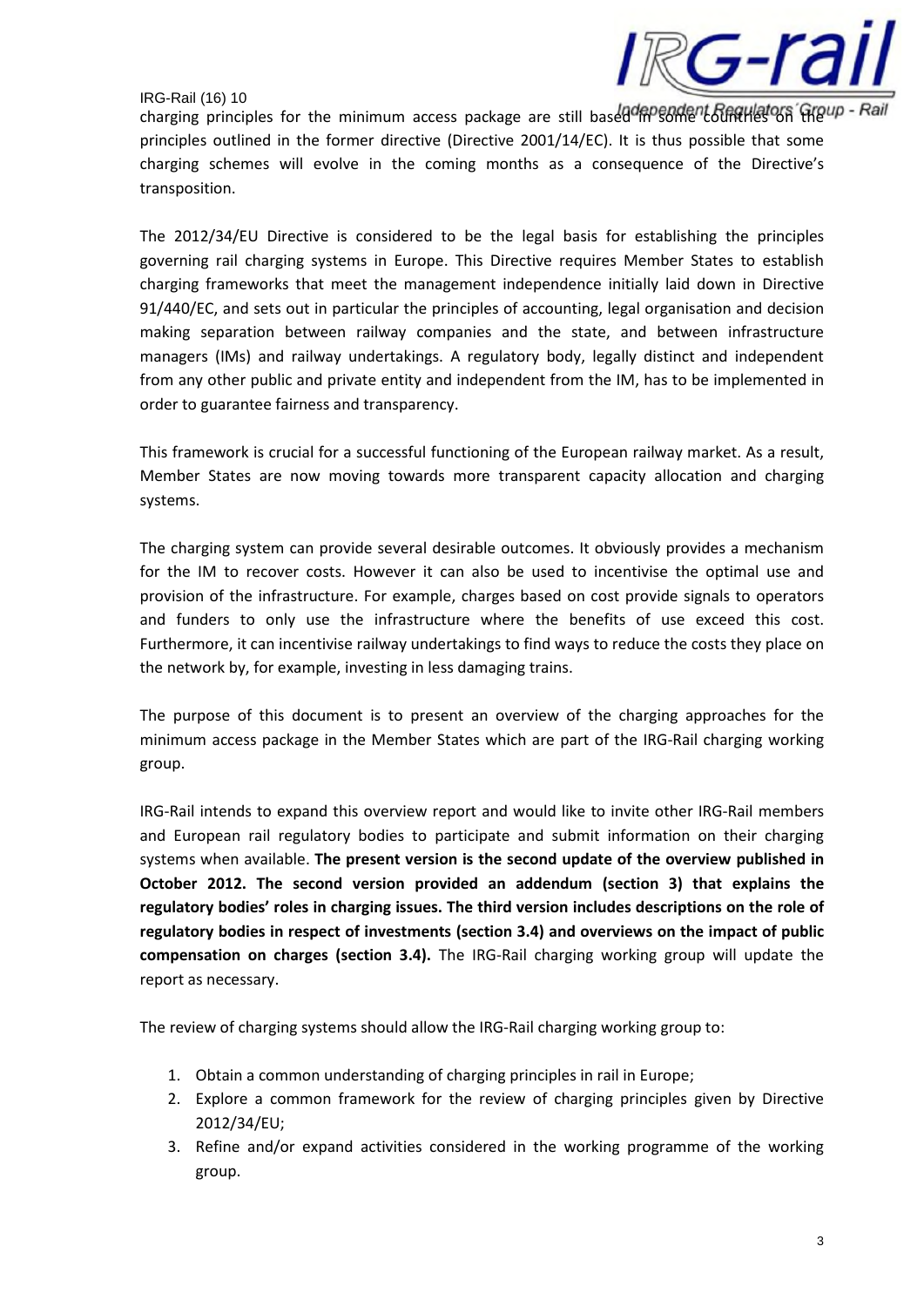charging principles for the minimum access package are still based in some countries on the principles outlined in the former directive (Directive 2001/14/EC). It is thus possible that some charging schemes will evolve in the coming months as a consequence of the Directive's transposition.

The 2012/34/EU Directive is considered to be the legal basis for establishing the principles governing rail charging systems in Europe. This Directive requires Member States to establish charging frameworks that meet the management independence initially laid down in Directive 91/440/EC, and sets out in particular the principles of accounting, legal organisation and decision making separation between railway companies and the state, and between infrastructure managers (IMs) and railway undertakings. A regulatory body, legally distinct and independent from any other public and private entity and independent from the IM, has to be implemented in order to guarantee fairness and transparency.

This framework is crucial for a successful functioning of the European railway market. As a result, Member States are now moving towards more transparent capacity allocation and charging systems.

The charging system can provide several desirable outcomes. It obviously provides a mechanism for the IM to recover costs. However it can also be used to incentivise the optimal use and provision of the infrastructure. For example, charges based on cost provide signals to operators and funders to only use the infrastructure where the benefits of use exceed this cost. Furthermore, it can incentivise railway undertakings to find ways to reduce the costs they place on the network by, for example, investing in less damaging trains.

The purpose of this document is to present an overview of the charging approaches for the minimum access package in the Member States which are part of the IRG-Rail charging working group.

IRG-Rail intends to expand this overview report and would like to invite other IRG-Rail members and European rail regulatory bodies to participate and submit information on their charging systems when available. **The present version is the second update of the overview published in October 2012. The second version provided an addendum (section 3) that explains the regulatory bodies' roles in charging issues. The third version includes descriptions on the role of regulatory bodies in respect of investments (section 3.4) and overviews on the impact of public compensation on charges (section 3.4).** The IRG-Rail charging working group will update the report as necessary.

The review of charging systems should allow the IRG-Rail charging working group to:

1. Obtain a common understanding of charging principles in rail in Europe;
2. Explore a common framework for the review of charging principles given by Directive 2012/34/EU;
3. Refine and/or expand activities considered in the working programme of the working group.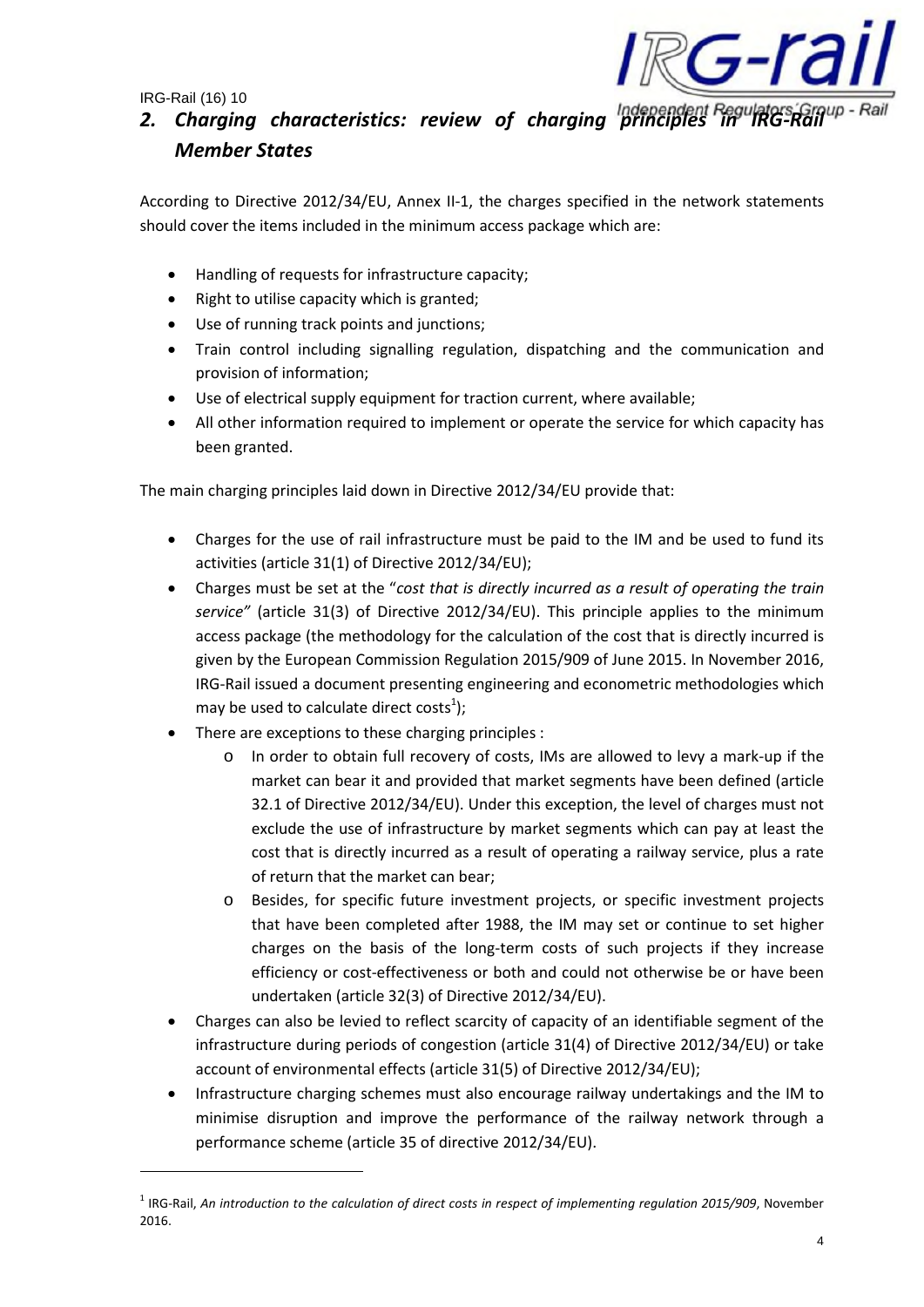## *2. Charging characteristics: review of charging principles in IRG-Rail Member States*

According to Directive 2012/34/EU, Annex II-1, the charges specified in the network statements should cover the items included in the minimum access package which are:

- Handling of requests for infrastructure capacity;
- Right to utilise capacity which is granted;
- Use of running track points and junctions;
- Train control including signalling regulation, dispatching and the communication and provision of information;
- Use of electrical supply equipment for traction current, where available;
- All other information required to implement or operate the service for which capacity has been granted.

The main charging principles laid down in Directive 2012/34/EU provide that:

- Charges for the use of rail infrastructure must be paid to the IM and be used to fund its activities (article 31(1) of Directive 2012/34/EU);
- Charges must be set at the "*cost that is directly incurred as a result of operating the train service"* (article 31(3) of Directive 2012/34/EU). This principle applies to the minimum access package (the methodology for the calculation of the cost that is directly incurred is given by the European Commission Regulation 2015/909 of June 2015. In November 2016, IRG-Rail issued a document presenting engineering and econometric methodologies which may be used to calculate direct costs[1]);
- There are exceptions to these charging principles :
  - In order to obtain full recovery of costs, IMs are allowed to levy a mark-up if the market can bear it and provided that market segments have been defined (article 32.1 of Directive 2012/34/EU). Under this exception, the level of charges must not exclude the use of infrastructure by market segments which can pay at least the cost that is directly incurred as a result of operating a railway service, plus a rate of return that the market can bear;
  - Besides, for specific future investment projects, or specific investment projects that have been completed after 1988, the IM may set or continue to set higher charges on the basis of the long-term costs of such projects if they increase efficiency or cost-effectiveness or both and could not otherwise be or have been undertaken (article 32(3) of Directive 2012/34/EU).
- Charges can also be levied to reflect scarcity of capacity of an identifiable segment of the infrastructure during periods of congestion (article 31(4) of Directive 2012/34/EU) or take account of environmental effects (article 31(5) of Directive 2012/34/EU);
- Infrastructure charging schemes must also encourage railway undertakings and the IM to minimise disruption and improve the performance of the railway network through a performance scheme (article 35 of directive 2012/34/EU).

[1] IRG-Rail, *An introduction to the calculation of direct costs in respect of implementing regulation 2015/909*, November 2016.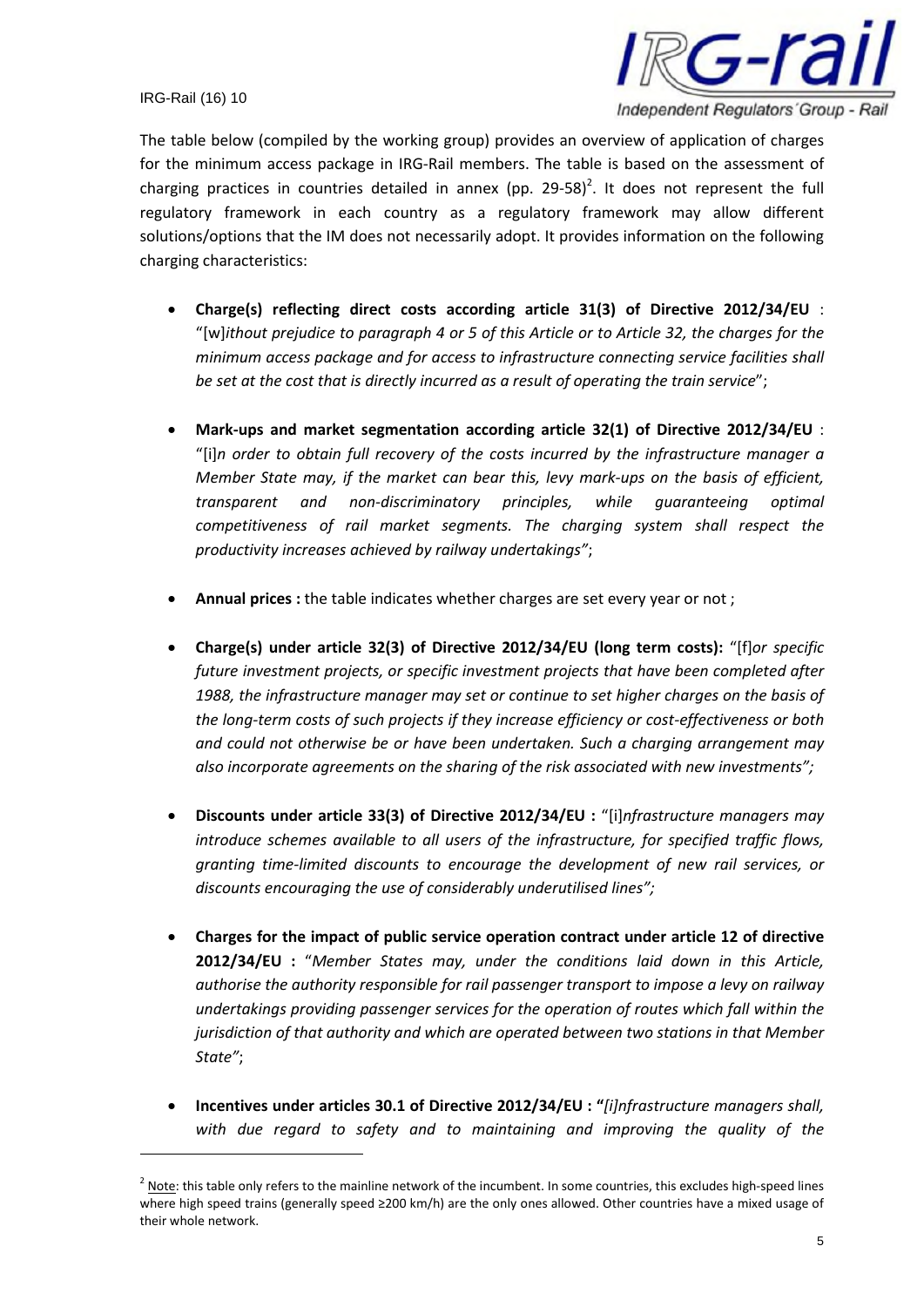The table below (compiled by the working group) provides an overview of application of charges for the minimum access package in IRG-Rail members. The table is based on the assessment of charging practices in countries detailed in annex (pp. 29-58)[2]. It does not represent the full regulatory framework in each country as a regulatory framework may allow different solutions/options that the IM does not necessarily adopt. It provides information on the following charging characteristics:

- **Charge(s) reflecting direct costs according article 31(3) of Directive 2012/34/EU** : "[w]*ithout prejudice to paragraph 4 or 5 of this Article or to Article 32, the charges for the minimum access package and for access to infrastructure connecting service facilities shall be set at the cost that is directly incurred as a result of operating the train service*";

- **Mark-ups and market segmentation according article 32(1) of Directive 2012/34/EU** : "[i]*n order to obtain full recovery of the costs incurred by the infrastructure manager a Member State may, if the market can bear this, levy mark-ups on the basis of efficient, transparent and non-discriminatory principles, while guaranteeing optimal competitiveness of rail market segments. The charging system shall respect the productivity increases achieved by railway undertakings"*;

- **Annual prices :** the table indicates whether charges are set every year or not ;

- **Charge(s) under article 32(3) of Directive 2012/34/EU (long term costs):** "[f]*or specific future investment projects, or specific investment projects that have been completed after 1988, the infrastructure manager may set or continue to set higher charges on the basis of the long-term costs of such projects if they increase efficiency or cost-effectiveness or both and could not otherwise be or have been undertaken. Such a charging arrangement may also incorporate agreements on the sharing of the risk associated with new investments";*

- **Discounts under article 33(3) of Directive 2012/34/EU :** "[i]*nfrastructure managers may introduce schemes available to all users of the infrastructure, for specified traffic flows, granting time-limited discounts to encourage the development of new rail services, or discounts encouraging the use of considerably underutilised lines";*

- **Charges for the impact of public service operation contract under article 12 of directive 2012/34/EU :** "*Member States may, under the conditions laid down in this Article, authorise the authority responsible for rail passenger transport to impose a levy on railway undertakings providing passenger services for the operation of routes which fall within the jurisdiction of that authority and which are operated between two stations in that Member State"*;

- **Incentives under articles 30.1 of Directive 2012/34/EU : "***[i]nfrastructure managers shall, with due regard to safety and to maintaining and improving the quality of the*

[2] Note: this table only refers to the mainline network of the incumbent. In some countries, this excludes high-speed lines where high speed trains (generally speed ≥200 km/h) are the only ones allowed. Other countries have a mixed usage of their whole network.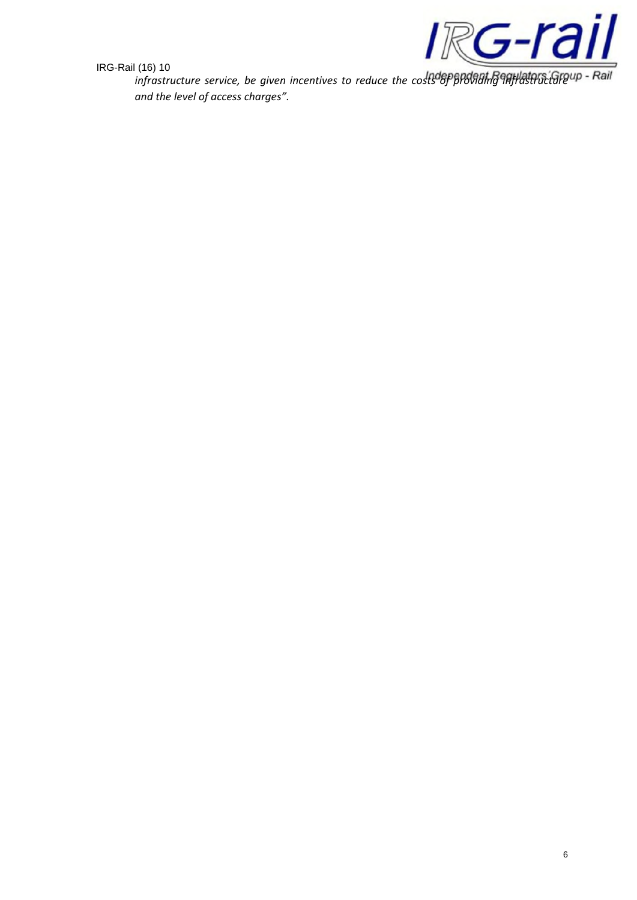*infrastructure service, be given incentives to reduce the costs of providing infrastructure and the level of access charges".*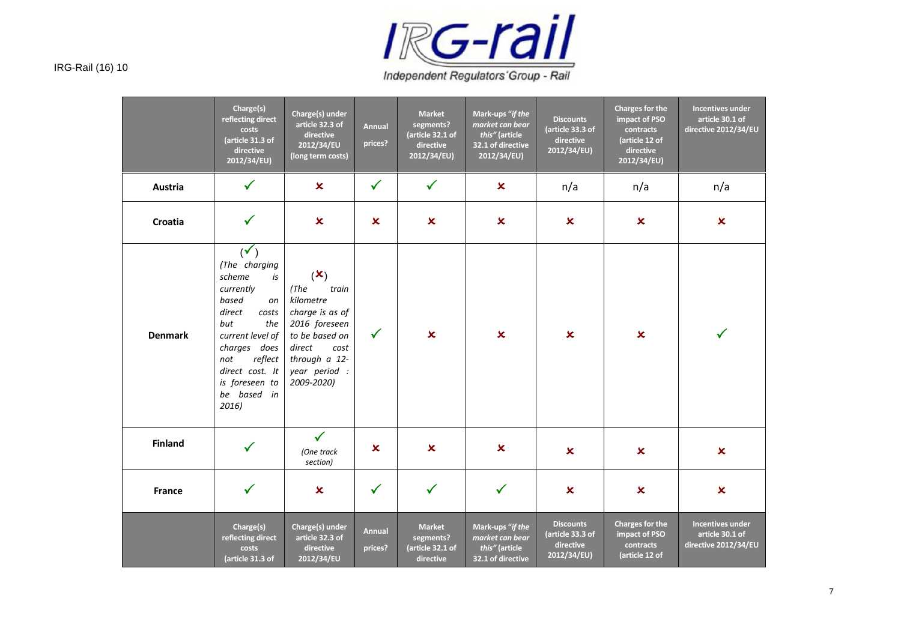| | Charge(s) reflecting direct costs (article 31.3 of directive 2012/34/EU) | Charge(s) under article 32.3 of directive 2012/34/EU (long term costs) | Annual prices? | Market segments? (article 32.1 of directive 2012/34/EU) | Mark-ups "*if the market can bear this*" (article 32.1 of directive 2012/34/EU) | Discounts (article 33.3 of directive 2012/34/EU) | Charges for the impact of PSO contracts (article 12 of directive 2012/34/EU) | Incentives under article 30.1 of directive 2012/34/EU |
|---|---|---|---|---|---|---|---|---|
| **Austria** | ✓ | ✗ | ✓ | ✓ | ✗ | n/a | n/a | n/a |
| **Croatia** | ✓ | ✗ | ✗ | ✗ | ✗ | ✗ | ✗ | ✗ |
| **Denmark** | (✓) *(The charging scheme is currently based on direct costs but the current level of charges does not reflect direct cost. It is foreseen to be based in 2016)* | (✗) *(The train kilometre charge is as of 2016 foreseen to be based on direct cost through a 12-year period : 2009-2020)* | ✓ | ✗ | ✗ | ✗ | ✗ | ✓ |
| **Finland** | ✓ | ✓ *(One track section)* | ✗ | ✗ | ✗ | ✗ | ✗ | ✗ |
| **France** | ✓ | ✗ | ✓ | ✓ | ✓ | ✗ | ✗ | ✗ |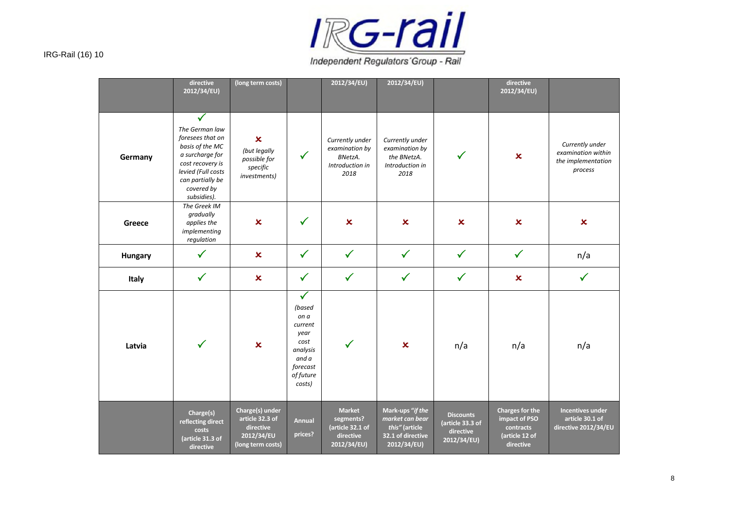| | directive 2012/34/EU) | (long term costs) | | 2012/34/EU) | 2012/34/EU) | | directive 2012/34/EU) | |
|---|---|---|---|---|---|---|---|---|
| **Germany** | ✓ *The German law foresees that on basis of the MC a surcharge for cost recovery is levied (Full costs can partially be covered by subsidies).* | ✗ *(but legally possible for specific investments)* | ✓ | *Currently under examination by BNetzA. Introduction in 2018* | *Currently under examination by the BNetzA. Introduction in 2018* | ✓ | ✗ | *Currently under examination within the implementation process* |
| **Greece** | *The Greek IM gradually applies the implementing regulation* | ✗ | ✓ | ✗ | ✗ | ✗ | ✗ | ✗ |
| **Hungary** | ✓ | ✗ | ✓ | ✓ | ✓ | ✓ | ✓ | n/a |
| **Italy** | ✓ | ✗ | ✓ | ✓ | ✓ | ✓ | ✗ | ✓ |
| **Latvia** | ✓ | ✗ | ✓ *(based on a current year cost analysis and a forecast of future costs)* | ✓ | ✗ | n/a | n/a | n/a |
| | **Charge(s) reflecting direct costs (article 31.3 of directive** | **Charge(s) under article 32.3 of directive 2012/34/EU (long term costs)** | **Annual prices?** | **Market segments? (article 32.1 of directive 2012/34/EU)** | **Mark-ups "*if the market can bear this*" (article 32.1 of directive 2012/34/EU)** | **Discounts (article 33.3 of directive 2012/34/EU)** | **Charges for the impact of PSO contracts (article 12 of directive** | **Incentives under article 30.1 of directive 2012/34/EU** |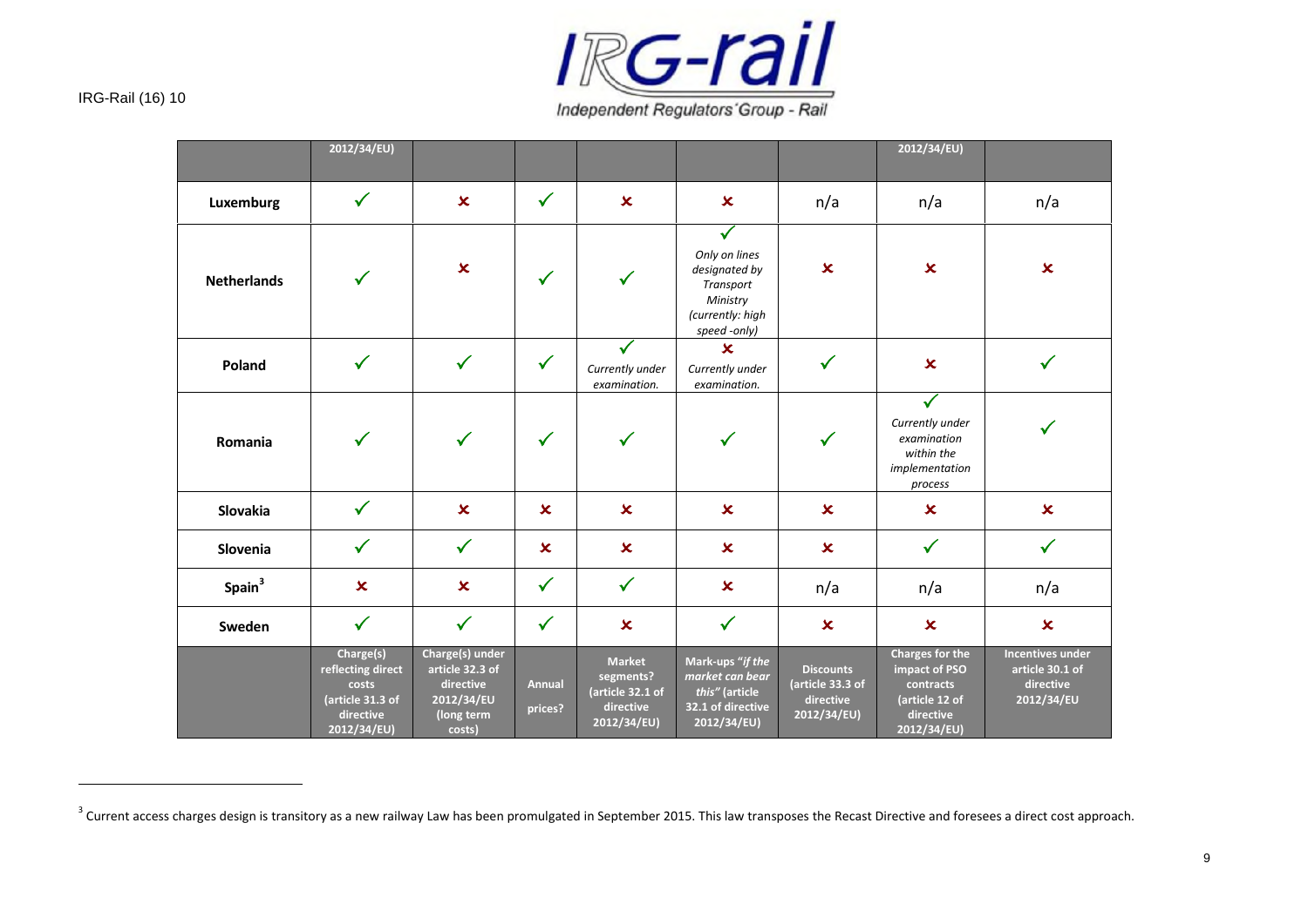| | Charge(s) reflecting direct costs (article 31.3 of directive 2012/34/EU) | Charge(s) under article 32.3 of directive 2012/34/EU (long term costs) | Annual prices? | Market segments? (article 32.1 of directive 2012/34/EU) | Mark-ups "*if the market can bear this*" (article 32.1 of directive 2012/34/EU) | Discounts (article 33.3 of directive 2012/34/EU) | Charges for the impact of PSO contracts (article 12 of directive 2012/34/EU) | Incentives under article 30.1 of directive 2012/34/EU |
|---|---|---|---|---|---|---|---|---|
| **Luxemburg** | ✓ | ✗ | ✓ | ✗ | ✗ | n/a | n/a | n/a |
| **Netherlands** | ✓ | ✗ | ✓ | ✓ | ✓ *Only on lines designated by Transport Ministry (currently: high speed -only)* | ✗ | ✗ | ✗ |
| **Poland** | ✓ | ✓ | ✓ | ✓ *Currently under examination.* | ✗ *Currently under examination.* | ✓ | ✗ | ✓ |
| **Romania** | ✓ | ✓ | ✓ | ✓ | ✓ | ✓ | ✓ *Currently under examination within the implementation process* | ✓ |
| **Slovakia** | ✓ | ✗ | ✗ | ✗ | ✗ | ✗ | ✗ | ✗ |
| **Slovenia** | ✓ | ✓ | ✗ | ✗ | ✗ | ✗ | ✓ | ✓ |
| **Spain**[3] | ✗ | ✗ | ✓ | ✓ | ✗ | n/a | n/a | n/a |
| **Sweden** | ✓ | ✓ | ✓ | ✗ | ✓ | ✗ | ✗ | ✗ |

[3] Current access charges design is transitory as a new railway Law has been promulgated in September 2015. This law transposes the Recast Directive and foresees a direct cost approach.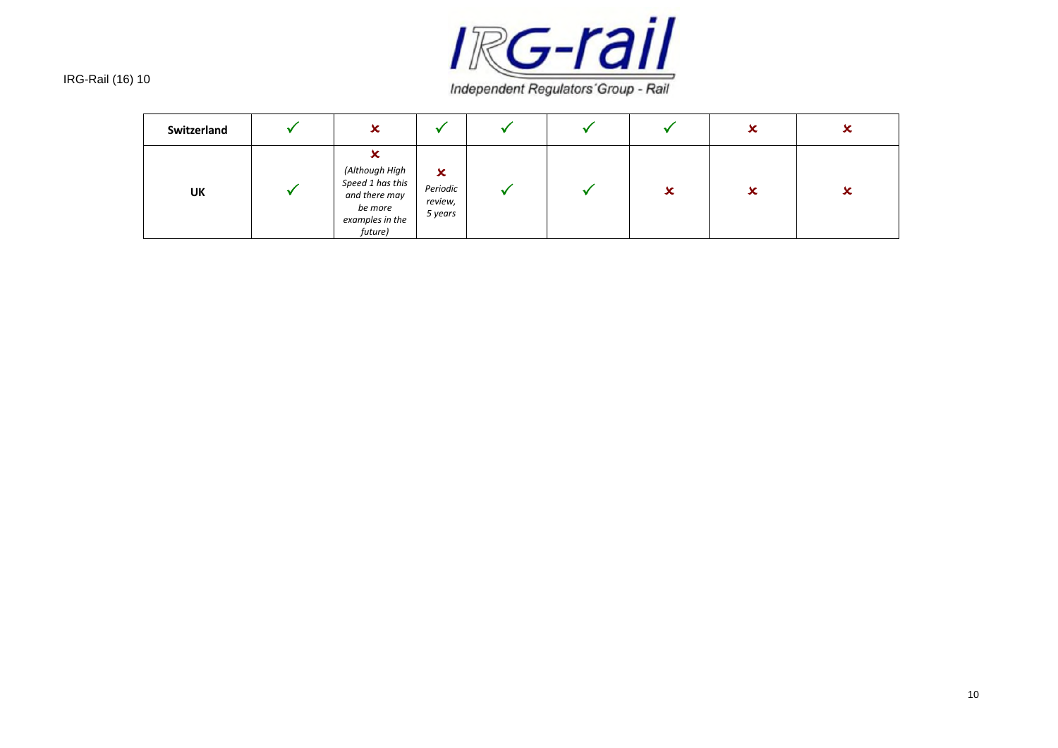| Switzerland | ✓ | ✗ | ✓ | ✓ | ✓ | ✓ | ✗ | ✗ |
|---|---|---|---|---|---|---|---|---|
| UK | ✓ | ✗ *(Although High Speed 1 has this and there may be more examples in the future)* | ✗ *Periodic review, 5 years* | ✓ | ✓ | ✗ | ✗ | ✗ |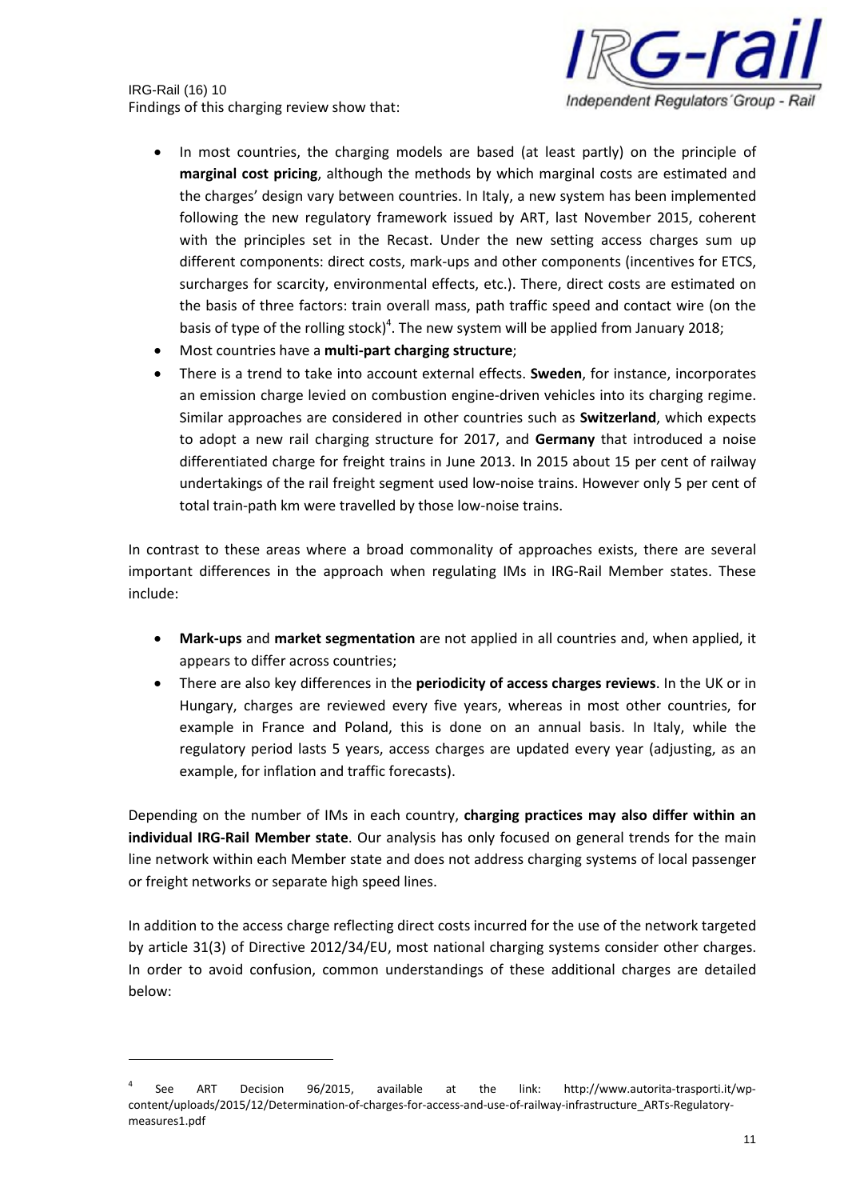Findings of this charging review show that:

- In most countries, the charging models are based (at least partly) on the principle of **marginal cost pricing**, although the methods by which marginal costs are estimated and the charges' design vary between countries. In Italy, a new system has been implemented following the new regulatory framework issued by ART, last November 2015, coherent with the principles set in the Recast. Under the new setting access charges sum up different components: direct costs, mark-ups and other components (incentives for ETCS, surcharges for scarcity, environmental effects, etc.). There, direct costs are estimated on the basis of three factors: train overall mass, path traffic speed and contact wire (on the basis of type of the rolling stock)[4]. The new system will be applied from January 2018;
- Most countries have a **multi-part charging structure**;
- There is a trend to take into account external effects. **Sweden**, for instance, incorporates an emission charge levied on combustion engine-driven vehicles into its charging regime. Similar approaches are considered in other countries such as **Switzerland**, which expects to adopt a new rail charging structure for 2017, and **Germany** that introduced a noise differentiated charge for freight trains in June 2013. In 2015 about 15 per cent of railway undertakings of the rail freight segment used low-noise trains. However only 5 per cent of total train-path km were travelled by those low-noise trains.

In contrast to these areas where a broad commonality of approaches exists, there are several important differences in the approach when regulating IMs in IRG-Rail Member states. These include:

- **Mark-ups** and **market segmentation** are not applied in all countries and, when applied, it appears to differ across countries;
- There are also key differences in the **periodicity of access charges reviews**. In the UK or in Hungary, charges are reviewed every five years, whereas in most other countries, for example in France and Poland, this is done on an annual basis. In Italy, while the regulatory period lasts 5 years, access charges are updated every year (adjusting, as an example, for inflation and traffic forecasts).

Depending on the number of IMs in each country, **charging practices may also differ within an individual IRG-Rail Member state**. Our analysis has only focused on general trends for the main line network within each Member state and does not address charging systems of local passenger or freight networks or separate high speed lines.

In addition to the access charge reflecting direct costs incurred for the use of the network targeted by article 31(3) of Directive 2012/34/EU, most national charging systems consider other charges. In order to avoid confusion, common understandings of these additional charges are detailed below:

---

[4] See ART Decision 96/2015, available at the link: http://www.autorita-trasporti.it/wp-content/uploads/2015/12/Determination-of-charges-for-access-and-use-of-railway-infrastructure_ARTs-Regulatory-measures1.pdf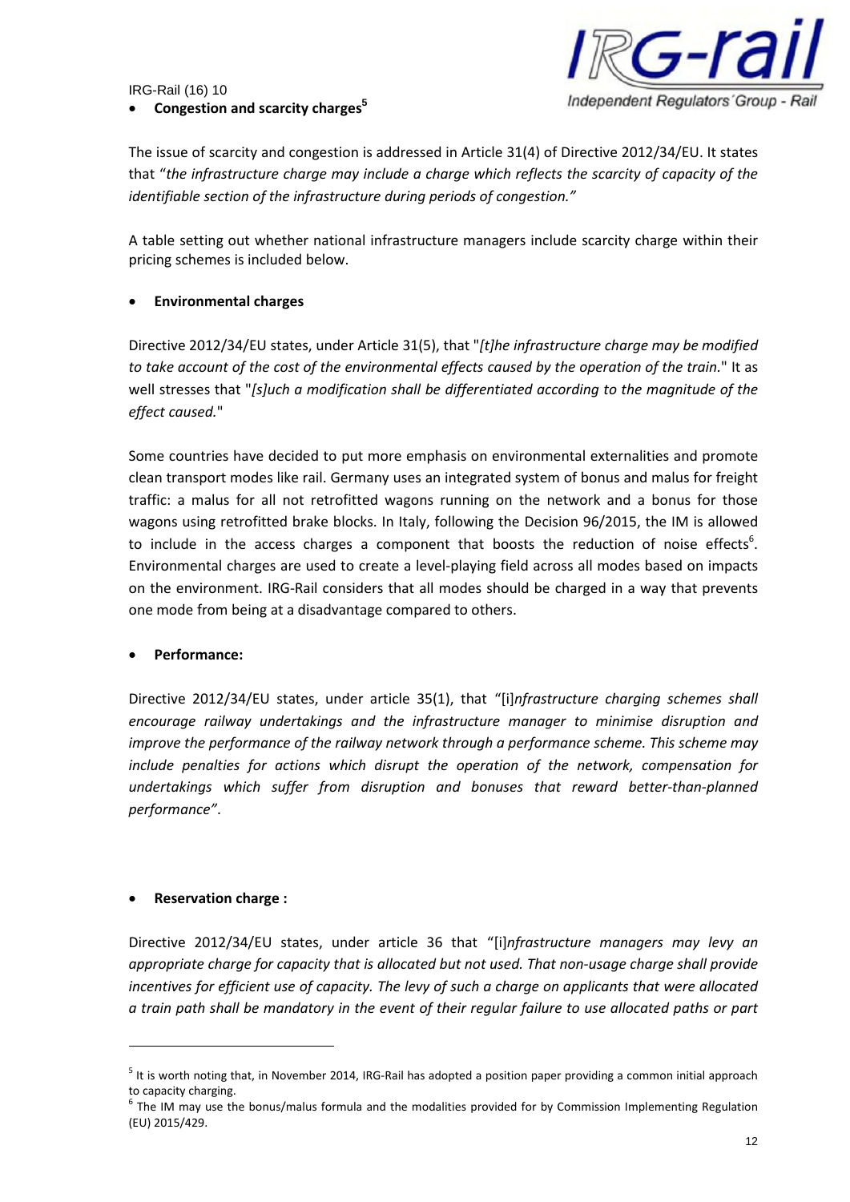- **Congestion and scarcity charges**[5]

The issue of scarcity and congestion is addressed in Article 31(4) of Directive 2012/34/EU. It states that "*the infrastructure charge may include a charge which reflects the scarcity of capacity of the identifiable section of the infrastructure during periods of congestion.*"

A table setting out whether national infrastructure managers include scarcity charge within their pricing schemes is included below.

- **Environmental charges**

Directive 2012/34/EU states, under Article 31(5), that "*[t]he infrastructure charge may be modified to take account of the cost of the environmental effects caused by the operation of the train.*" It as well stresses that "*[s]uch a modification shall be differentiated according to the magnitude of the effect caused.*"

Some countries have decided to put more emphasis on environmental externalities and promote clean transport modes like rail. Germany uses an integrated system of bonus and malus for freight traffic: a malus for all not retrofitted wagons running on the network and a bonus for those wagons using retrofitted brake blocks. In Italy, following the Decision 96/2015, the IM is allowed to include in the access charges a component that boosts the reduction of noise effects[6]. Environmental charges are used to create a level-playing field across all modes based on impacts on the environment. IRG-Rail considers that all modes should be charged in a way that prevents one mode from being at a disadvantage compared to others.

- **Performance:**

Directive 2012/34/EU states, under article 35(1), that "[i]*nfrastructure charging schemes shall encourage railway undertakings and the infrastructure manager to minimise disruption and improve the performance of the railway network through a performance scheme. This scheme may include penalties for actions which disrupt the operation of the network, compensation for undertakings which suffer from disruption and bonuses that reward better-than-planned performance"*.

- **Reservation charge :**

Directive 2012/34/EU states, under article 36 that "[i]*nfrastructure managers may levy an appropriate charge for capacity that is allocated but not used. That non-usage charge shall provide incentives for efficient use of capacity. The levy of such a charge on applicants that were allocated a train path shall be mandatory in the event of their regular failure to use allocated paths or part*

---

[5] It is worth noting that, in November 2014, IRG-Rail has adopted a position paper providing a common initial approach to capacity charging.

[6] The IM may use the bonus/malus formula and the modalities provided for by Commission Implementing Regulation (EU) 2015/429.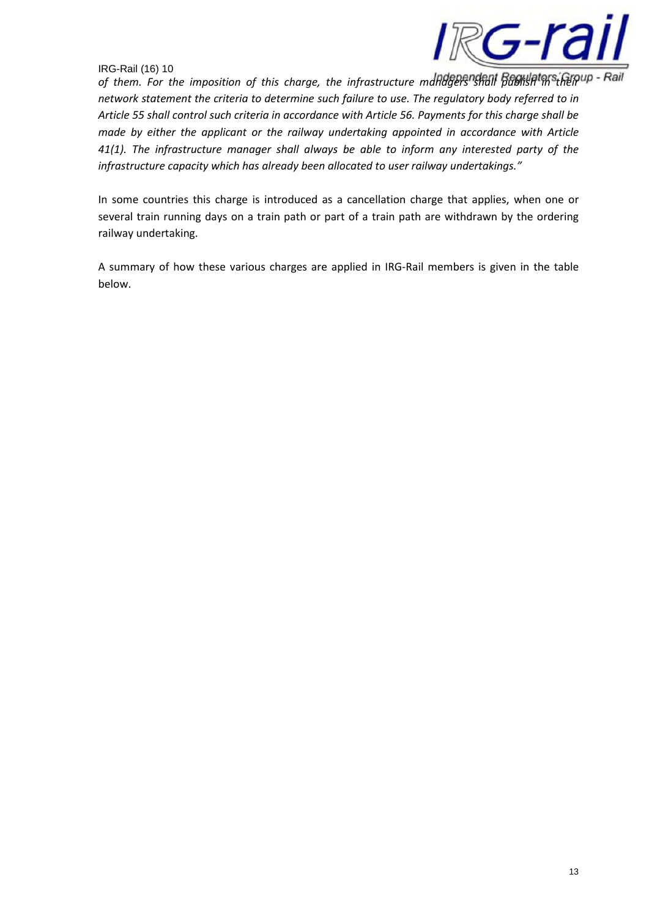*of them. For the imposition of this charge, the infrastructure managers shall publish in their network statement the criteria to determine such failure to use. The regulatory body referred to in Article 55 shall control such criteria in accordance with Article 56. Payments for this charge shall be made by either the applicant or the railway undertaking appointed in accordance with Article 41(1). The infrastructure manager shall always be able to inform any interested party of the infrastructure capacity which has already been allocated to user railway undertakings."*

In some countries this charge is introduced as a cancellation charge that applies, when one or several train running days on a train path or part of a train path are withdrawn by the ordering railway undertaking.

A summary of how these various charges are applied in IRG-Rail members is given in the table below.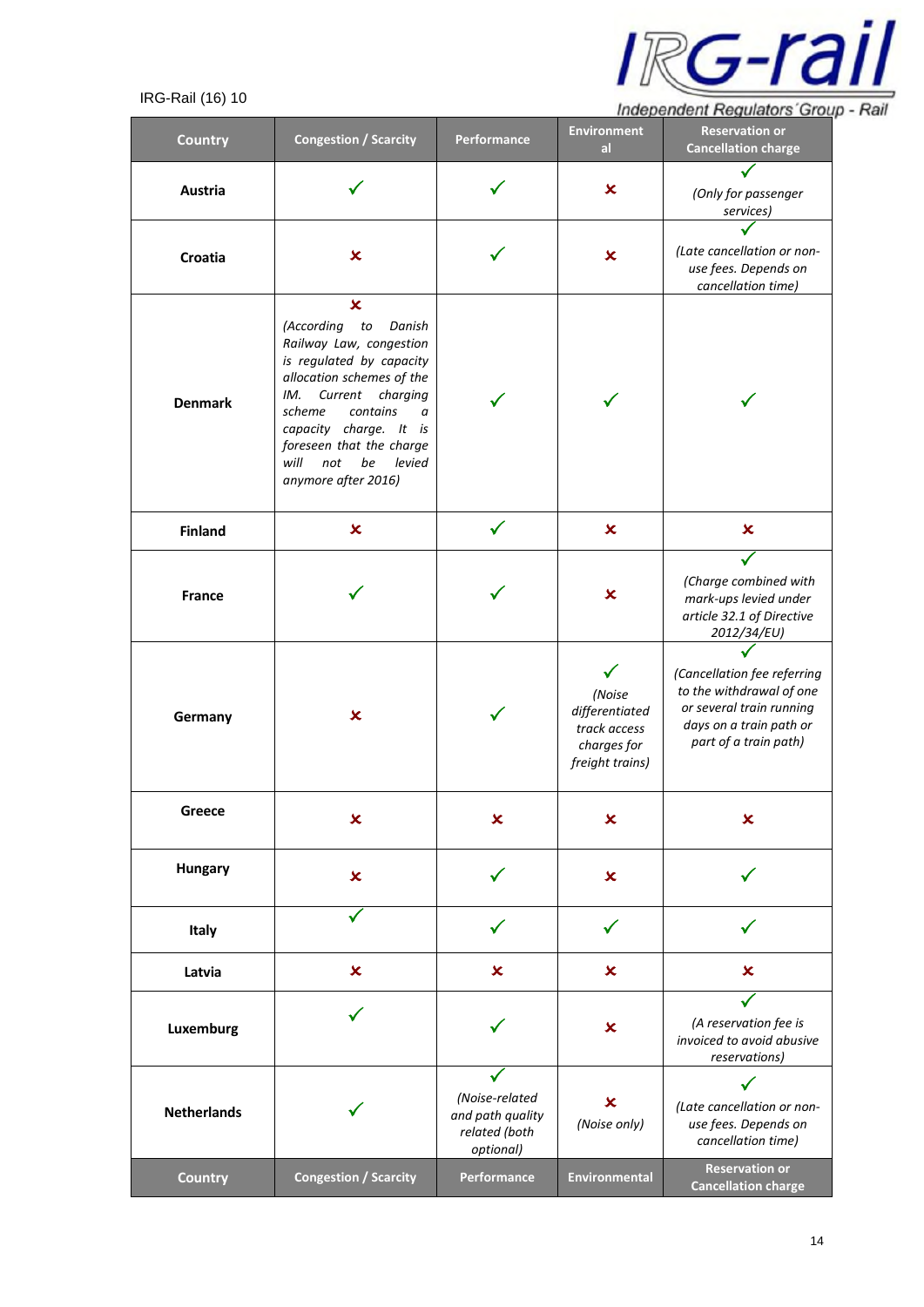| Country | Congestion / Scarcity | Performance | Environmental | Reservation or Cancellation charge |
|---|---|---|---|---|
| Austria | ✓ | ✓ | ✗ | ✓ *(Only for passenger services)* |
| Croatia | ✗ | ✓ | ✗ | ✓ *(Late cancellation or non-use fees. Depends on cancellation time)* |
| Denmark | ✗ *(According to Danish Railway Law, congestion is regulated by capacity allocation schemes of the IM. Current charging scheme contains a capacity charge. It is foreseen that the charge will not be levied anymore after 2016)* | ✓ | ✓ | ✓ |
| Finland | ✗ | ✓ | ✗ | ✗ |
| France | ✓ | ✓ | ✗ | ✓ *(Charge combined with mark-ups levied under article 32.1 of Directive 2012/34/EU)* |
| Germany | ✗ | ✓ | ✓ *(Noise differentiated track access charges for freight trains)* | ✓ *(Cancellation fee referring to the withdrawal of one or several train running days on a train path or part of a train path)* |
| Greece | ✗ | ✗ | ✗ | ✗ |
| Hungary | ✗ | ✓ | ✗ | ✓ |
| Italy | ✓ | ✓ | ✓ | ✓ |
| Latvia | ✗ | ✗ | ✗ | ✗ |
| Luxemburg | ✓ | ✓ | ✗ | ✓ *(A reservation fee is invoiced to avoid abusive reservations)* |
| Netherlands | ✓ | ✓ *(Noise-related and path quality related (both optional)* | ✗ *(Noise only)* | ✓ *(Late cancellation or non-use fees. Depends on cancellation time)* |
| **Country** | **Congestion / Scarcity** | **Performance** | **Environmental** | **Reservation or Cancellation charge** |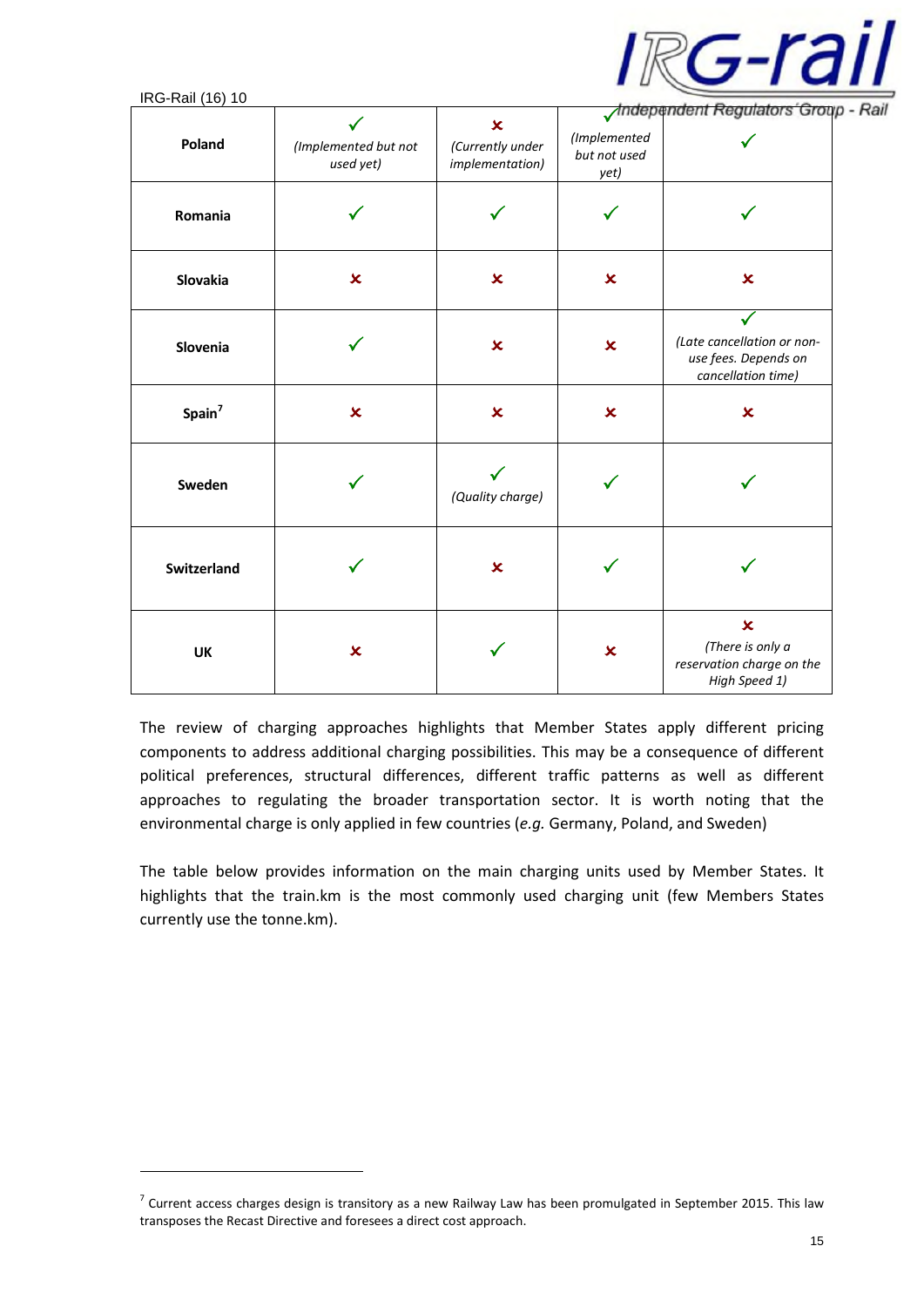| Poland | ✓ (Implemented but not used yet) | ✗ (Currently under implementation) | ✓ (Implemented but not used yet) | ✓ |
|---|---|---|---|---|
| Romania | ✓ | ✓ | ✓ | ✓ |
| Slovakia | ✗ | ✗ | ✗ | ✗ |
| Slovenia | ✓ | ✗ | ✗ | ✓ (Late cancellation or non-use fees. Depends on cancellation time) |
| Spain[7] | ✗ | ✗ | ✗ | ✗ |
| Sweden | ✓ | ✓ (Quality charge) | ✓ | ✓ |
| Switzerland | ✓ | ✗ | ✓ | ✓ |
| UK | ✗ | ✓ | ✗ | ✗ (There is only a reservation charge on the High Speed 1) |

The review of charging approaches highlights that Member States apply different pricing components to address additional charging possibilities. This may be a consequence of different political preferences, structural differences, different traffic patterns as well as different approaches to regulating the broader transportation sector. It is worth noting that the environmental charge is only applied in few countries (*e.g.* Germany, Poland, and Sweden)

The table below provides information on the main charging units used by Member States. It highlights that the train.km is the most commonly used charging unit (few Members States currently use the tonne.km).

[7] Current access charges design is transitory as a new Railway Law has been promulgated in September 2015. This law transposes the Recast Directive and foresees a direct cost approach.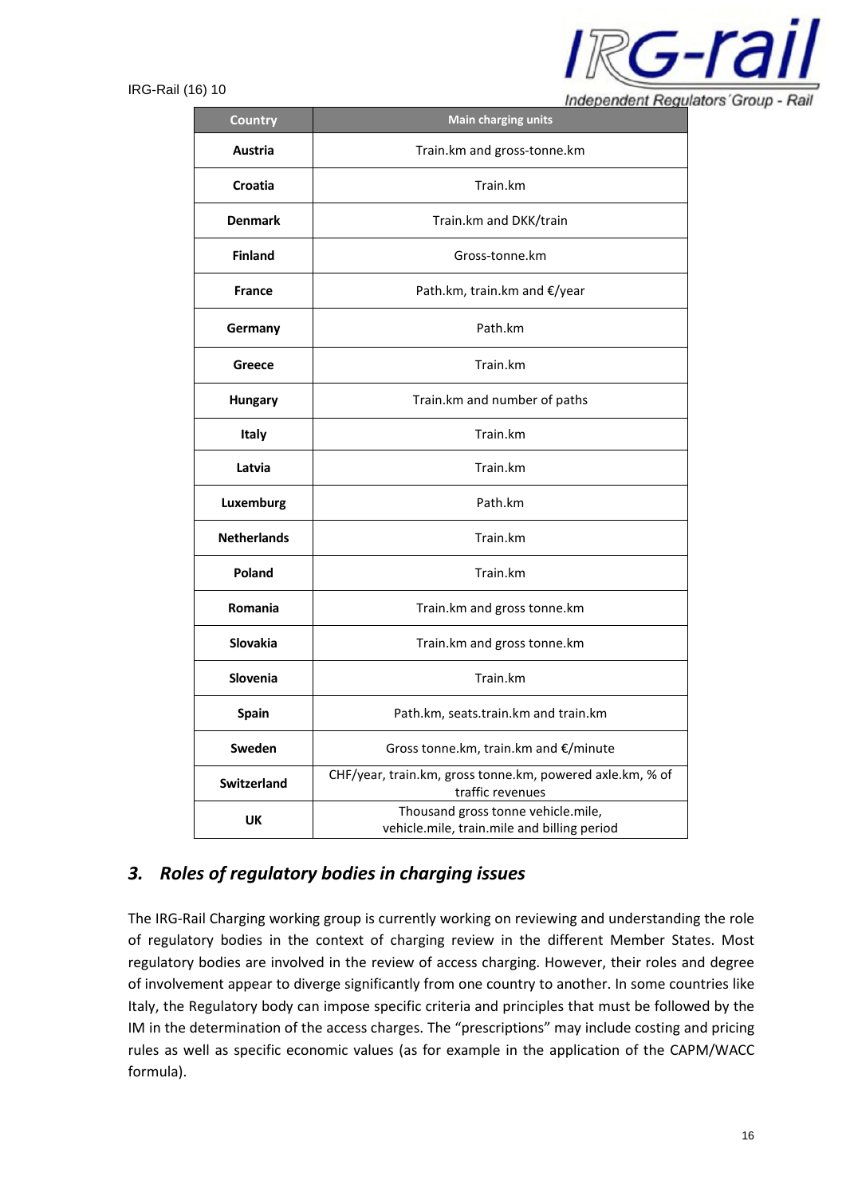| Country | Main charging units |
|---|---|
| **Austria** | Train.km and gross-tonne.km |
| **Croatia** | Train.km |
| **Denmark** | Train.km and DKK/train |
| **Finland** | Gross-tonne.km |
| **France** | Path.km, train.km and €/year |
| **Germany** | Path.km |
| **Greece** | Train.km |
| **Hungary** | Train.km and number of paths |
| **Italy** | Train.km |
| **Latvia** | Train.km |
| **Luxemburg** | Path.km |
| **Netherlands** | Train.km |
| **Poland** | Train.km |
| **Romania** | Train.km and gross tonne.km |
| **Slovakia** | Train.km and gross tonne.km |
| **Slovenia** | Train.km |
| **Spain** | Path.km, seats.train.km and train.km |
| **Sweden** | Gross tonne.km, train.km and €/minute |
| **Switzerland** | CHF/year, train.km, gross tonne.km, powered axle.km, % of traffic revenues |
| **UK** | Thousand gross tonne vehicle.mile, vehicle.mile, train.mile and billing period |

## *3. Roles of regulatory bodies in charging issues*

The IRG-Rail Charging working group is currently working on reviewing and understanding the role of regulatory bodies in the context of charging review in the different Member States. Most regulatory bodies are involved in the review of access charging. However, their roles and degree of involvement appear to diverge significantly from one country to another. In some countries like Italy, the Regulatory body can impose specific criteria and principles that must be followed by the IM in the determination of the access charges. The "prescriptions" may include costing and pricing rules as well as specific economic values (as for example in the application of the CAPM/WACC formula).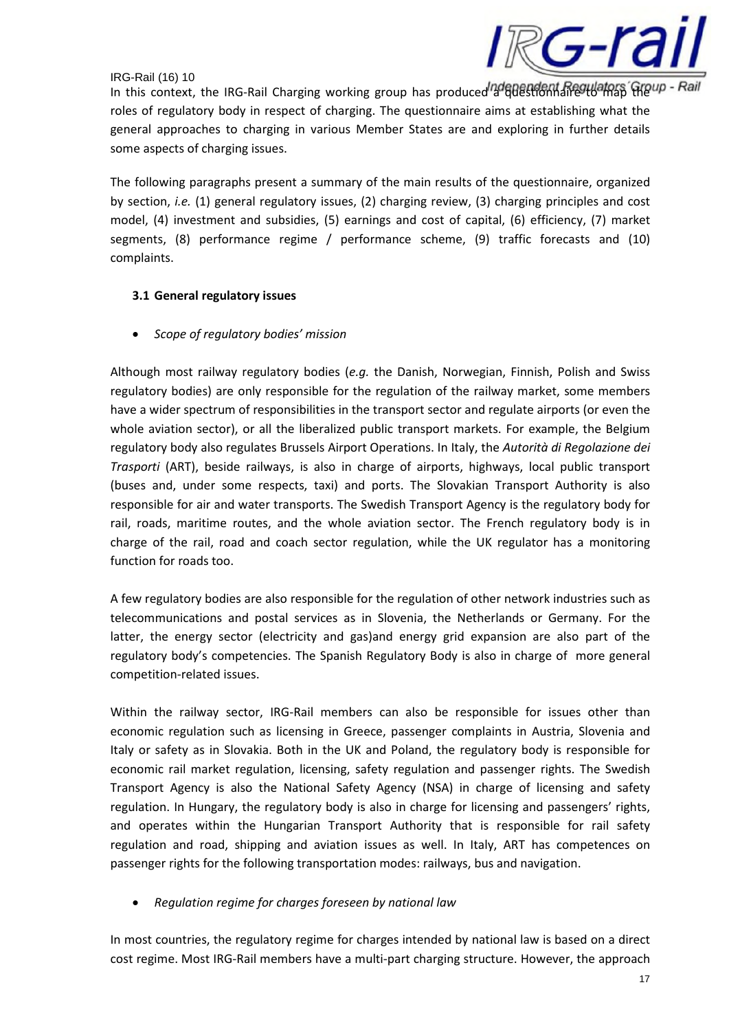In this context, the IRG-Rail Charging working group has produced a questionnaire to map the roles of regulatory body in respect of charging. The questionnaire aims at establishing what the general approaches to charging in various Member States are and exploring in further details some aspects of charging issues.

The following paragraphs present a summary of the main results of the questionnaire, organized by section, *i.e.* (1) general regulatory issues, (2) charging review, (3) charging principles and cost model, (4) investment and subsidies, (5) earnings and cost of capital, (6) efficiency, (7) market segments, (8) performance regime / performance scheme, (9) traffic forecasts and (10) complaints.

### 3.1 General regulatory issues

- *Scope of regulatory bodies' mission*

Although most railway regulatory bodies (*e.g.* the Danish, Norwegian, Finnish, Polish and Swiss regulatory bodies) are only responsible for the regulation of the railway market, some members have a wider spectrum of responsibilities in the transport sector and regulate airports (or even the whole aviation sector), or all the liberalized public transport markets. For example, the Belgium regulatory body also regulates Brussels Airport Operations. In Italy, the *Autorità di Regolazione dei Trasporti* (ART), beside railways, is also in charge of airports, highways, local public transport (buses and, under some respects, taxi) and ports. The Slovakian Transport Authority is also responsible for air and water transports. The Swedish Transport Agency is the regulatory body for rail, roads, maritime routes, and the whole aviation sector. The French regulatory body is in charge of the rail, road and coach sector regulation, while the UK regulator has a monitoring function for roads too.

A few regulatory bodies are also responsible for the regulation of other network industries such as telecommunications and postal services as in Slovenia, the Netherlands or Germany. For the latter, the energy sector (electricity and gas)and energy grid expansion are also part of the regulatory body's competencies. The Spanish Regulatory Body is also in charge of more general competition-related issues.

Within the railway sector, IRG-Rail members can also be responsible for issues other than economic regulation such as licensing in Greece, passenger complaints in Austria, Slovenia and Italy or safety as in Slovakia. Both in the UK and Poland, the regulatory body is responsible for economic rail market regulation, licensing, safety regulation and passenger rights. The Swedish Transport Agency is also the National Safety Agency (NSA) in charge of licensing and safety regulation. In Hungary, the regulatory body is also in charge for licensing and passengers' rights, and operates within the Hungarian Transport Authority that is responsible for rail safety regulation and road, shipping and aviation issues as well. In Italy, ART has competences on passenger rights for the following transportation modes: railways, bus and navigation.

- *Regulation regime for charges foreseen by national law*

In most countries, the regulatory regime for charges intended by national law is based on a direct cost regime. Most IRG-Rail members have a multi-part charging structure. However, the approach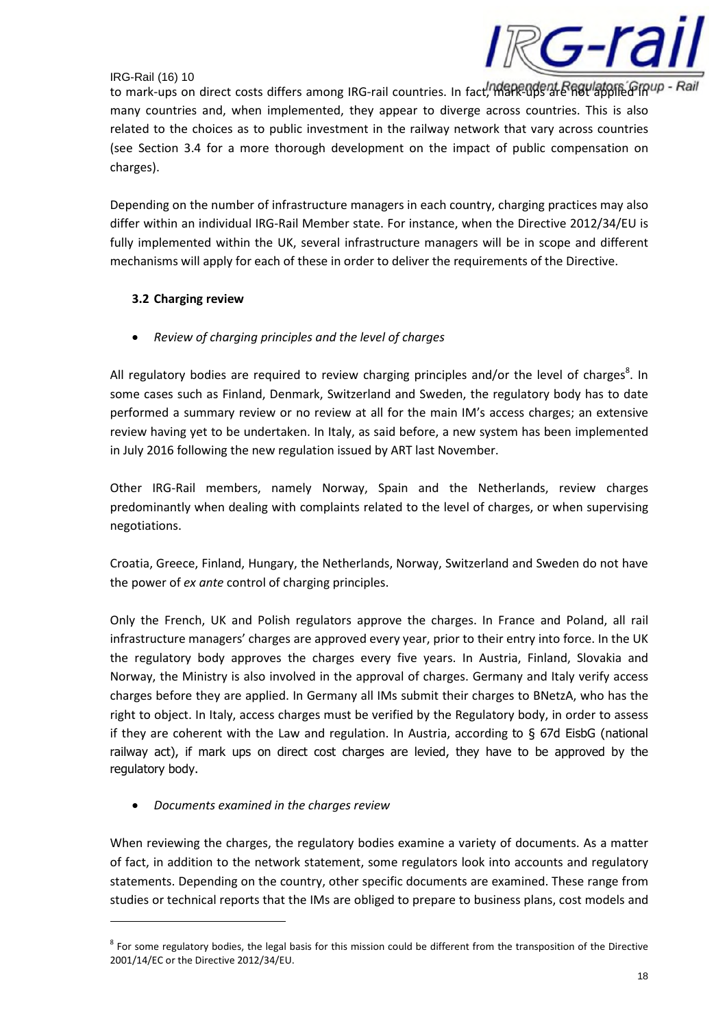to mark-ups on direct costs differs among IRG-rail countries. In fact, mark-ups are not applied in many countries and, when implemented, they appear to diverge across countries. This is also related to the choices as to public investment in the railway network that vary across countries (see Section 3.4 for a more thorough development on the impact of public compensation on charges).

Depending on the number of infrastructure managers in each country, charging practices may also differ within an individual IRG-Rail Member state. For instance, when the Directive 2012/34/EU is fully implemented within the UK, several infrastructure managers will be in scope and different mechanisms will apply for each of these in order to deliver the requirements of the Directive.

### 3.2 Charging review

- *Review of charging principles and the level of charges*

All regulatory bodies are required to review charging principles and/or the level of charges[8]. In some cases such as Finland, Denmark, Switzerland and Sweden, the regulatory body has to date performed a summary review or no review at all for the main IM's access charges; an extensive review having yet to be undertaken. In Italy, as said before, a new system has been implemented in July 2016 following the new regulation issued by ART last November.

Other IRG-Rail members, namely Norway, Spain and the Netherlands, review charges predominantly when dealing with complaints related to the level of charges, or when supervising negotiations.

Croatia, Greece, Finland, Hungary, the Netherlands, Norway, Switzerland and Sweden do not have the power of *ex ante* control of charging principles.

Only the French, UK and Polish regulators approve the charges. In France and Poland, all rail infrastructure managers' charges are approved every year, prior to their entry into force. In the UK the regulatory body approves the charges every five years. In Austria, Finland, Slovakia and Norway, the Ministry is also involved in the approval of charges. Germany and Italy verify access charges before they are applied. In Germany all IMs submit their charges to BNetzA, who has the right to object. In Italy, access charges must be verified by the Regulatory body, in order to assess if they are coherent with the Law and regulation. In Austria, according to § 67d EisbG (national railway act), if mark ups on direct cost charges are levied, they have to be approved by the regulatory body.

- *Documents examined in the charges review*

When reviewing the charges, the regulatory bodies examine a variety of documents. As a matter of fact, in addition to the network statement, some regulators look into accounts and regulatory statements. Depending on the country, other specific documents are examined. These range from studies or technical reports that the IMs are obliged to prepare to business plans, cost models and

[8] For some regulatory bodies, the legal basis for this mission could be different from the transposition of the Directive 2001/14/EC or the Directive 2012/34/EU.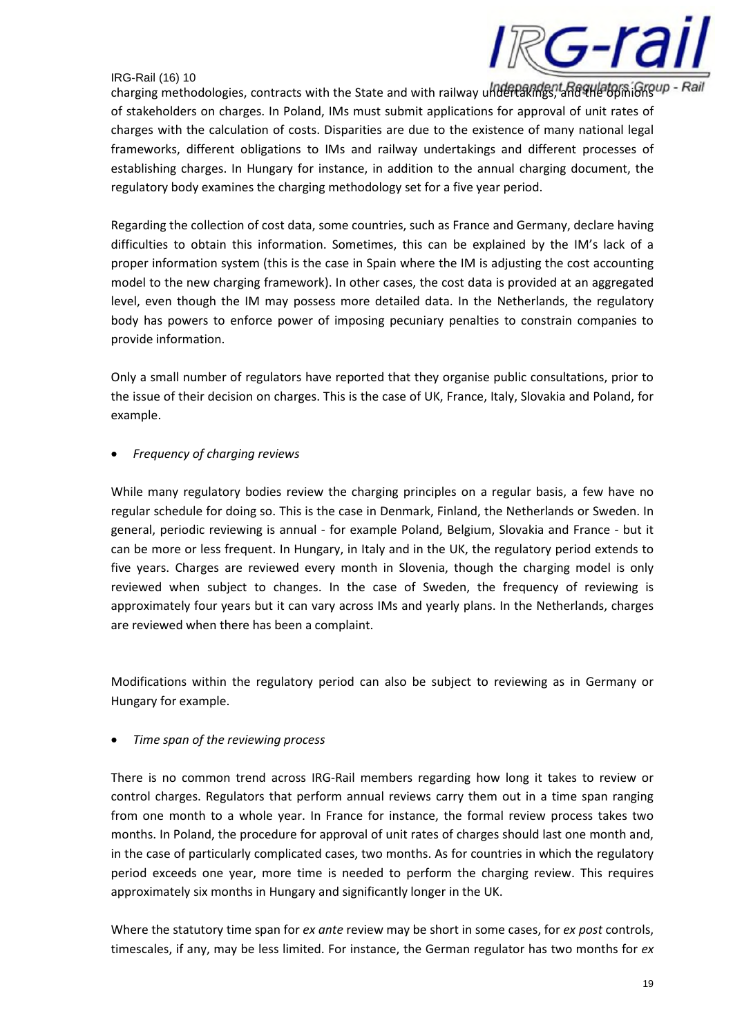charging methodologies, contracts with the State and with railway undertakings, and the opinions of stakeholders on charges. In Poland, IMs must submit applications for approval of unit rates of charges with the calculation of costs. Disparities are due to the existence of many national legal frameworks, different obligations to IMs and railway undertakings and different processes of establishing charges. In Hungary for instance, in addition to the annual charging document, the regulatory body examines the charging methodology set for a five year period.

Regarding the collection of cost data, some countries, such as France and Germany, declare having difficulties to obtain this information. Sometimes, this can be explained by the IM's lack of a proper information system (this is the case in Spain where the IM is adjusting the cost accounting model to the new charging framework). In other cases, the cost data is provided at an aggregated level, even though the IM may possess more detailed data. In the Netherlands, the regulatory body has powers to enforce power of imposing pecuniary penalties to constrain companies to provide information.

Only a small number of regulators have reported that they organise public consultations, prior to the issue of their decision on charges. This is the case of UK, France, Italy, Slovakia and Poland, for example.

- *Frequency of charging reviews*

While many regulatory bodies review the charging principles on a regular basis, a few have no regular schedule for doing so. This is the case in Denmark, Finland, the Netherlands or Sweden. In general, periodic reviewing is annual - for example Poland, Belgium, Slovakia and France - but it can be more or less frequent. In Hungary, in Italy and in the UK, the regulatory period extends to five years. Charges are reviewed every month in Slovenia, though the charging model is only reviewed when subject to changes. In the case of Sweden, the frequency of reviewing is approximately four years but it can vary across IMs and yearly plans. In the Netherlands, charges are reviewed when there has been a complaint.

Modifications within the regulatory period can also be subject to reviewing as in Germany or Hungary for example.

- *Time span of the reviewing process*

There is no common trend across IRG-Rail members regarding how long it takes to review or control charges. Regulators that perform annual reviews carry them out in a time span ranging from one month to a whole year. In France for instance, the formal review process takes two months. In Poland, the procedure for approval of unit rates of charges should last one month and, in the case of particularly complicated cases, two months. As for countries in which the regulatory period exceeds one year, more time is needed to perform the charging review. This requires approximately six months in Hungary and significantly longer in the UK.

Where the statutory time span for *ex ante* review may be short in some cases, for *ex post* controls, timescales, if any, may be less limited. For instance, the German regulator has two months for *ex*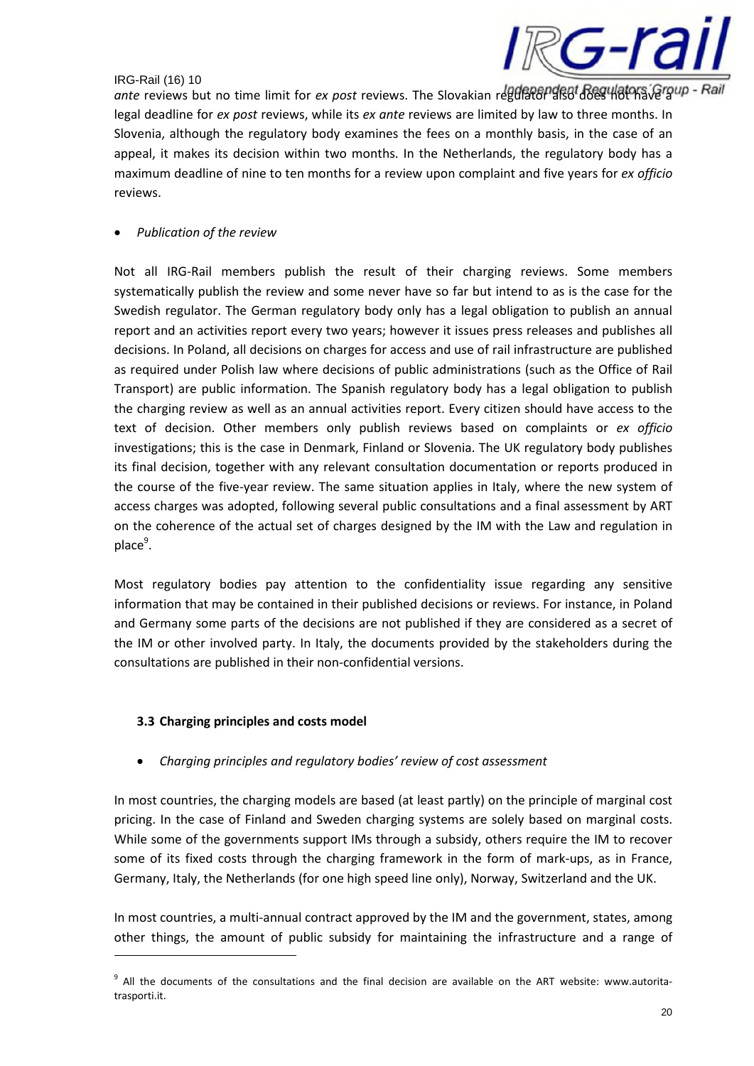*ante* reviews but no time limit for *ex post* reviews. The Slovakian regulator also does not have a legal deadline for *ex post* reviews, while its *ex ante* reviews are limited by law to three months. In Slovenia, although the regulatory body examines the fees on a monthly basis, in the case of an appeal, it makes its decision within two months. In the Netherlands, the regulatory body has a maximum deadline of nine to ten months for a review upon complaint and five years for *ex officio* reviews.

- *Publication of the review*

Not all IRG-Rail members publish the result of their charging reviews. Some members systematically publish the review and some never have so far but intend to as is the case for the Swedish regulator. The German regulatory body only has a legal obligation to publish an annual report and an activities report every two years; however it issues press releases and publishes all decisions. In Poland, all decisions on charges for access and use of rail infrastructure are published as required under Polish law where decisions of public administrations (such as the Office of Rail Transport) are public information. The Spanish regulatory body has a legal obligation to publish the charging review as well as an annual activities report. Every citizen should have access to the text of decision. Other members only publish reviews based on complaints or *ex officio* investigations; this is the case in Denmark, Finland or Slovenia. The UK regulatory body publishes its final decision, together with any relevant consultation documentation or reports produced in the course of the five-year review. The same situation applies in Italy, where the new system of access charges was adopted, following several public consultations and a final assessment by ART on the coherence of the actual set of charges designed by the IM with the Law and regulation in place[9].

Most regulatory bodies pay attention to the confidentiality issue regarding any sensitive information that may be contained in their published decisions or reviews. For instance, in Poland and Germany some parts of the decisions are not published if they are considered as a secret of the IM or other involved party. In Italy, the documents provided by the stakeholders during the consultations are published in their non-confidential versions.

### 3.3 Charging principles and costs model

- *Charging principles and regulatory bodies' review of cost assessment*

In most countries, the charging models are based (at least partly) on the principle of marginal cost pricing. In the case of Finland and Sweden charging systems are solely based on marginal costs. While some of the governments support IMs through a subsidy, others require the IM to recover some of its fixed costs through the charging framework in the form of mark-ups, as in France, Germany, Italy, the Netherlands (for one high speed line only), Norway, Switzerland and the UK.

In most countries, a multi-annual contract approved by the IM and the government, states, among other things, the amount of public subsidy for maintaining the infrastructure and a range of

[9] All the documents of the consultations and the final decision are available on the ART website: www.autorita-trasporti.it.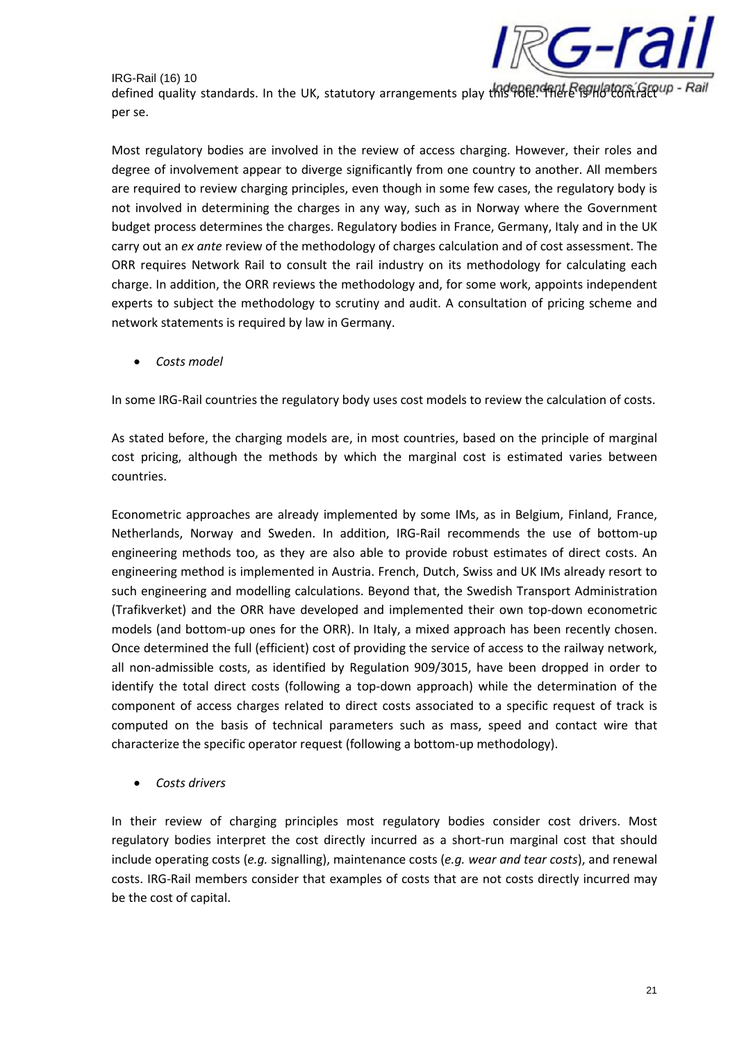defined quality standards. In the UK, statutory arrangements play this role. There is no contract per se.

Most regulatory bodies are involved in the review of access charging. However, their roles and degree of involvement appear to diverge significantly from one country to another. All members are required to review charging principles, even though in some few cases, the regulatory body is not involved in determining the charges in any way, such as in Norway where the Government budget process determines the charges. Regulatory bodies in France, Germany, Italy and in the UK carry out an *ex ante* review of the methodology of charges calculation and of cost assessment. The ORR requires Network Rail to consult the rail industry on its methodology for calculating each charge. In addition, the ORR reviews the methodology and, for some work, appoints independent experts to subject the methodology to scrutiny and audit. A consultation of pricing scheme and network statements is required by law in Germany.

- *Costs model*

In some IRG-Rail countries the regulatory body uses cost models to review the calculation of costs.

As stated before, the charging models are, in most countries, based on the principle of marginal cost pricing, although the methods by which the marginal cost is estimated varies between countries.

Econometric approaches are already implemented by some IMs, as in Belgium, Finland, France, Netherlands, Norway and Sweden. In addition, IRG-Rail recommends the use of bottom-up engineering methods too, as they are also able to provide robust estimates of direct costs. An engineering method is implemented in Austria. French, Dutch, Swiss and UK IMs already resort to such engineering and modelling calculations. Beyond that, the Swedish Transport Administration (Trafikverket) and the ORR have developed and implemented their own top-down econometric models (and bottom-up ones for the ORR). In Italy, a mixed approach has been recently chosen. Once determined the full (efficient) cost of providing the service of access to the railway network, all non-admissible costs, as identified by Regulation 909/3015, have been dropped in order to identify the total direct costs (following a top-down approach) while the determination of the component of access charges related to direct costs associated to a specific request of track is computed on the basis of technical parameters such as mass, speed and contact wire that characterize the specific operator request (following a bottom-up methodology).

- *Costs drivers*

In their review of charging principles most regulatory bodies consider cost drivers. Most regulatory bodies interpret the cost directly incurred as a short-run marginal cost that should include operating costs (*e.g.* signalling), maintenance costs (*e.g. wear and tear costs*), and renewal costs. IRG-Rail members consider that examples of costs that are not costs directly incurred may be the cost of capital.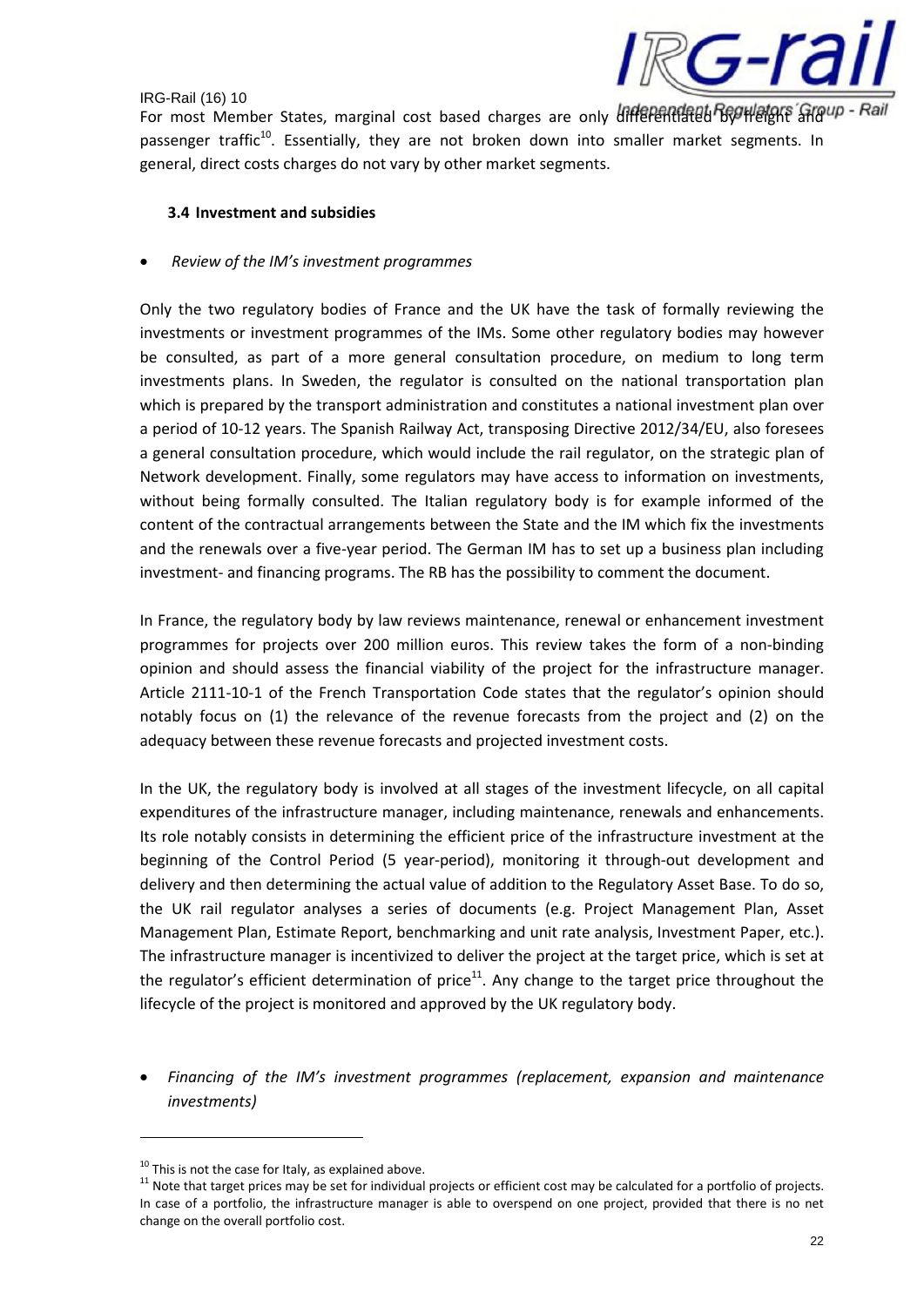For most Member States, marginal cost based charges are only differentiated by freight and passenger traffic[10]. Essentially, they are not broken down into smaller market segments. In general, direct costs charges do not vary by other market segments.

### 3.4 Investment and subsidies

- *Review of the IM's investment programmes*

Only the two regulatory bodies of France and the UK have the task of formally reviewing the investments or investment programmes of the IMs. Some other regulatory bodies may however be consulted, as part of a more general consultation procedure, on medium to long term investments plans. In Sweden, the regulator is consulted on the national transportation plan which is prepared by the transport administration and constitutes a national investment plan over a period of 10-12 years. The Spanish Railway Act, transposing Directive 2012/34/EU, also foresees a general consultation procedure, which would include the rail regulator, on the strategic plan of Network development. Finally, some regulators may have access to information on investments, without being formally consulted. The Italian regulatory body is for example informed of the content of the contractual arrangements between the State and the IM which fix the investments and the renewals over a five-year period. The German IM has to set up a business plan including investment- and financing programs. The RB has the possibility to comment the document.

In France, the regulatory body by law reviews maintenance, renewal or enhancement investment programmes for projects over 200 million euros. This review takes the form of a non-binding opinion and should assess the financial viability of the project for the infrastructure manager. Article 2111-10-1 of the French Transportation Code states that the regulator's opinion should notably focus on (1) the relevance of the revenue forecasts from the project and (2) on the adequacy between these revenue forecasts and projected investment costs.

In the UK, the regulatory body is involved at all stages of the investment lifecycle, on all capital expenditures of the infrastructure manager, including maintenance, renewals and enhancements. Its role notably consists in determining the efficient price of the infrastructure investment at the beginning of the Control Period (5 year-period), monitoring it through-out development and delivery and then determining the actual value of addition to the Regulatory Asset Base. To do so, the UK rail regulator analyses a series of documents (e.g. Project Management Plan, Asset Management Plan, Estimate Report, benchmarking and unit rate analysis, Investment Paper, etc.). The infrastructure manager is incentivized to deliver the project at the target price, which is set at the regulator's efficient determination of price[11]. Any change to the target price throughout the lifecycle of the project is monitored and approved by the UK regulatory body.

- *Financing of the IM's investment programmes (replacement, expansion and maintenance investments)*

---

[10] This is not the case for Italy, as explained above.

[11] Note that target prices may be set for individual projects or efficient cost may be calculated for a portfolio of projects. In case of a portfolio, the infrastructure manager is able to overspend on one project, provided that there is no net change on the overall portfolio cost.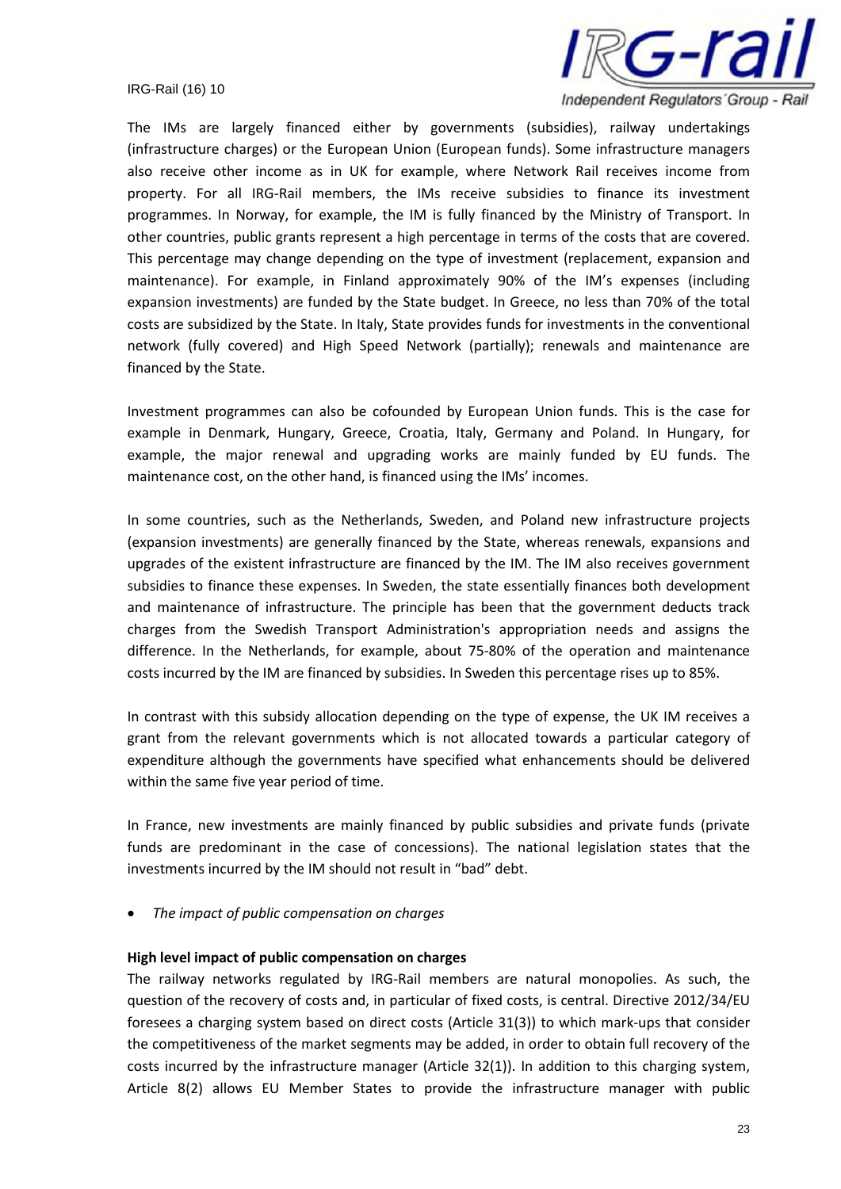The IMs are largely financed either by governments (subsidies), railway undertakings (infrastructure charges) or the European Union (European funds). Some infrastructure managers also receive other income as in UK for example, where Network Rail receives income from property. For all IRG-Rail members, the IMs receive subsidies to finance its investment programmes. In Norway, for example, the IM is fully financed by the Ministry of Transport. In other countries, public grants represent a high percentage in terms of the costs that are covered. This percentage may change depending on the type of investment (replacement, expansion and maintenance). For example, in Finland approximately 90% of the IM's expenses (including expansion investments) are funded by the State budget. In Greece, no less than 70% of the total costs are subsidized by the State. In Italy, State provides funds for investments in the conventional network (fully covered) and High Speed Network (partially); renewals and maintenance are financed by the State.

Investment programmes can also be cofounded by European Union funds. This is the case for example in Denmark, Hungary, Greece, Croatia, Italy, Germany and Poland. In Hungary, for example, the major renewal and upgrading works are mainly funded by EU funds. The maintenance cost, on the other hand, is financed using the IMs' incomes.

In some countries, such as the Netherlands, Sweden, and Poland new infrastructure projects (expansion investments) are generally financed by the State, whereas renewals, expansions and upgrades of the existent infrastructure are financed by the IM. The IM also receives government subsidies to finance these expenses. In Sweden, the state essentially finances both development and maintenance of infrastructure. The principle has been that the government deducts track charges from the Swedish Transport Administration's appropriation needs and assigns the difference. In the Netherlands, for example, about 75-80% of the operation and maintenance costs incurred by the IM are financed by subsidies. In Sweden this percentage rises up to 85%.

In contrast with this subsidy allocation depending on the type of expense, the UK IM receives a grant from the relevant governments which is not allocated towards a particular category of expenditure although the governments have specified what enhancements should be delivered within the same five year period of time.

In France, new investments are mainly financed by public subsidies and private funds (private funds are predominant in the case of concessions). The national legislation states that the investments incurred by the IM should not result in "bad" debt.

- *The impact of public compensation on charges*

**High level impact of public compensation on charges**

The railway networks regulated by IRG-Rail members are natural monopolies. As such, the question of the recovery of costs and, in particular of fixed costs, is central. Directive 2012/34/EU foresees a charging system based on direct costs (Article 31(3)) to which mark-ups that consider the competitiveness of the market segments may be added, in order to obtain full recovery of the costs incurred by the infrastructure manager (Article 32(1)). In addition to this charging system, Article 8(2) allows EU Member States to provide the infrastructure manager with public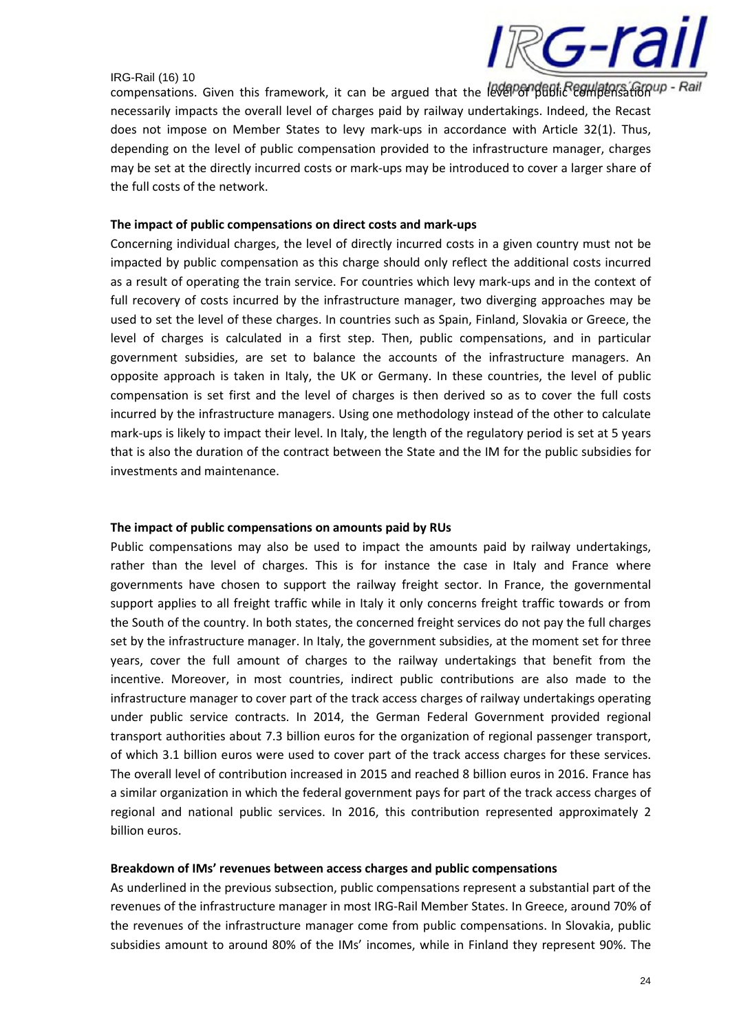compensations. Given this framework, it can be argued that the level of public compensation necessarily impacts the overall level of charges paid by railway undertakings. Indeed, the Recast does not impose on Member States to levy mark-ups in accordance with Article 32(1). Thus, depending on the level of public compensation provided to the infrastructure manager, charges may be set at the directly incurred costs or mark-ups may be introduced to cover a larger share of the full costs of the network.

**The impact of public compensations on direct costs and mark-ups**

Concerning individual charges, the level of directly incurred costs in a given country must not be impacted by public compensation as this charge should only reflect the additional costs incurred as a result of operating the train service. For countries which levy mark-ups and in the context of full recovery of costs incurred by the infrastructure manager, two diverging approaches may be used to set the level of these charges. In countries such as Spain, Finland, Slovakia or Greece, the level of charges is calculated in a first step. Then, public compensations, and in particular government subsidies, are set to balance the accounts of the infrastructure managers. An opposite approach is taken in Italy, the UK or Germany. In these countries, the level of public compensation is set first and the level of charges is then derived so as to cover the full costs incurred by the infrastructure managers. Using one methodology instead of the other to calculate mark-ups is likely to impact their level. In Italy, the length of the regulatory period is set at 5 years that is also the duration of the contract between the State and the IM for the public subsidies for investments and maintenance.

**The impact of public compensations on amounts paid by RUs**

Public compensations may also be used to impact the amounts paid by railway undertakings, rather than the level of charges. This is for instance the case in Italy and France where governments have chosen to support the railway freight sector. In France, the governmental support applies to all freight traffic while in Italy it only concerns freight traffic towards or from the South of the country. In both states, the concerned freight services do not pay the full charges set by the infrastructure manager. In Italy, the government subsidies, at the moment set for three years, cover the full amount of charges to the railway undertakings that benefit from the incentive. Moreover, in most countries, indirect public contributions are also made to the infrastructure manager to cover part of the track access charges of railway undertakings operating under public service contracts. In 2014, the German Federal Government provided regional transport authorities about 7.3 billion euros for the organization of regional passenger transport, of which 3.1 billion euros were used to cover part of the track access charges for these services. The overall level of contribution increased in 2015 and reached 8 billion euros in 2016. France has a similar organization in which the federal government pays for part of the track access charges of regional and national public services. In 2016, this contribution represented approximately 2 billion euros.

**Breakdown of IMs' revenues between access charges and public compensations**

As underlined in the previous subsection, public compensations represent a substantial part of the revenues of the infrastructure manager in most IRG-Rail Member States. In Greece, around 70% of the revenues of the infrastructure manager come from public compensations. In Slovakia, public subsidies amount to around 80% of the IMs' incomes, while in Finland they represent 90%. The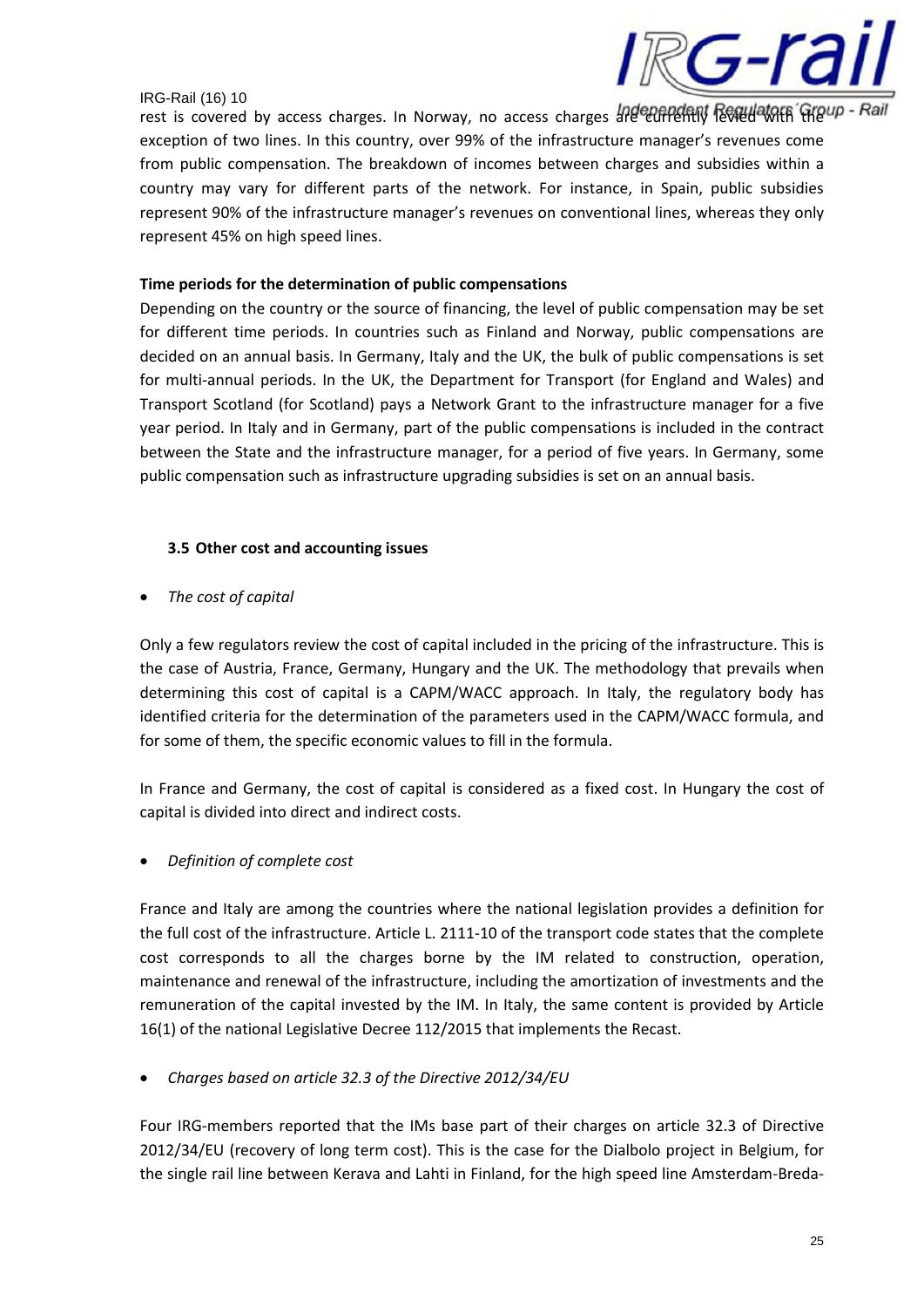rest is covered by access charges. In Norway, no access charges are currently levied with the exception of two lines. In this country, over 99% of the infrastructure manager's revenues come from public compensation. The breakdown of incomes between charges and subsidies within a country may vary for different parts of the network. For instance, in Spain, public subsidies represent 90% of the infrastructure manager's revenues on conventional lines, whereas they only represent 45% on high speed lines.

**Time periods for the determination of public compensations**

Depending on the country or the source of financing, the level of public compensation may be set for different time periods. In countries such as Finland and Norway, public compensations are decided on an annual basis. In Germany, Italy and the UK, the bulk of public compensations is set for multi-annual periods. In the UK, the Department for Transport (for England and Wales) and Transport Scotland (for Scotland) pays a Network Grant to the infrastructure manager for a five year period. In Italy and in Germany, part of the public compensations is included in the contract between the State and the infrastructure manager, for a period of five years. In Germany, some public compensation such as infrastructure upgrading subsidies is set on an annual basis.

### 3.5 Other cost and accounting issues

- *The cost of capital*

Only a few regulators review the cost of capital included in the pricing of the infrastructure. This is the case of Austria, France, Germany, Hungary and the UK. The methodology that prevails when determining this cost of capital is a CAPM/WACC approach. In Italy, the regulatory body has identified criteria for the determination of the parameters used in the CAPM/WACC formula, and for some of them, the specific economic values to fill in the formula.

In France and Germany, the cost of capital is considered as a fixed cost. In Hungary the cost of capital is divided into direct and indirect costs.

- *Definition of complete cost*

France and Italy are among the countries where the national legislation provides a definition for the full cost of the infrastructure. Article L. 2111-10 of the transport code states that the complete cost corresponds to all the charges borne by the IM related to construction, operation, maintenance and renewal of the infrastructure, including the amortization of investments and the remuneration of the capital invested by the IM. In Italy, the same content is provided by Article 16(1) of the national Legislative Decree 112/2015 that implements the Recast.

- *Charges based on article 32.3 of the Directive 2012/34/EU*

Four IRG-members reported that the IMs base part of their charges on article 32.3 of Directive 2012/34/EU (recovery of long term cost). This is the case for the Dialbolo project in Belgium, for the single rail line between Kerava and Lahti in Finland, for the high speed line Amsterdam-Breda-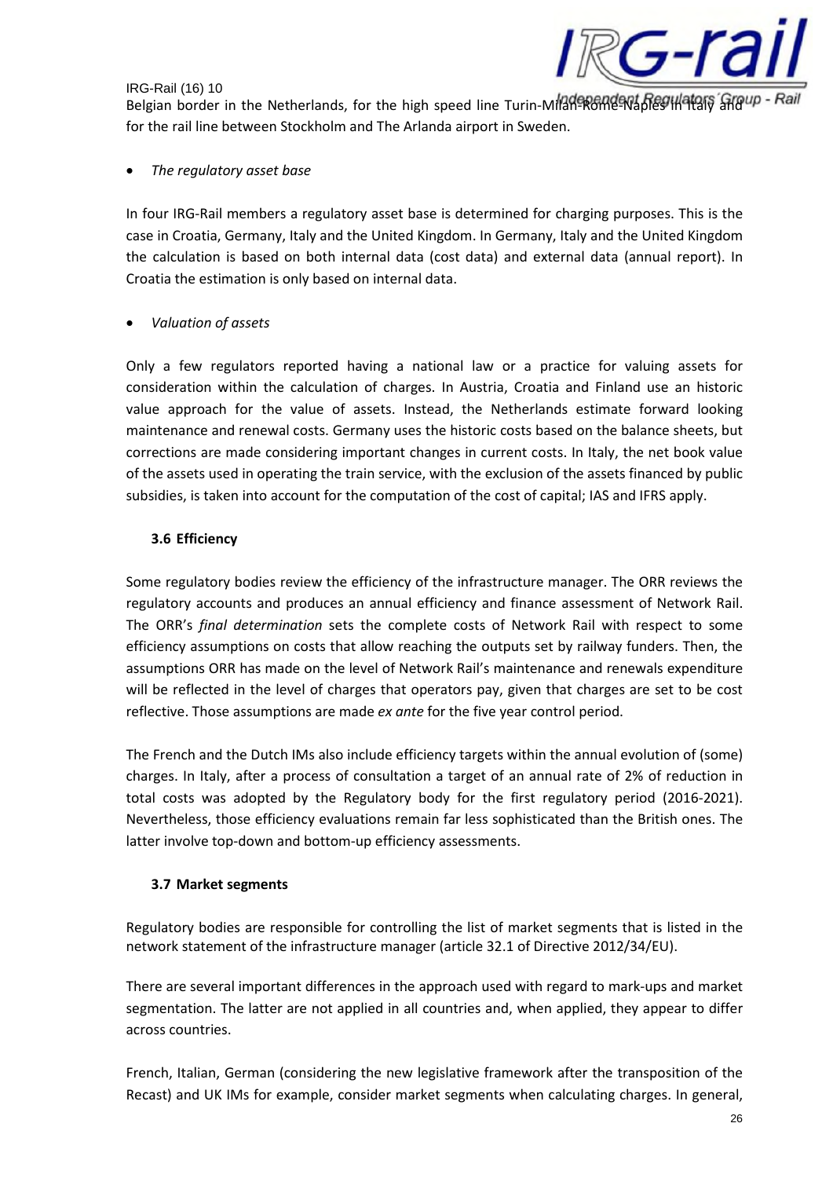Belgian border in the Netherlands, for the high speed line Turin-Milan-Rome-Naples in Italy and for the rail line between Stockholm and The Arlanda airport in Sweden.

- *The regulatory asset base*

In four IRG-Rail members a regulatory asset base is determined for charging purposes. This is the case in Croatia, Germany, Italy and the United Kingdom. In Germany, Italy and the United Kingdom the calculation is based on both internal data (cost data) and external data (annual report). In Croatia the estimation is only based on internal data.

- *Valuation of assets*

Only a few regulators reported having a national law or a practice for valuing assets for consideration within the calculation of charges. In Austria, Croatia and Finland use an historic value approach for the value of assets. Instead, the Netherlands estimate forward looking maintenance and renewal costs. Germany uses the historic costs based on the balance sheets, but corrections are made considering important changes in current costs. In Italy, the net book value of the assets used in operating the train service, with the exclusion of the assets financed by public subsidies, is taken into account for the computation of the cost of capital; IAS and IFRS apply.

### 3.6 Efficiency

Some regulatory bodies review the efficiency of the infrastructure manager. The ORR reviews the regulatory accounts and produces an annual efficiency and finance assessment of Network Rail. The ORR's *final determination* sets the complete costs of Network Rail with respect to some efficiency assumptions on costs that allow reaching the outputs set by railway funders. Then, the assumptions ORR has made on the level of Network Rail's maintenance and renewals expenditure will be reflected in the level of charges that operators pay, given that charges are set to be cost reflective. Those assumptions are made *ex ante* for the five year control period.

The French and the Dutch IMs also include efficiency targets within the annual evolution of (some) charges. In Italy, after a process of consultation a target of an annual rate of 2% of reduction in total costs was adopted by the Regulatory body for the first regulatory period (2016-2021). Nevertheless, those efficiency evaluations remain far less sophisticated than the British ones. The latter involve top-down and bottom-up efficiency assessments.

### 3.7 Market segments

Regulatory bodies are responsible for controlling the list of market segments that is listed in the network statement of the infrastructure manager (article 32.1 of Directive 2012/34/EU).

There are several important differences in the approach used with regard to mark-ups and market segmentation. The latter are not applied in all countries and, when applied, they appear to differ across countries.

French, Italian, German (considering the new legislative framework after the transposition of the Recast) and UK IMs for example, consider market segments when calculating charges. In general,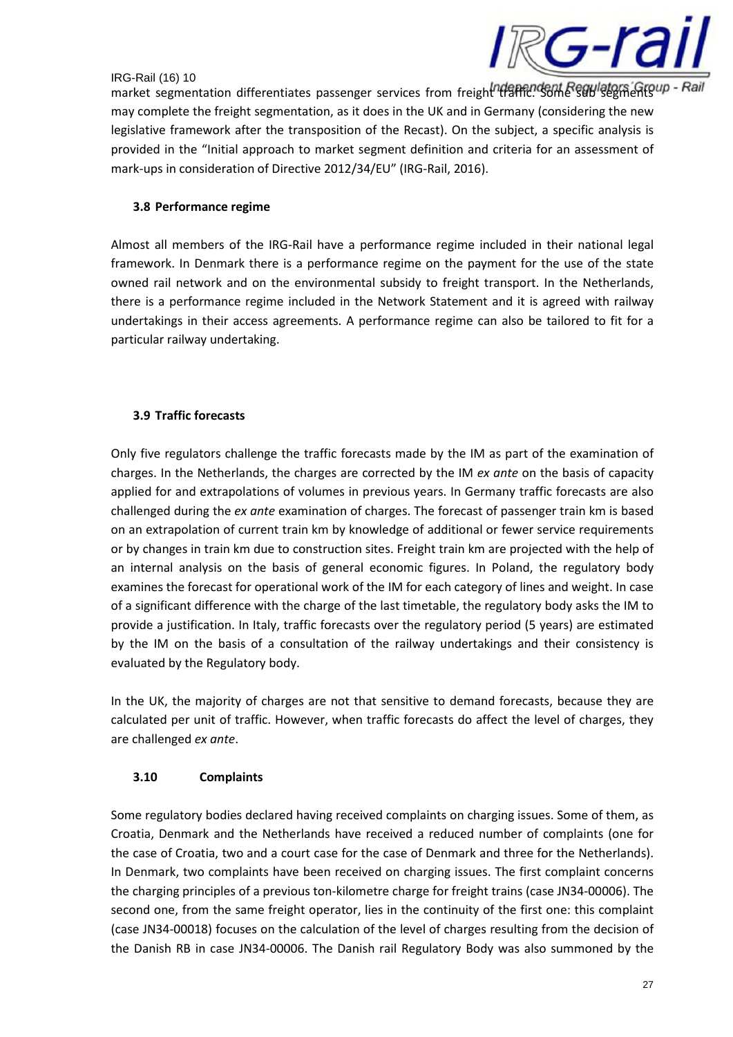market segmentation differentiates passenger services from freight traffic. Some sub segments may complete the freight segmentation, as it does in the UK and in Germany (considering the new legislative framework after the transposition of the Recast). On the subject, a specific analysis is provided in the "Initial approach to market segment definition and criteria for an assessment of mark-ups in consideration of Directive 2012/34/EU" (IRG-Rail, 2016).

### 3.8 Performance regime

Almost all members of the IRG-Rail have a performance regime included in their national legal framework. In Denmark there is a performance regime on the payment for the use of the state owned rail network and on the environmental subsidy to freight transport. In the Netherlands, there is a performance regime included in the Network Statement and it is agreed with railway undertakings in their access agreements. A performance regime can also be tailored to fit for a particular railway undertaking.

### 3.9 Traffic forecasts

Only five regulators challenge the traffic forecasts made by the IM as part of the examination of charges. In the Netherlands, the charges are corrected by the IM *ex ante* on the basis of capacity applied for and extrapolations of volumes in previous years. In Germany traffic forecasts are also challenged during the *ex ante* examination of charges. The forecast of passenger train km is based on an extrapolation of current train km by knowledge of additional or fewer service requirements or by changes in train km due to construction sites. Freight train km are projected with the help of an internal analysis on the basis of general economic figures. In Poland, the regulatory body examines the forecast for operational work of the IM for each category of lines and weight. In case of a significant difference with the charge of the last timetable, the regulatory body asks the IM to provide a justification. In Italy, traffic forecasts over the regulatory period (5 years) are estimated by the IM on the basis of a consultation of the railway undertakings and their consistency is evaluated by the Regulatory body.

In the UK, the majority of charges are not that sensitive to demand forecasts, because they are calculated per unit of traffic. However, when traffic forecasts do affect the level of charges, they are challenged *ex ante*.

### 3.10 Complaints

Some regulatory bodies declared having received complaints on charging issues. Some of them, as Croatia, Denmark and the Netherlands have received a reduced number of complaints (one for the case of Croatia, two and a court case for the case of Denmark and three for the Netherlands). In Denmark, two complaints have been received on charging issues. The first complaint concerns the charging principles of a previous ton-kilometre charge for freight trains (case JN34-00006). The second one, from the same freight operator, lies in the continuity of the first one: this complaint (case JN34-00018) focuses on the calculation of the level of charges resulting from the decision of the Danish RB in case JN34-00006. The Danish rail Regulatory Body was also summoned by the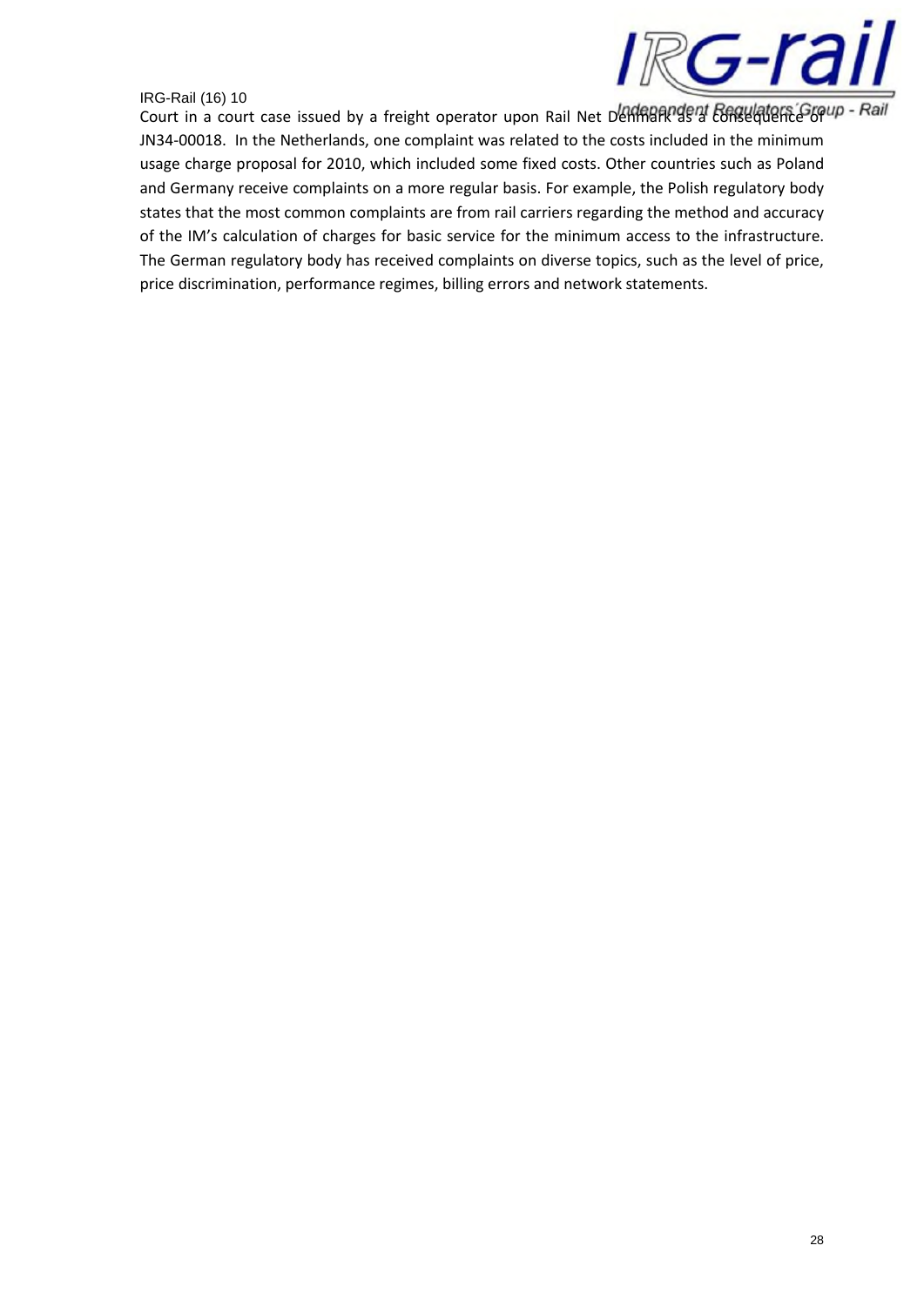Court in a court case issued by a freight operator upon Rail Net Denmark as a consequence of JN34-00018. In the Netherlands, one complaint was related to the costs included in the minimum usage charge proposal for 2010, which included some fixed costs. Other countries such as Poland and Germany receive complaints on a more regular basis. For example, the Polish regulatory body states that the most common complaints are from rail carriers regarding the method and accuracy of the IM's calculation of charges for basic service for the minimum access to the infrastructure. The German regulatory body has received complaints on diverse topics, such as the level of price, price discrimination, performance regimes, billing errors and network statements.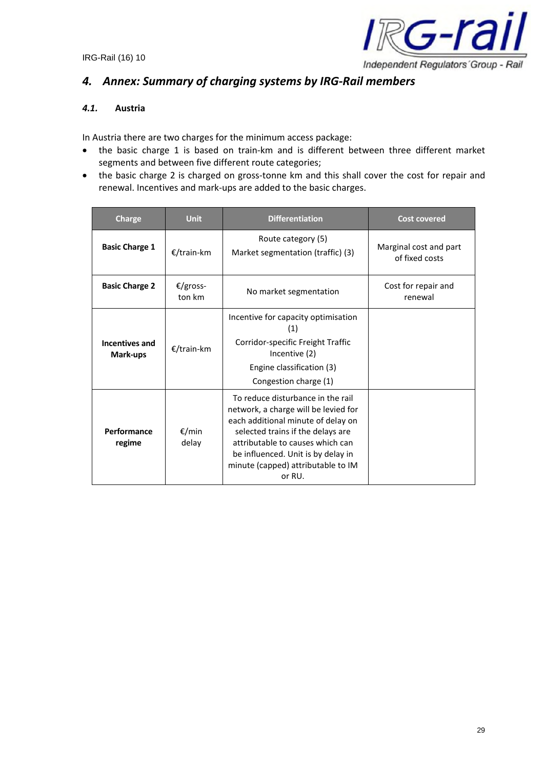## 4. *Annex: Summary of charging systems by IRG-Rail members*

### *4.1.* Austria

In Austria there are two charges for the minimum access package:

- the basic charge 1 is based on train-km and is different between three different market segments and between five different route categories;
- the basic charge 2 is charged on gross-tonne km and this shall cover the cost for repair and renewal. Incentives and mark-ups are added to the basic charges.

| Charge | Unit | Differentiation | Cost covered |
|---|---|---|---|
| **Basic Charge 1** | €/train-km | Route category (5)<br>Market segmentation (traffic) (3) | Marginal cost and part of fixed costs |
| **Basic Charge 2** | €/gross-ton km | No market segmentation | Cost for repair and renewal |
| **Incentives and Mark-ups** | €/train-km | Incentive for capacity optimisation (1)<br>Corridor-specific Freight Traffic Incentive (2)<br>Engine classification (3)<br>Congestion charge (1) | |
| **Performance regime** | €/min delay | To reduce disturbance in the rail network, a charge will be levied for each additional minute of delay on selected trains if the delays are attributable to causes which can be influenced. Unit is by delay in minute (capped) attributable to IM or RU. | |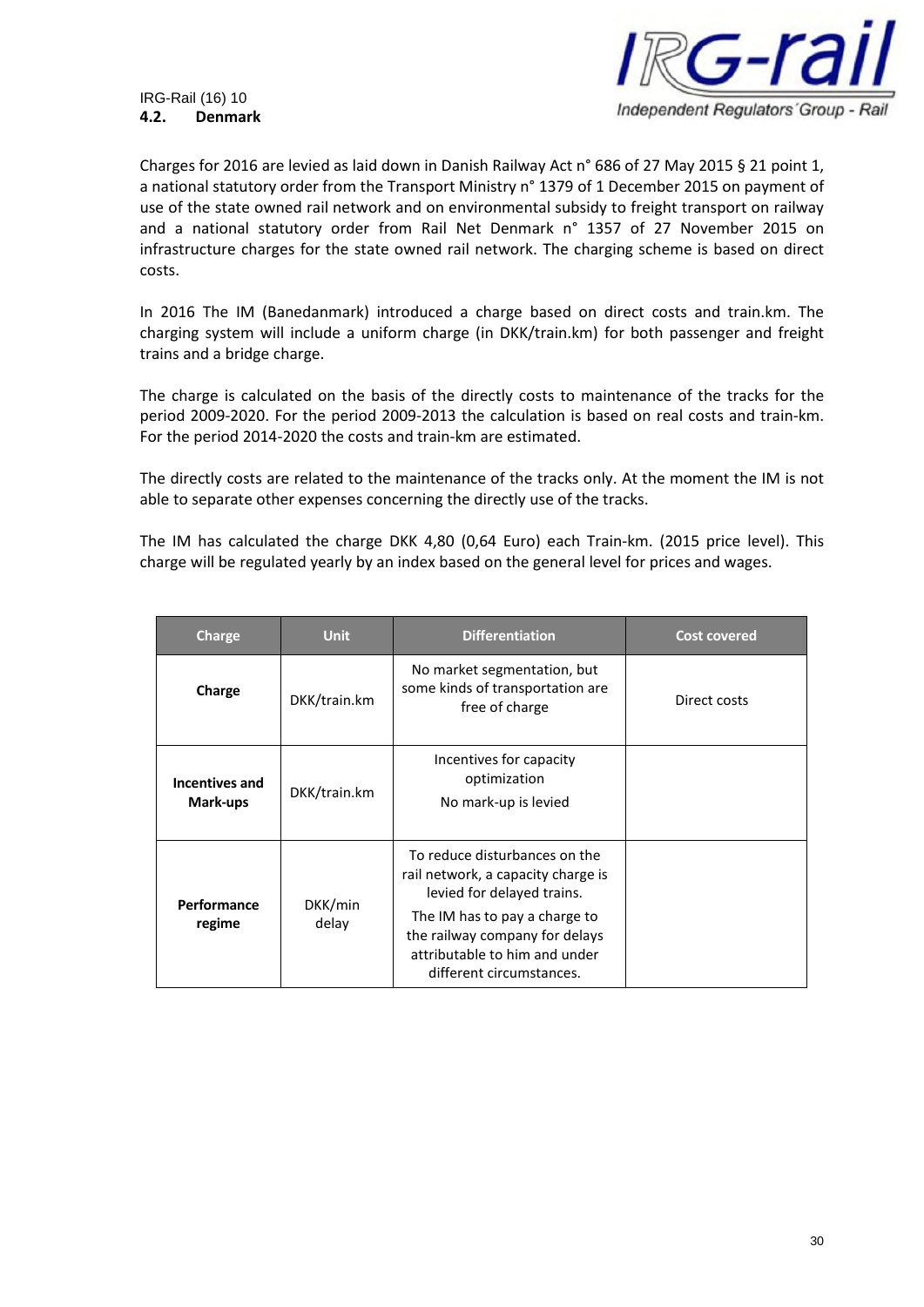## 4.2. Denmark

Charges for 2016 are levied as laid down in Danish Railway Act n° 686 of 27 May 2015 § 21 point 1, a national statutory order from the Transport Ministry n° 1379 of 1 December 2015 on payment of use of the state owned rail network and on environmental subsidy to freight transport on railway and a national statutory order from Rail Net Denmark n° 1357 of 27 November 2015 on infrastructure charges for the state owned rail network. The charging scheme is based on direct costs.

In 2016 The IM (Banedanmark) introduced a charge based on direct costs and train.km. The charging system will include a uniform charge (in DKK/train.km) for both passenger and freight trains and a bridge charge.

The charge is calculated on the basis of the directly costs to maintenance of the tracks for the period 2009-2020. For the period 2009-2013 the calculation is based on real costs and train-km. For the period 2014-2020 the costs and train-km are estimated.

The directly costs are related to the maintenance of the tracks only. At the moment the IM is not able to separate other expenses concerning the directly use of the tracks.

The IM has calculated the charge DKK 4,80 (0,64 Euro) each Train-km. (2015 price level). This charge will be regulated yearly by an index based on the general level for prices and wages.

| Charge | Unit | Differentiation | Cost covered |
|---|---|---|---|
| **Charge** | DKK/train.km | No market segmentation, but some kinds of transportation are free of charge | Direct costs |
| **Incentives and Mark-ups** | DKK/train.km | Incentives for capacity optimization<br>No mark-up is levied | |
| **Performance regime** | DKK/min delay | To reduce disturbances on the rail network, a capacity charge is levied for delayed trains.<br>The IM has to pay a charge to the railway company for delays attributable to him and under different circumstances. | |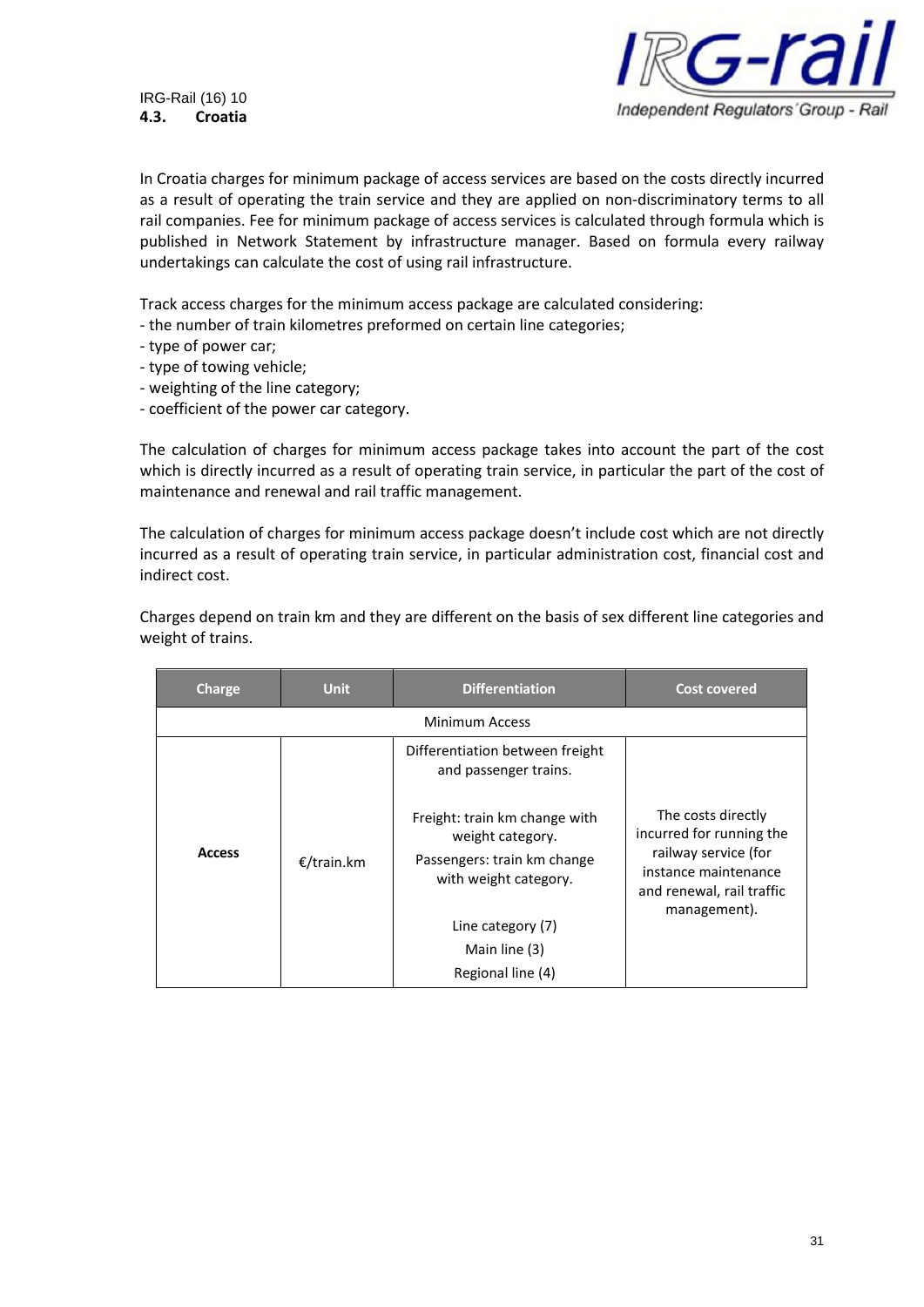### 4.3. Croatia

In Croatia charges for minimum package of access services are based on the costs directly incurred as a result of operating the train service and they are applied on non-discriminatory terms to all rail companies. Fee for minimum package of access services is calculated through formula which is published in Network Statement by infrastructure manager. Based on formula every railway undertakings can calculate the cost of using rail infrastructure.

Track access charges for the minimum access package are calculated considering:
- the number of train kilometres preformed on certain line categories;
- type of power car;
- type of towing vehicle;
- weighting of the line category;
- coefficient of the power car category.

The calculation of charges for minimum access package takes into account the part of the cost which is directly incurred as a result of operating train service, in particular the part of the cost of maintenance and renewal and rail traffic management.

The calculation of charges for minimum access package doesn't include cost which are not directly incurred as a result of operating train service, in particular administration cost, financial cost and indirect cost.

Charges depend on train km and they are different on the basis of sex different line categories and weight of trains.

| Charge | Unit | Differentiation | Cost covered |
|---|---|---|---|
| Minimum Access | | | |
| **Access** | €/train.km | Differentiation between freight and passenger trains.<br><br>Freight: train km change with weight category.<br>Passengers: train km change with weight category.<br><br>Line category (7)<br>Main line (3)<br>Regional line (4) | The costs directly incurred for running the railway service (for instance maintenance and renewal, rail traffic management). |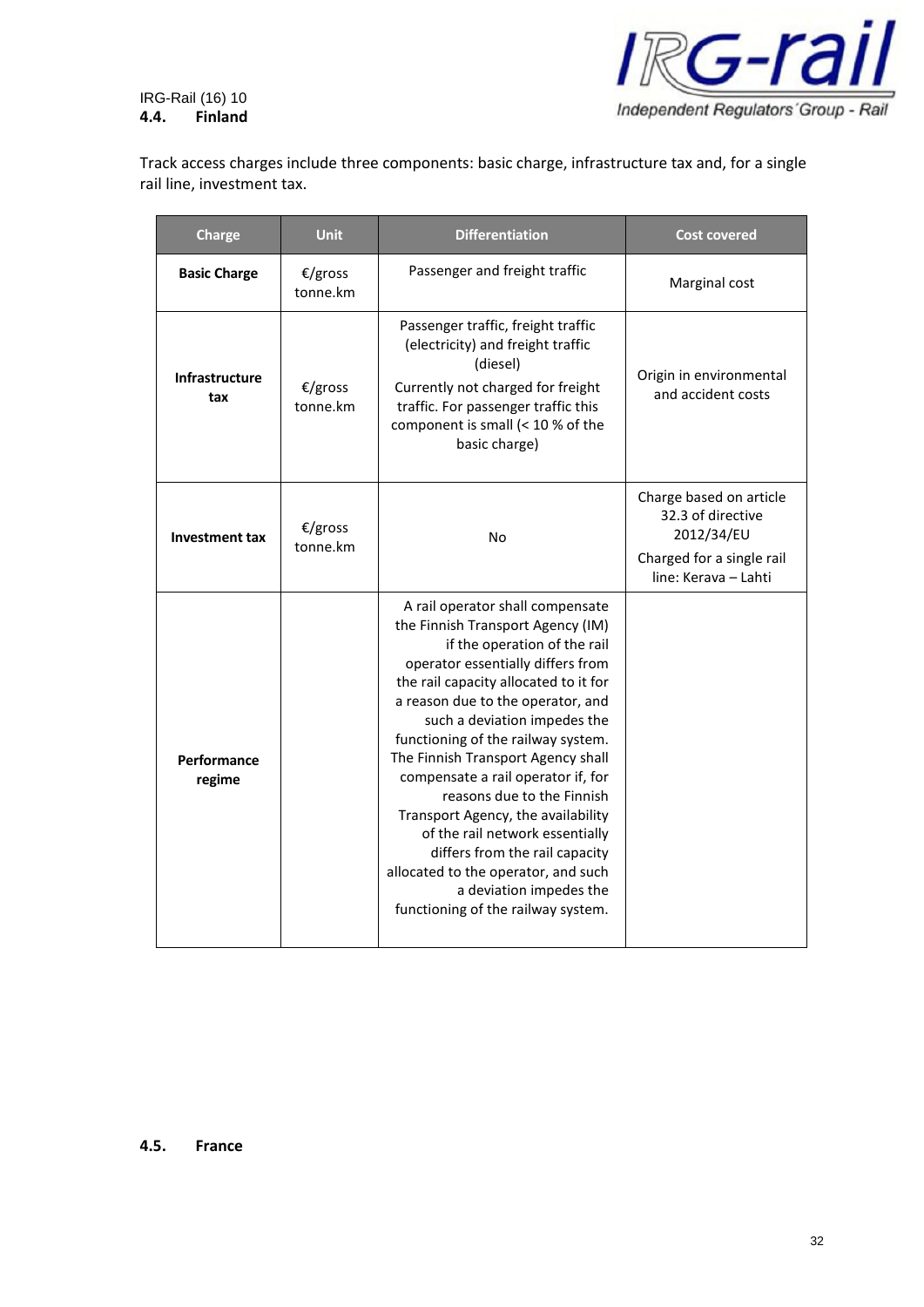## 4.4. Finland

Track access charges include three components: basic charge, infrastructure tax and, for a single rail line, investment tax.

| Charge | Unit | Differentiation | Cost covered |
|---|---|---|---|
| **Basic Charge** | €/gross tonne.km | Passenger and freight traffic | Marginal cost |
| **Infrastructure tax** | €/gross tonne.km | Passenger traffic, freight traffic (electricity) and freight traffic (diesel)<br>Currently not charged for freight traffic. For passenger traffic this component is small (< 10 % of the basic charge) | Origin in environmental and accident costs |
| **Investment tax** | €/gross tonne.km | No | Charge based on article 32.3 of directive 2012/34/EU<br>Charged for a single rail line: Kerava – Lahti |
| **Performance regime** | | A rail operator shall compensate the Finnish Transport Agency (IM) if the operation of the rail operator essentially differs from the rail capacity allocated to it for a reason due to the operator, and such a deviation impedes the functioning of the railway system. The Finnish Transport Agency shall compensate a rail operator if, for reasons due to the Finnish Transport Agency, the availability of the rail network essentially differs from the rail capacity allocated to the operator, and such a deviation impedes the functioning of the railway system. | |

## 4.5. France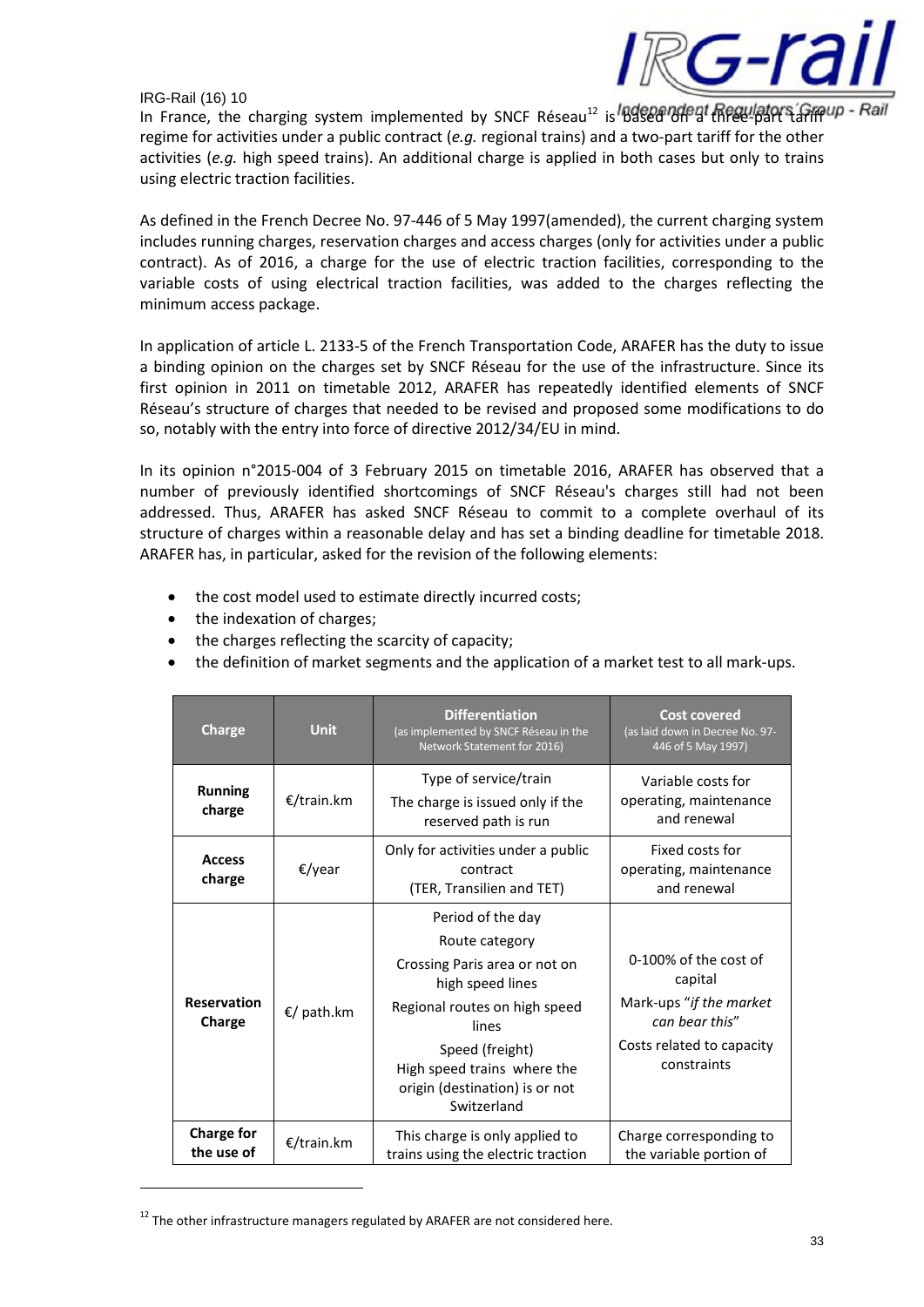In France, the charging system implemented by SNCF Réseau[12] is based on a three-part tariff regime for activities under a public contract (*e.g.* regional trains) and a two-part tariff for the other activities (*e.g.* high speed trains). An additional charge is applied in both cases but only to trains using electric traction facilities.

As defined in the French Decree No. 97-446 of 5 May 1997(amended), the current charging system includes running charges, reservation charges and access charges (only for activities under a public contract). As of 2016, a charge for the use of electric traction facilities, corresponding to the variable costs of using electrical traction facilities, was added to the charges reflecting the minimum access package.

In application of article L. 2133-5 of the French Transportation Code, ARAFER has the duty to issue a binding opinion on the charges set by SNCF Réseau for the use of the infrastructure. Since its first opinion in 2011 on timetable 2012, ARAFER has repeatedly identified elements of SNCF Réseau's structure of charges that needed to be revised and proposed some modifications to do so, notably with the entry into force of directive 2012/34/EU in mind.

In its opinion n°2015-004 of 3 February 2015 on timetable 2016, ARAFER has observed that a number of previously identified shortcomings of SNCF Réseau's charges still had not been addressed. Thus, ARAFER has asked SNCF Réseau to commit to a complete overhaul of its structure of charges within a reasonable delay and has set a binding deadline for timetable 2018. ARAFER has, in particular, asked for the revision of the following elements:

- the cost model used to estimate directly incurred costs;
- the indexation of charges;
- the charges reflecting the scarcity of capacity;
- the definition of market segments and the application of a market test to all mark-ups.

| Charge | Unit | Differentiation (as implemented by SNCF Réseau in the Network Statement for 2016) | Cost covered (as laid down in Decree No. 97-446 of 5 May 1997) |
|---|---|---|---|
| **Running charge** | €/train.km | Type of service/train<br>The charge is issued only if the reserved path is run | Variable costs for operating, maintenance and renewal |
| **Access charge** | €/year | Only for activities under a public contract (TER, Transilien and TET) | Fixed costs for operating, maintenance and renewal |
| **Reservation Charge** | €/ path.km | Period of the day<br>Route category<br>Crossing Paris area or not on high speed lines<br>Regional routes on high speed lines<br>Speed (freight)<br>High speed trains where the origin (destination) is or not Switzerland | 0-100% of the cost of capital<br>Mark-ups "*if the market can bear this*"<br>Costs related to capacity constraints |
| **Charge for the use of** | €/train.km | This charge is only applied to trains using the electric traction | Charge corresponding to the variable portion of |

[12] The other infrastructure managers regulated by ARAFER are not considered here.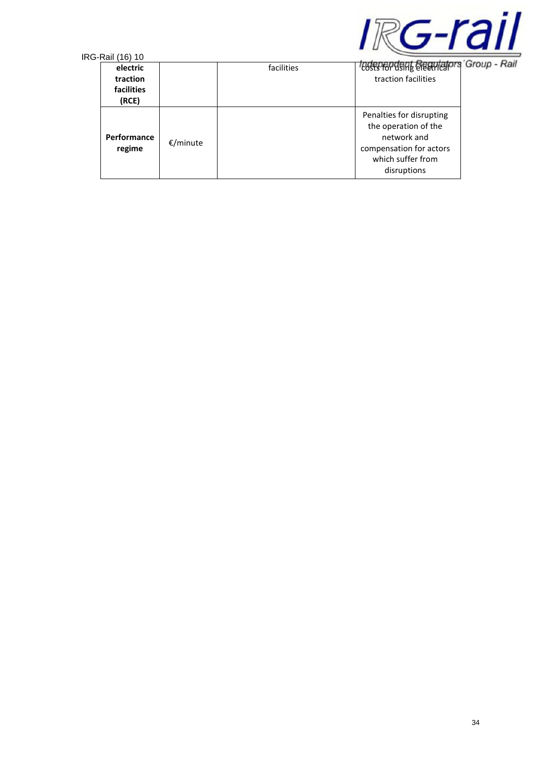| **electric traction facilities (RCE)** | | facilities | costs for using electrical traction facilities |
|---|---|---|---|
| **Performance regime** | €/minute | | Penalties for disrupting the operation of the network and compensation for actors which suffer from disruptions |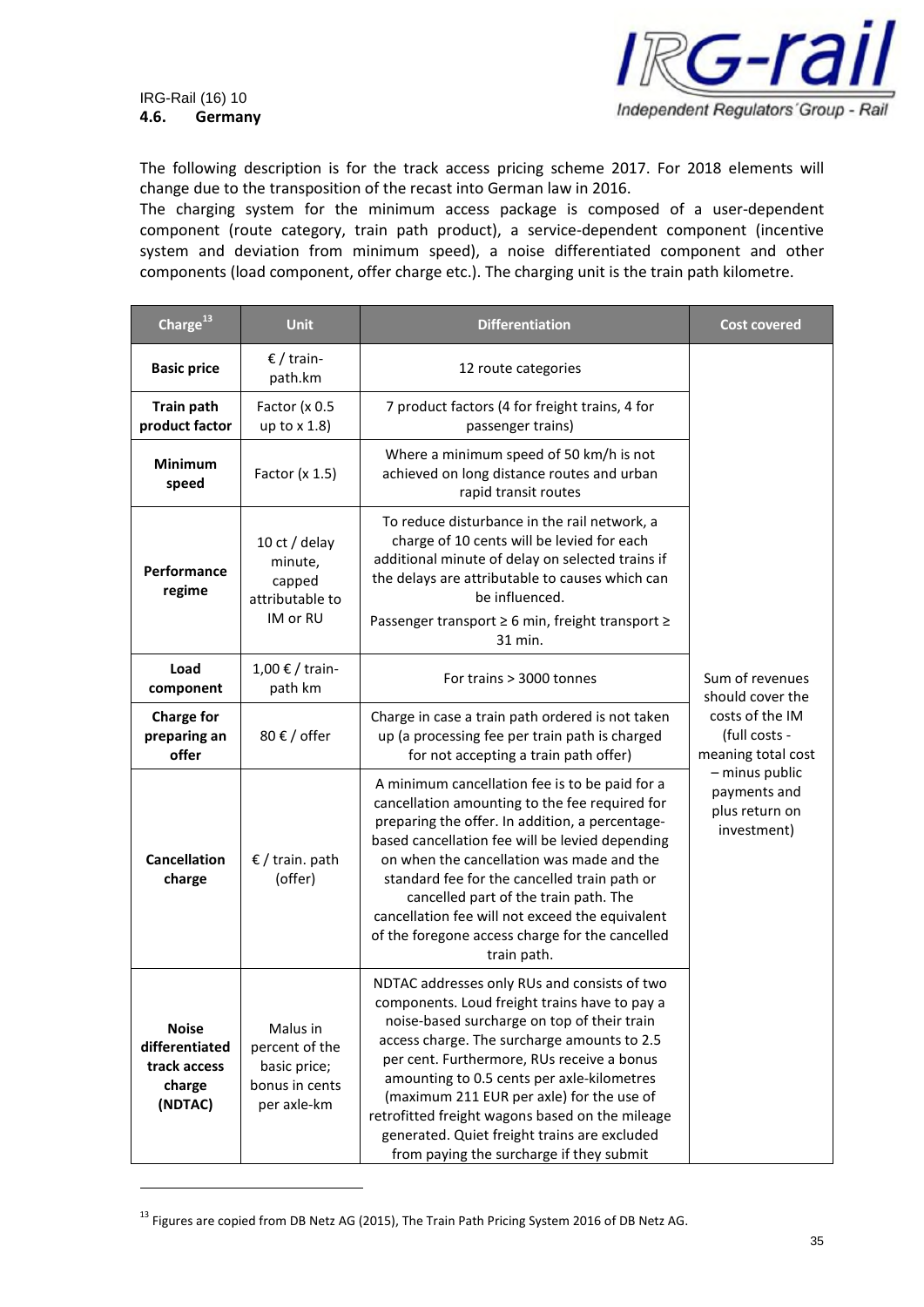### 4.6. Germany

The following description is for the track access pricing scheme 2017. For 2018 elements will change due to the transposition of the recast into German law in 2016.

The charging system for the minimum access package is composed of a user-dependent component (route category, train path product), a service-dependent component (incentive system and deviation from minimum speed), a noise differentiated component and other components (load component, offer charge etc.). The charging unit is the train path kilometre.

| Charge[13] | Unit | Differentiation | Cost covered |
|---|---|---|---|
| **Basic price** | € / train-path.km | 12 route categories | Sum of revenues should cover the costs of the IM (full costs - meaning total cost – minus public payments and plus return on investment) |
| **Train path product factor** | Factor (x 0.5 up to x 1.8) | 7 product factors (4 for freight trains, 4 for passenger trains) | |
| **Minimum speed** | Factor (x 1.5) | Where a minimum speed of 50 km/h is not achieved on long distance routes and urban rapid transit routes | |
| **Performance regime** | 10 ct / delay minute, capped attributable to IM or RU | To reduce disturbance in the rail network, a charge of 10 cents will be levied for each additional minute of delay on selected trains if the delays are attributable to causes which can be influenced. Passenger transport ≥ 6 min, freight transport ≥ 31 min. | |
| **Load component** | 1,00 € / train-path km | For trains > 3000 tonnes | |
| **Charge for preparing an offer** | 80 € / offer | Charge in case a train path ordered is not taken up (a processing fee per train path is charged for not accepting a train path offer) | |
| **Cancellation charge** | € / train. path (offer) | A minimum cancellation fee is to be paid for a cancellation amounting to the fee required for preparing the offer. In addition, a percentage-based cancellation fee will be levied depending on when the cancellation was made and the standard fee for the cancelled train path or cancelled part of the train path. The cancellation fee will not exceed the equivalent of the foregone access charge for the cancelled train path. | |
| **Noise differentiated track access charge (NDTAC)** | Malus in percent of the basic price; bonus in cents per axle-km | NDTAC addresses only RUs and consists of two components. Loud freight trains have to pay a noise-based surcharge on top of their train access charge. The surcharge amounts to 2.5 per cent. Furthermore, RUs receive a bonus amounting to 0.5 cents per axle-kilometres (maximum 211 EUR per axle) for the use of retrofitted freight wagons based on the mileage generated. Quiet freight trains are excluded from paying the surcharge if they submit | |

[13] Figures are copied from DB Netz AG (2015), The Train Path Pricing System 2016 of DB Netz AG.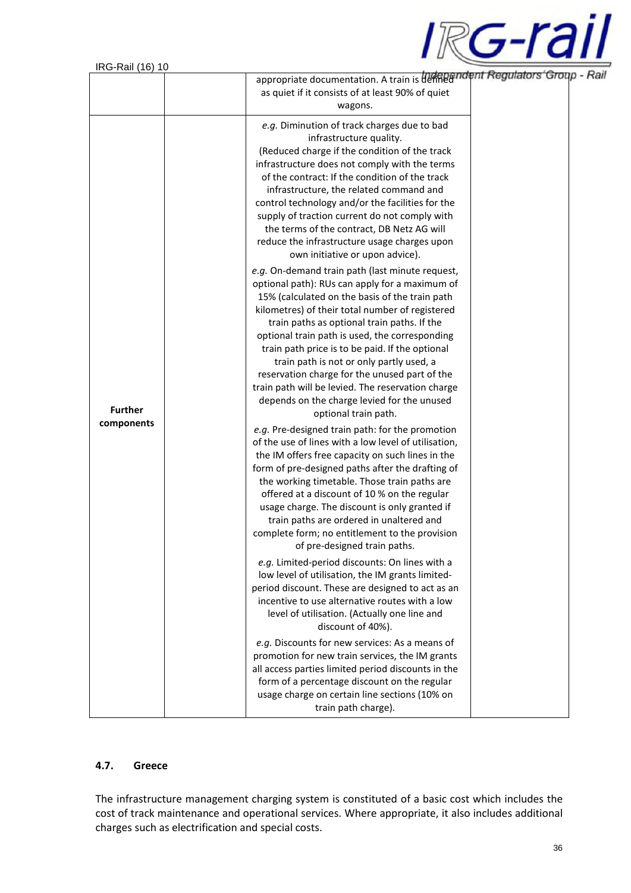| | | | |
|---|---|---|---|
| | | appropriate documentation. A train is defined as quiet if it consists of at least 90% of quiet wagons. | |
| **Further components** | | *e.g.* Diminution of track charges due to bad infrastructure quality. (Reduced charge if the condition of the track infrastructure does not comply with the terms of the contract: If the condition of the track infrastructure, the related command and control technology and/or the facilities for the supply of traction current do not comply with the terms of the contract, DB Netz AG will reduce the infrastructure usage charges upon own initiative or upon advice).<br><br>*e.g.* On-demand train path (last minute request, optional path): RUs can apply for a maximum of 15% (calculated on the basis of the train path kilometres) of their total number of registered train paths as optional train paths. If the optional train path is used, the corresponding train path price is to be paid. If the optional train path is not or only partly used, a reservation charge for the unused part of the train path will be levied. The reservation charge depends on the charge levied for the unused optional train path.<br><br>*e.g.* Pre-designed train path: for the promotion of the use of lines with a low level of utilisation, the IM offers free capacity on such lines in the form of pre-designed paths after the drafting of the working timetable. Those train paths are offered at a discount of 10 % on the regular usage charge. The discount is only granted if train paths are ordered in unaltered and complete form; no entitlement to the provision of pre-designed train paths.<br><br>*e.g.* Limited-period discounts: On lines with a low level of utilisation, the IM grants limited-period discount. These are designed to act as an incentive to use alternative routes with a low level of utilisation. (Actually one line and discount of 40%).<br><br>*e.g.* Discounts for new services: As a means of promotion for new train services, the IM grants all access parties limited period discounts in the form of a percentage discount on the regular usage charge on certain line sections (10% on train path charge). | |

### 4.7. Greece

The infrastructure management charging system is constituted of a basic cost which includes the cost of track maintenance and operational services. Where appropriate, it also includes additional charges such as electrification and special costs.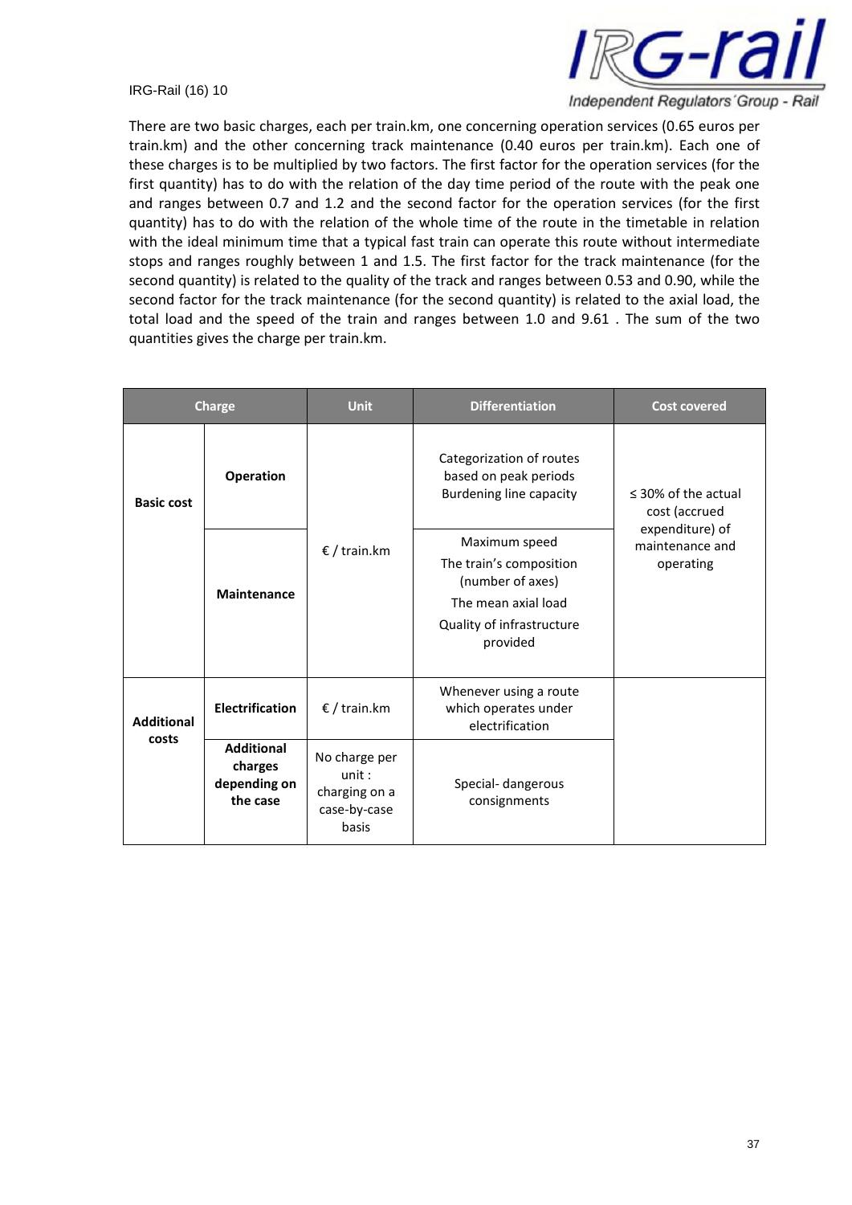There are two basic charges, each per train.km, one concerning operation services (0.65 euros per train.km) and the other concerning track maintenance (0.40 euros per train.km). Each one of these charges is to be multiplied by two factors. The first factor for the operation services (for the first quantity) has to do with the relation of the day time period of the route with the peak one and ranges between 0.7 and 1.2 and the second factor for the operation services (for the first quantity) has to do with the relation of the whole time of the route in the timetable in relation with the ideal minimum time that a typical fast train can operate this route without intermediate stops and ranges roughly between 1 and 1.5. The first factor for the track maintenance (for the second quantity) is related to the quality of the track and ranges between 0.53 and 0.90, while the second factor for the track maintenance (for the second quantity) is related to the axial load, the total load and the speed of the train and ranges between 1.0 and 9.61 . The sum of the two quantities gives the charge per train.km.

| Charge | | Unit | Differentiation | Cost covered |
|---|---|---|---|---|
| **Basic cost** | **Operation** | € / train.km | Categorization of routes based on peak periods<br>Burdening line capacity | ≤ 30% of the actual cost (accrued expenditure) of maintenance and operating |
| | **Maintenance** | | Maximum speed<br>The train's composition (number of axes)<br>The mean axial load<br>Quality of infrastructure provided | |
| **Additional costs** | **Electrification** | € / train.km | Whenever using a route which operates under electrification | |
| | **Additional charges depending on the case** | No charge per unit : charging on a case-by-case basis | Special- dangerous consignments | |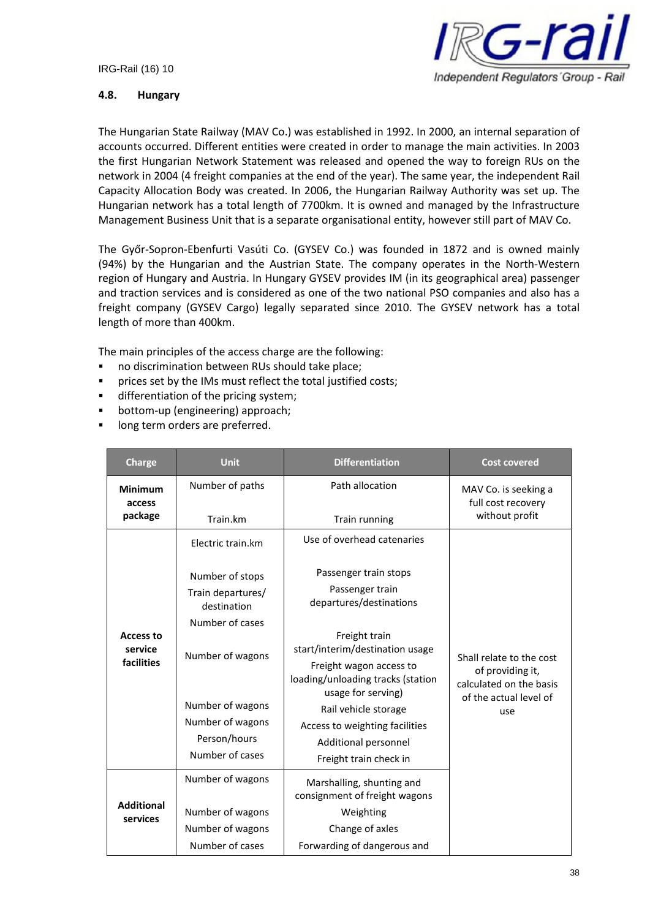### 4.8. Hungary

The Hungarian State Railway (MAV Co.) was established in 1992. In 2000, an internal separation of accounts occurred. Different entities were created in order to manage the main activities. In 2003 the first Hungarian Network Statement was released and opened the way to foreign RUs on the network in 2004 (4 freight companies at the end of the year). The same year, the independent Rail Capacity Allocation Body was created. In 2006, the Hungarian Railway Authority was set up. The Hungarian network has a total length of 7700km. It is owned and managed by the Infrastructure Management Business Unit that is a separate organisational entity, however still part of MAV Co.

The Győr-Sopron-Ebenfurti Vasúti Co. (GYSEV Co.) was founded in 1872 and is owned mainly (94%) by the Hungarian and the Austrian State. The company operates in the North-Western region of Hungary and Austria. In Hungary GYSEV provides IM (in its geographical area) passenger and traction services and is considered as one of the two national PSO companies and also has a freight company (GYSEV Cargo) legally separated since 2010. The GYSEV network has a total length of more than 400km.

The main principles of the access charge are the following:

- no discrimination between RUs should take place;
- prices set by the IMs must reflect the total justified costs;
- differentiation of the pricing system;
- bottom-up (engineering) approach;
- long term orders are preferred.

| Charge | Unit | Differentiation | Cost covered |
|---|---|---|---|
| **Minimum access package** | Number of paths | Path allocation | MAV Co. is seeking a full cost recovery without profit |
| | Train.km | Train running | |
| **Access to service facilities** | Electric train.km | Use of overhead catenaries | Shall relate to the cost of providing it, calculated on the basis of the actual level of use |
| | Number of stops | Passenger train stops | |
| | Train departures/ destination | Passenger train departures/destinations | |
| | Number of cases | Freight train start/interim/destination usage | |
| | Number of wagons | Freight wagon access to loading/unloading tracks (station usage for serving) | |
| | Number of wagons | Rail vehicle storage | |
| | Number of wagons | Access to weighting facilities | |
| | Person/hours | Additional personnel | |
| | Number of cases | Freight train check in | |
| **Additional services** | Number of wagons | Marshalling, shunting and consignment of freight wagons | |
| | Number of wagons | Weighting | |
| | Number of wagons | Change of axles | |
| | Number of cases | Forwarding of dangerous and | |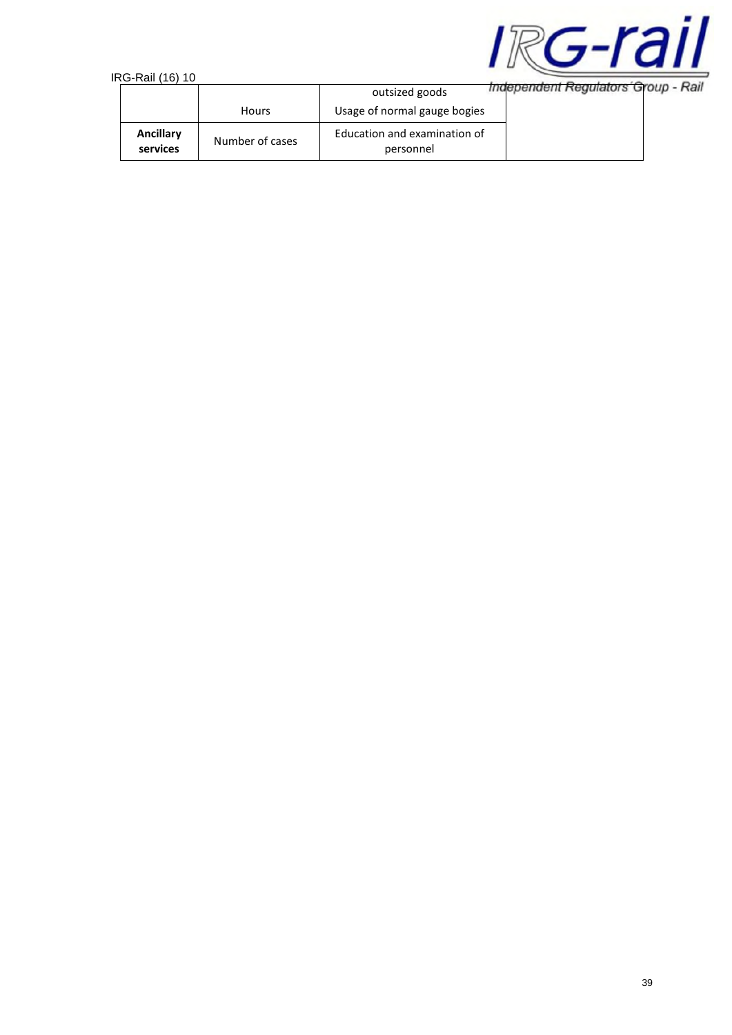| | | | |
|---|---|---|---|
| | Hours | outsized goods<br>Usage of normal gauge bogies | |
| **Ancillary services** | Number of cases | Education and examination of personnel | |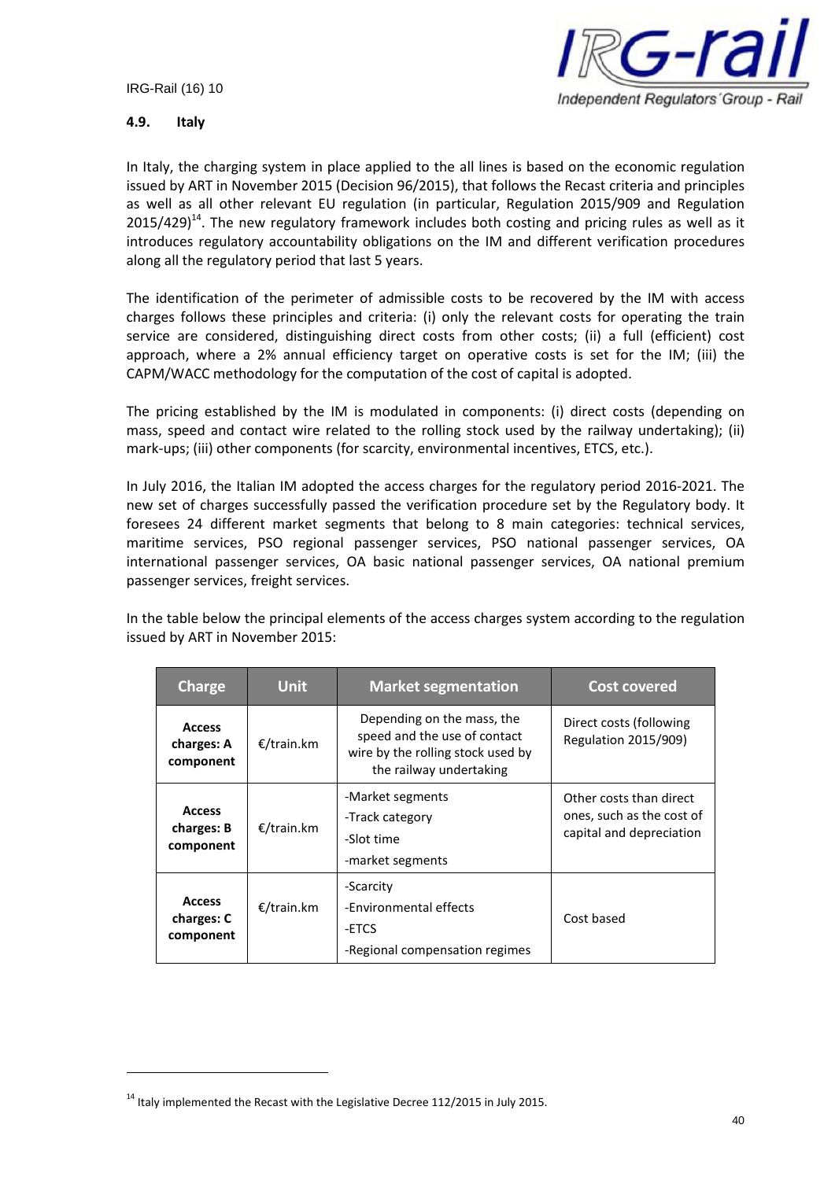### 4.9. Italy

In Italy, the charging system in place applied to the all lines is based on the economic regulation issued by ART in November 2015 (Decision 96/2015), that follows the Recast criteria and principles as well as all other relevant EU regulation (in particular, Regulation 2015/909 and Regulation 2015/429)[14]. The new regulatory framework includes both costing and pricing rules as well as it introduces regulatory accountability obligations on the IM and different verification procedures along all the regulatory period that last 5 years.

The identification of the perimeter of admissible costs to be recovered by the IM with access charges follows these principles and criteria: (i) only the relevant costs for operating the train service are considered, distinguishing direct costs from other costs; (ii) a full (efficient) cost approach, where a 2% annual efficiency target on operative costs is set for the IM; (iii) the CAPM/WACC methodology for the computation of the cost of capital is adopted.

The pricing established by the IM is modulated in components: (i) direct costs (depending on mass, speed and contact wire related to the rolling stock used by the railway undertaking); (ii) mark-ups; (iii) other components (for scarcity, environmental incentives, ETCS, etc.).

In July 2016, the Italian IM adopted the access charges for the regulatory period 2016-2021. The new set of charges successfully passed the verification procedure set by the Regulatory body. It foresees 24 different market segments that belong to 8 main categories: technical services, maritime services, PSO regional passenger services, PSO national passenger services, OA international passenger services, OA basic national passenger services, OA national premium passenger services, freight services.

In the table below the principal elements of the access charges system according to the regulation issued by ART in November 2015:

| Charge | Unit | Market segmentation | Cost covered |
|---|---|---|---|
| **Access charges: A component** | €/train.km | Depending on the mass, the speed and the use of contact wire by the rolling stock used by the railway undertaking | Direct costs (following Regulation 2015/909) |
| **Access charges: B component** | €/train.km | -Market segments<br>-Track category<br>-Slot time<br>-market segments | Other costs than direct ones, such as the cost of capital and depreciation |
| **Access charges: C component** | €/train.km | -Scarcity<br>-Environmental effects<br>-ETCS<br>-Regional compensation regimes | Cost based |

[14] Italy implemented the Recast with the Legislative Decree 112/2015 in July 2015.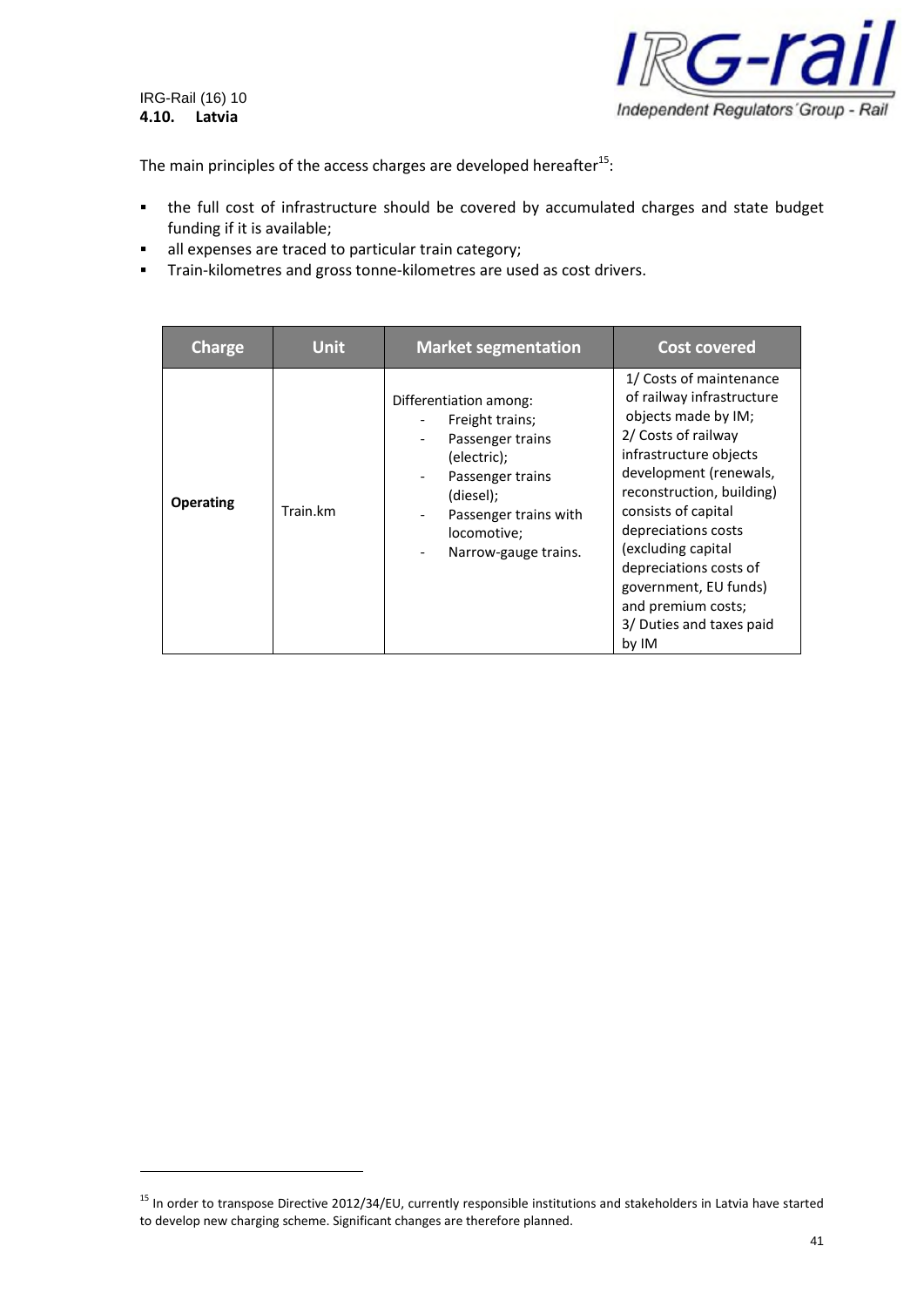## 4.10. Latvia

The main principles of the access charges are developed hereafter[15]:

- the full cost of infrastructure should be covered by accumulated charges and state budget funding if it is available;
- all expenses are traced to particular train category;
- Train-kilometres and gross tonne-kilometres are used as cost drivers.

| Charge | Unit | Market segmentation | Cost covered |
|---|---|---|---|
| **Operating** | Train.km | Differentiation among:<br>- Freight trains;<br>- Passenger trains (electric);<br>- Passenger trains (diesel);<br>- Passenger trains with locomotive;<br>- Narrow-gauge trains. | 1/ Costs of maintenance of railway infrastructure objects made by IM;<br>2/ Costs of railway infrastructure objects development (renewals, reconstruction, building) consists of capital depreciations costs (excluding capital depreciations costs of government, EU funds) and premium costs;<br>3/ Duties and taxes paid by IM |

[15] In order to transpose Directive 2012/34/EU, currently responsible institutions and stakeholders in Latvia have started to develop new charging scheme. Significant changes are therefore planned.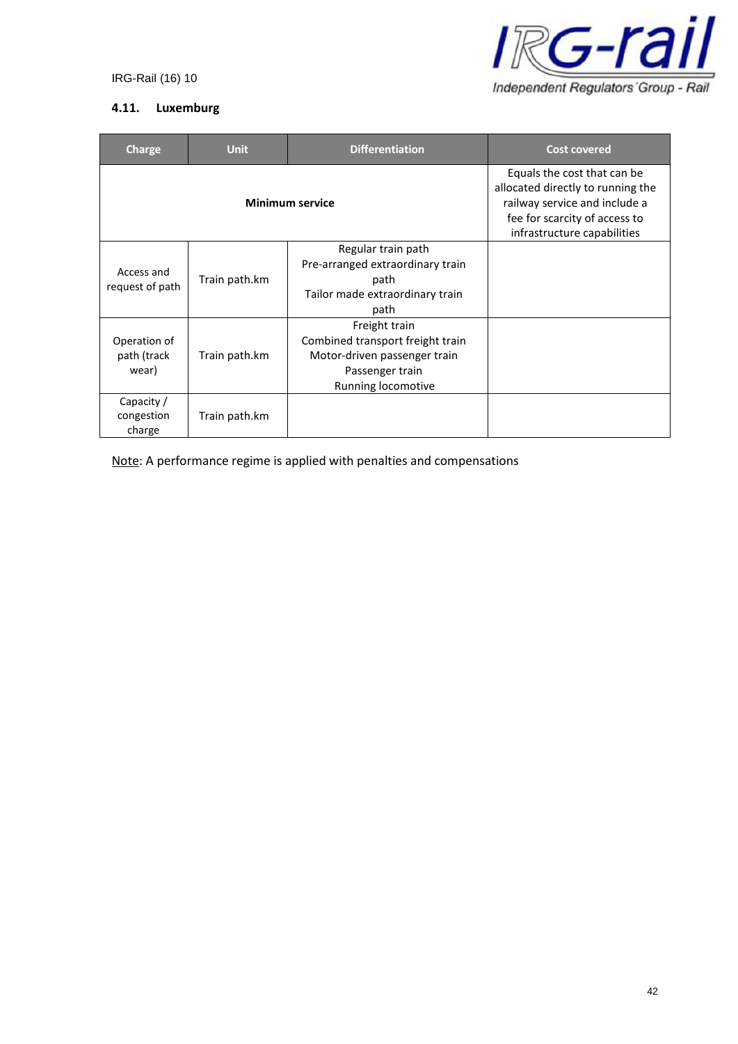### 4.11. Luxemburg

| Charge | Unit | Differentiation | Cost covered |
|---|---|---|---|
| **Minimum service** | | | Equals the cost that can be allocated directly to running the railway service and include a fee for scarcity of access to infrastructure capabilities |
| Access and request of path | Train path.km | Regular train path<br>Pre-arranged extraordinary train path<br>Tailor made extraordinary train path | |
| Operation of path (track wear) | Train path.km | Freight train<br>Combined transport freight train<br>Motor-driven passenger train<br>Passenger train<br>Running locomotive | |
| Capacity / congestion charge | Train path.km | | |

Note: A performance regime is applied with penalties and compensations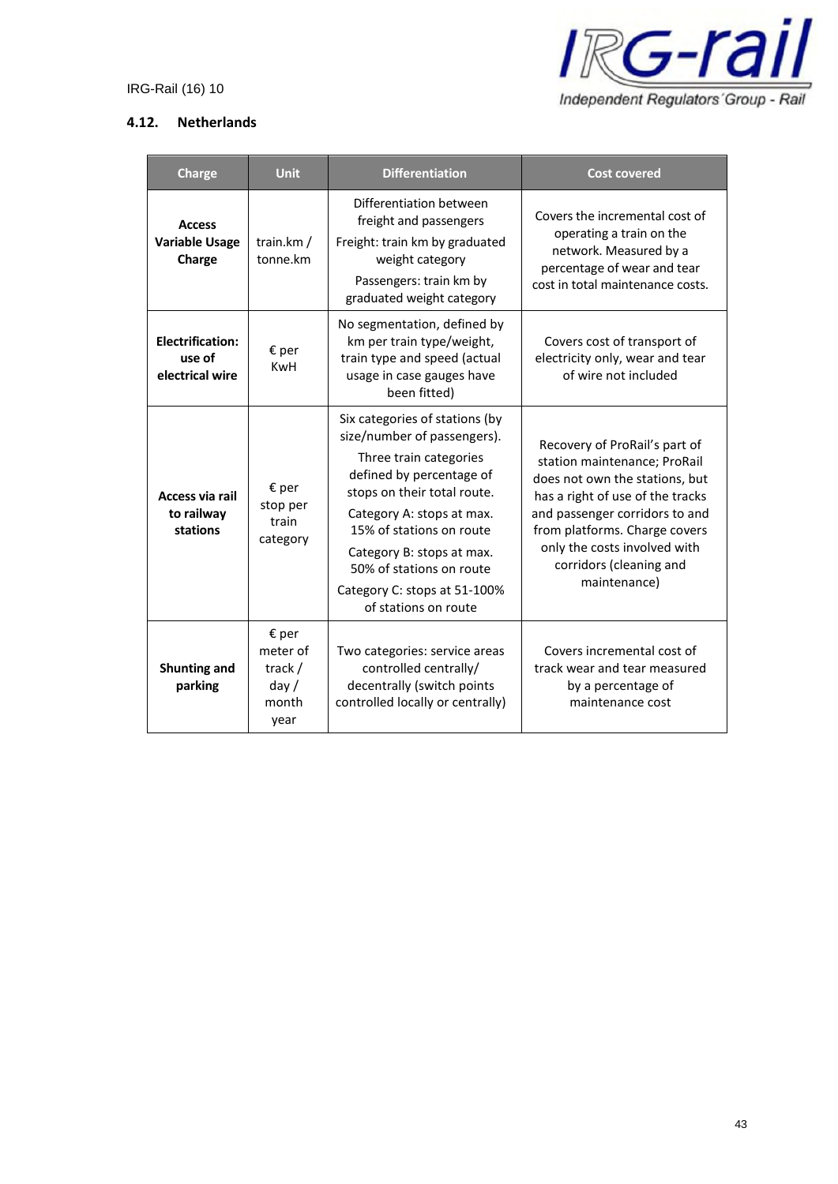### 4.12. Netherlands

| Charge | Unit | Differentiation | Cost covered |
|---|---|---|---|
| **Access Variable Usage Charge** | train.km / tonne.km | Differentiation between freight and passengers<br>Freight: train km by graduated weight category<br>Passengers: train km by graduated weight category | Covers the incremental cost of operating a train on the network. Measured by a percentage of wear and tear cost in total maintenance costs. |
| **Electrification: use of electrical wire** | € per KwH | No segmentation, defined by km per train type/weight, train type and speed (actual usage in case gauges have been fitted) | Covers cost of transport of electricity only, wear and tear of wire not included |
| **Access via rail to railway stations** | € per stop per train category | Six categories of stations (by size/number of passengers).<br>Three train categories defined by percentage of stops on their total route.<br>Category A: stops at max. 15% of stations on route<br>Category B: stops at max. 50% of stations on route<br>Category C: stops at 51-100% of stations on route | Recovery of ProRail's part of station maintenance; ProRail does not own the stations, but has a right of use of the tracks and passenger corridors to and from platforms. Charge covers only the costs involved with corridors (cleaning and maintenance) |
| **Shunting and parking** | € per meter of track / day / month year | Two categories: service areas controlled centrally/ decentrally (switch points controlled locally or centrally) | Covers incremental cost of track wear and tear measured by a percentage of maintenance cost |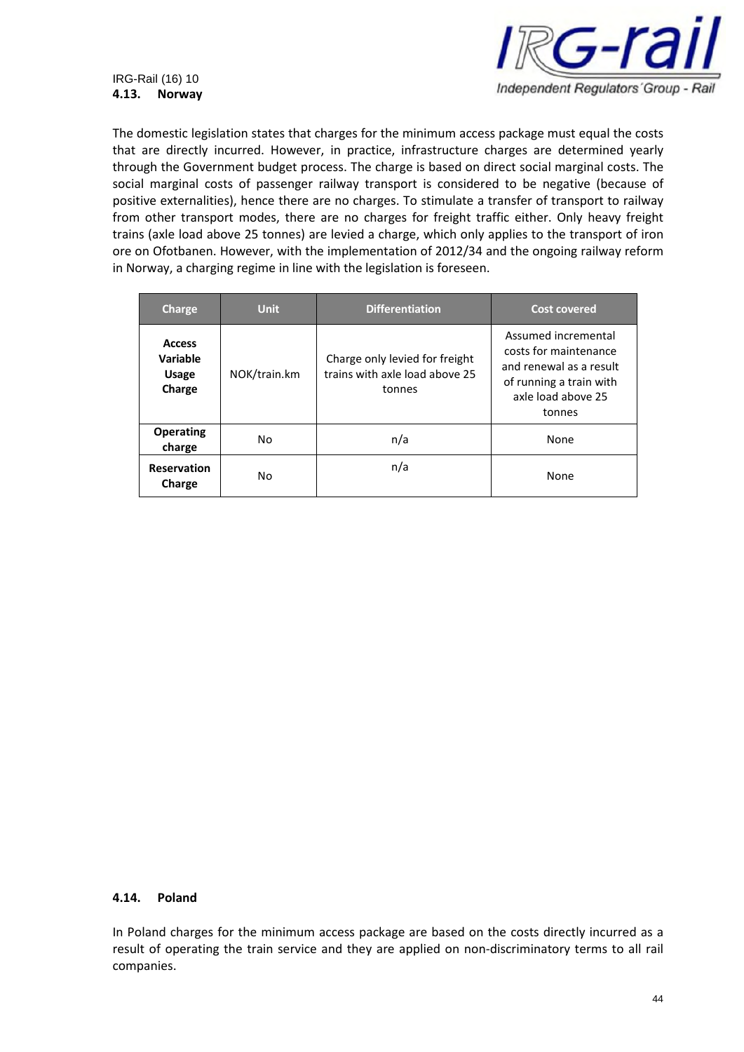### 4.13. Norway

The domestic legislation states that charges for the minimum access package must equal the costs that are directly incurred. However, in practice, infrastructure charges are determined yearly through the Government budget process. The charge is based on direct social marginal costs. The social marginal costs of passenger railway transport is considered to be negative (because of positive externalities), hence there are no charges. To stimulate a transfer of transport to railway from other transport modes, there are no charges for freight traffic either. Only heavy freight trains (axle load above 25 tonnes) are levied a charge, which only applies to the transport of iron ore on Ofotbanen. However, with the implementation of 2012/34 and the ongoing railway reform in Norway, a charging regime in line with the legislation is foreseen.

| Charge | Unit | Differentiation | Cost covered |
|---|---|---|---|
| **Access Variable Usage Charge** | NOK/train.km | Charge only levied for freight trains with axle load above 25 tonnes | Assumed incremental costs for maintenance and renewal as a result of running a train with axle load above 25 tonnes |
| **Operating charge** | No | n/a | None |
| **Reservation Charge** | No | n/a | None |

### 4.14. Poland

In Poland charges for the minimum access package are based on the costs directly incurred as a result of operating the train service and they are applied on non-discriminatory terms to all rail companies.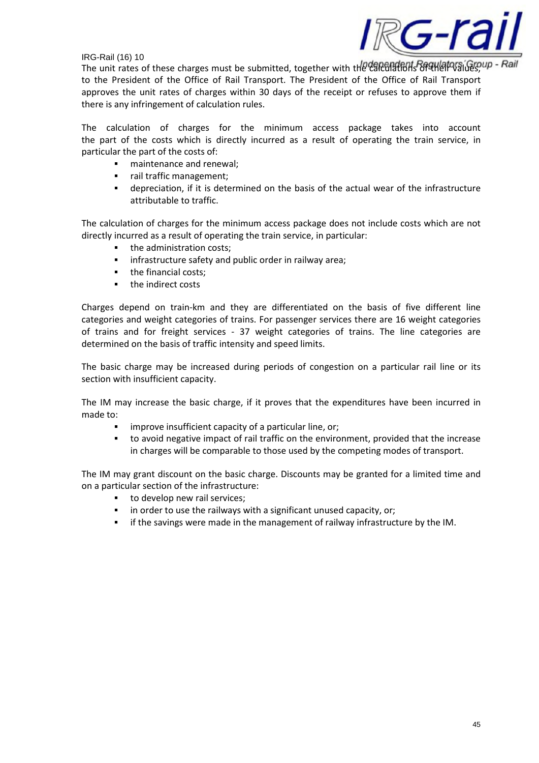The unit rates of these charges must be submitted, together with the calculations of their values, to the President of the Office of Rail Transport. The President of the Office of Rail Transport approves the unit rates of charges within 30 days of the receipt or refuses to approve them if there is any infringement of calculation rules.

The calculation of charges for the minimum access package takes into account the part of the costs which is directly incurred as a result of operating the train service, in particular the part of the costs of:

- maintenance and renewal;
- rail traffic management;
- depreciation, if it is determined on the basis of the actual wear of the infrastructure attributable to traffic.

The calculation of charges for the minimum access package does not include costs which are not directly incurred as a result of operating the train service, in particular:

- the administration costs;
- infrastructure safety and public order in railway area;
- the financial costs;
- the indirect costs

Charges depend on train-km and they are differentiated on the basis of five different line categories and weight categories of trains. For passenger services there are 16 weight categories of trains and for freight services - 37 weight categories of trains. The line categories are determined on the basis of traffic intensity and speed limits.

The basic charge may be increased during periods of congestion on a particular rail line or its section with insufficient capacity.

The IM may increase the basic charge, if it proves that the expenditures have been incurred in made to:

- improve insufficient capacity of a particular line, or;
- to avoid negative impact of rail traffic on the environment, provided that the increase in charges will be comparable to those used by the competing modes of transport.

The IM may grant discount on the basic charge. Discounts may be granted for a limited time and on a particular section of the infrastructure:

- to develop new rail services;
- in order to use the railways with a significant unused capacity, or;
- if the savings were made in the management of railway infrastructure by the IM.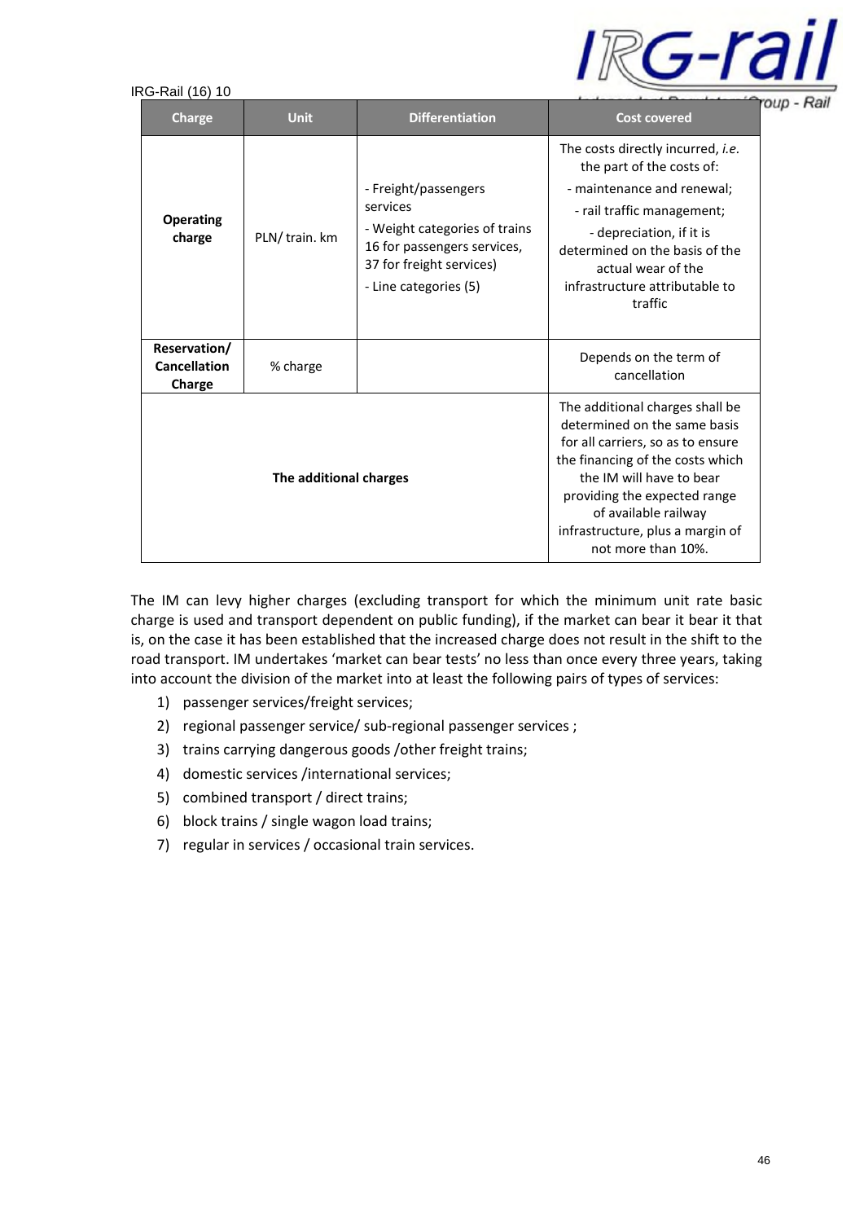| Charge | Unit | Differentiation | Cost covered |
|---|---|---|---|
| **Operating charge** | PLN/ train. km | - Freight/passengers services<br>- Weight categories of trains 16 for passengers services, 37 for freight services)<br>- Line categories (5) | The costs directly incurred, *i.e.* the part of the costs of:<br>- maintenance and renewal;<br>- rail traffic management;<br>- depreciation, if it is determined on the basis of the actual wear of the infrastructure attributable to traffic |
| **Reservation/ Cancellation Charge** | % charge | | Depends on the term of cancellation |
| **The additional charges** | | | The additional charges shall be determined on the same basis for all carriers, so as to ensure the financing of the costs which the IM will have to bear providing the expected range of available railway infrastructure, plus a margin of not more than 10%. |

The IM can levy higher charges (excluding transport for which the minimum unit rate basic charge is used and transport dependent on public funding), if the market can bear it bear it that is, on the case it has been established that the increased charge does not result in the shift to the road transport. IM undertakes 'market can bear tests' no less than once every three years, taking into account the division of the market into at least the following pairs of types of services:

1) passenger services/freight services;
2) regional passenger service/ sub-regional passenger services ;
3) trains carrying dangerous goods /other freight trains;
4) domestic services /international services;
5) combined transport / direct trains;
6) block trains / single wagon load trains;
7) regular in services / occasional train services.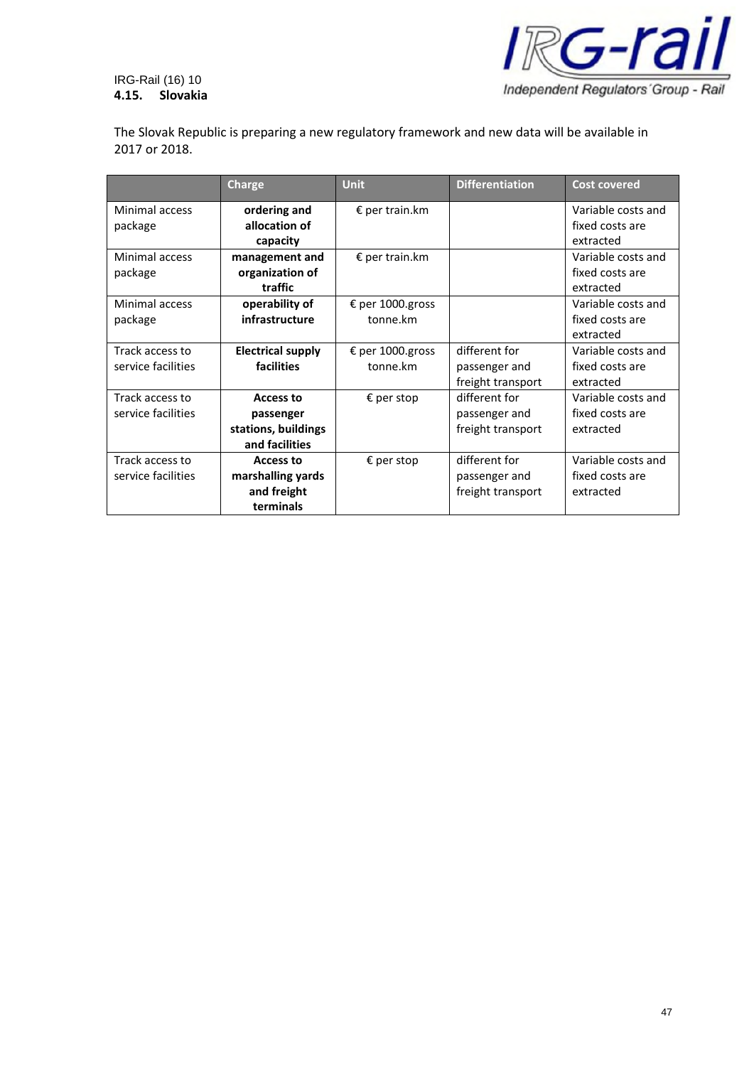## 4.15. Slovakia

The Slovak Republic is preparing a new regulatory framework and new data will be available in 2017 or 2018.

| | Charge | Unit | Differentiation | Cost covered |
|---|---|---|---|---|
| Minimal access package | **ordering and allocation of capacity** | € per train.km | | Variable costs and fixed costs are extracted |
| Minimal access package | **management and organization of traffic** | € per train.km | | Variable costs and fixed costs are extracted |
| Minimal access package | **operability of infrastructure** | € per 1000.gross tonne.km | | Variable costs and fixed costs are extracted |
| Track access to service facilities | **Electrical supply facilities** | € per 1000.gross tonne.km | different for passenger and freight transport | Variable costs and fixed costs are extracted |
| Track access to service facilities | **Access to passenger stations, buildings and facilities** | € per stop | different for passenger and freight transport | Variable costs and fixed costs are extracted |
| Track access to service facilities | **Access to marshalling yards and freight terminals** | € per stop | different for passenger and freight transport | Variable costs and fixed costs are extracted |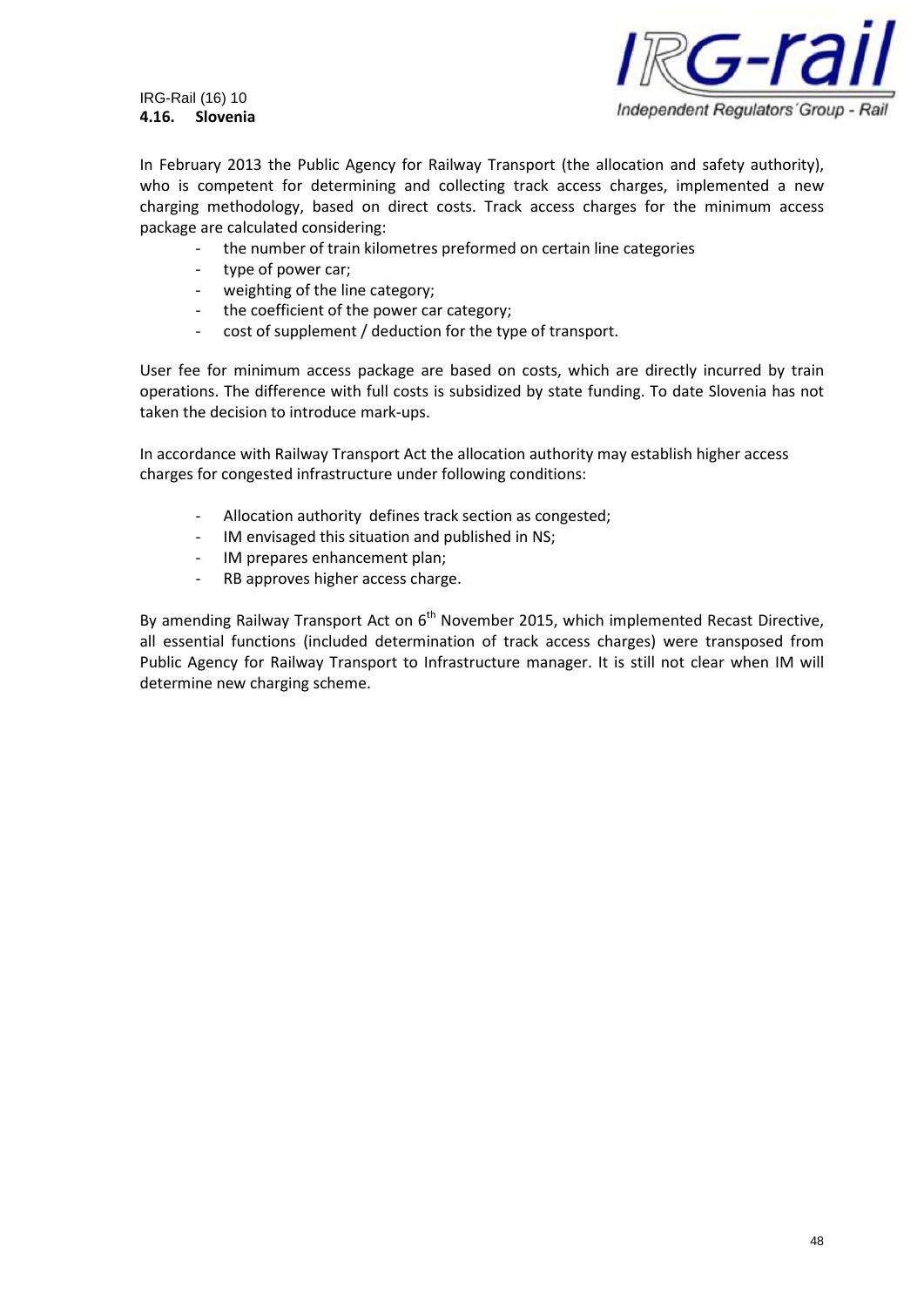### 4.16. Slovenia

In February 2013 the Public Agency for Railway Transport (the allocation and safety authority), who is competent for determining and collecting track access charges, implemented a new charging methodology, based on direct costs. Track access charges for the minimum access package are calculated considering:

- the number of train kilometres preformed on certain line categories
- type of power car;
- weighting of the line category;
- the coefficient of the power car category;
- cost of supplement / deduction for the type of transport.

User fee for minimum access package are based on costs, which are directly incurred by train operations. The difference with full costs is subsidized by state funding. To date Slovenia has not taken the decision to introduce mark-ups.

In accordance with Railway Transport Act the allocation authority may establish higher access charges for congested infrastructure under following conditions:

- Allocation authority defines track section as congested;
- IM envisaged this situation and published in NS;
- IM prepares enhancement plan;
- RB approves higher access charge.

By amending Railway Transport Act on 6th November 2015, which implemented Recast Directive, all essential functions (included determination of track access charges) were transposed from Public Agency for Railway Transport to Infrastructure manager. It is still not clear when IM will determine new charging scheme.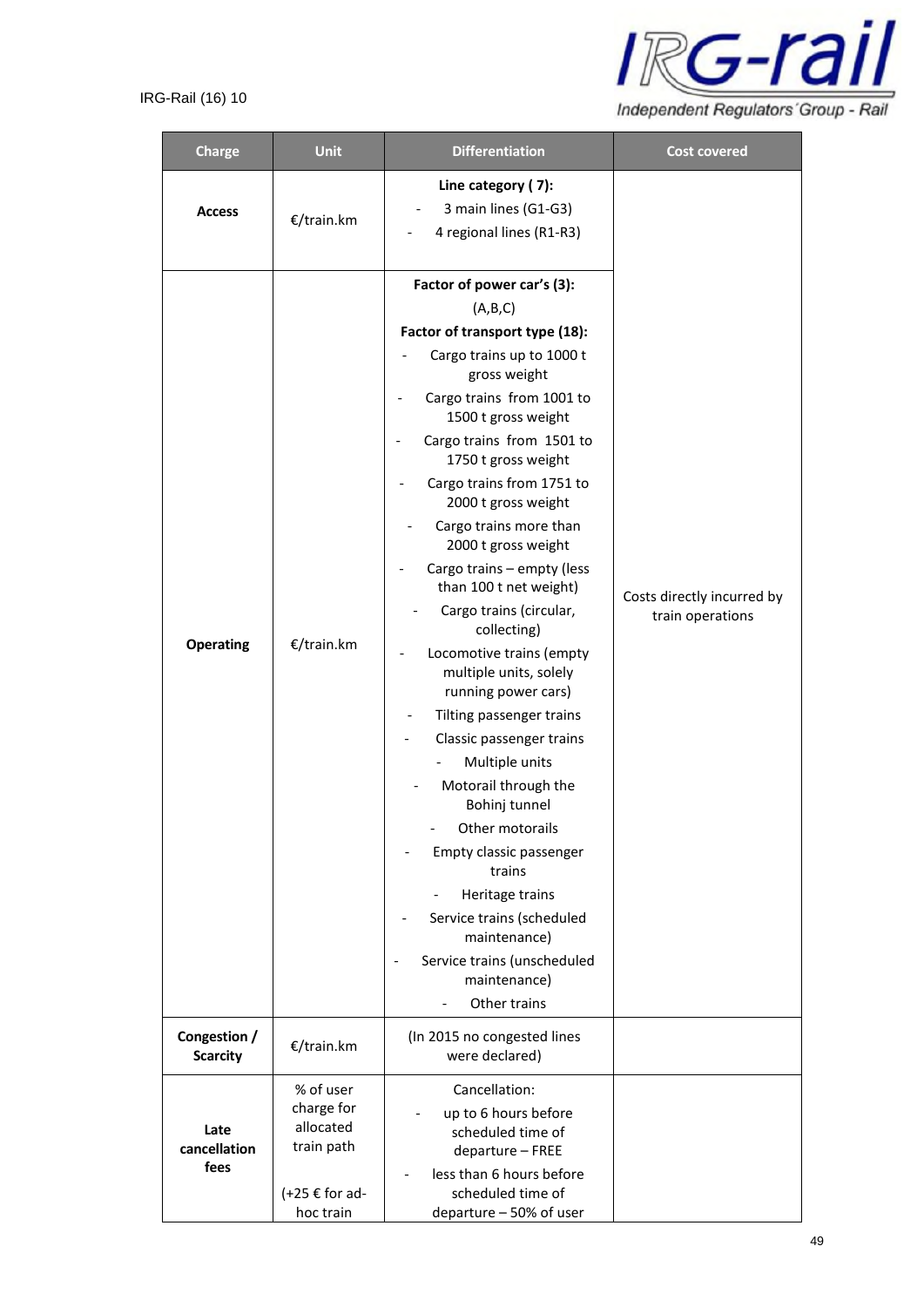| Charge | Unit | Differentiation | Cost covered |
|---|---|---|---|
| **Access** | €/train.km | **Line category ( 7):**<br>- 3 main lines (G1-G3)<br>- 4 regional lines (R1-R3) | Costs directly incurred by train operations |
| **Operating** | €/train.km | **Factor of power car's (3):**<br>(A,B,C)<br>**Factor of transport type (18):**<br>- Cargo trains up to 1000 t gross weight<br>- Cargo trains from 1001 to 1500 t gross weight<br>- Cargo trains from 1501 to 1750 t gross weight<br>- Cargo trains from 1751 to 2000 t gross weight<br>- Cargo trains more than 2000 t gross weight<br>- Cargo trains – empty (less than 100 t net weight)<br>- Cargo trains (circular, collecting)<br>- Locomotive trains (empty multiple units, solely running power cars)<br>- Tilting passenger trains<br>- Classic passenger trains<br>- Multiple units<br>- Motorail through the Bohinj tunnel<br>- Other motorails<br>- Empty classic passenger trains<br>- Heritage trains<br>- Service trains (scheduled maintenance)<br>- Service trains (unscheduled maintenance)<br>- Other trains | |
| **Congestion / Scarcity** | €/train.km | (In 2015 no congested lines were declared) | |
| **Late cancellation fees** | % of user charge for allocated train path<br><br>(+25 € for ad-hoc train | Cancellation:<br>- up to 6 hours before scheduled time of departure – FREE<br>- less than 6 hours before scheduled time of departure – 50% of user | |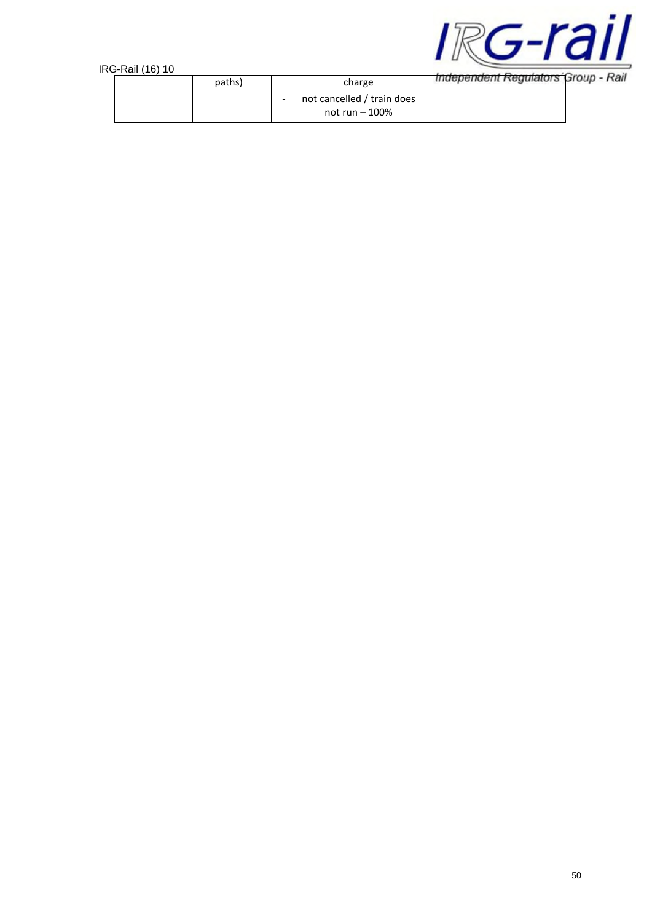| | | | |
|---|---|---|---|
| | paths) | charge<br>- not cancelled / train does not run – 100% | |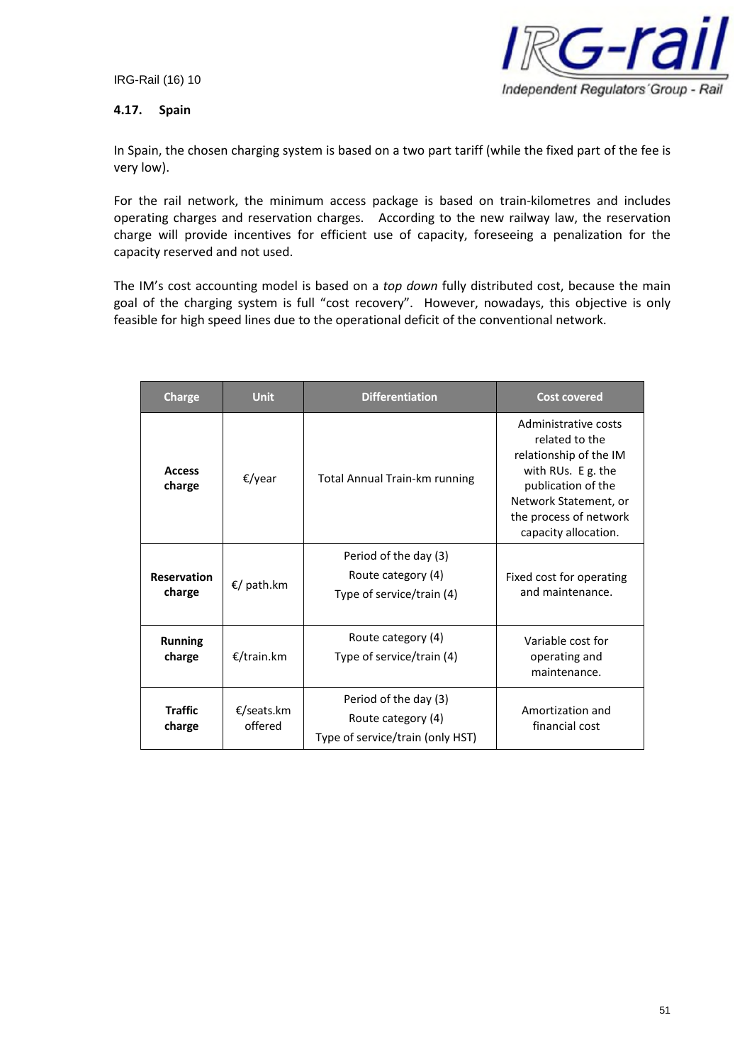### 4.17. Spain

In Spain, the chosen charging system is based on a two part tariff (while the fixed part of the fee is very low).

For the rail network, the minimum access package is based on train-kilometres and includes operating charges and reservation charges. According to the new railway law, the reservation charge will provide incentives for efficient use of capacity, foreseeing a penalization for the capacity reserved and not used.

The IM's cost accounting model is based on a *top down* fully distributed cost, because the main goal of the charging system is full "cost recovery". However, nowadays, this objective is only feasible for high speed lines due to the operational deficit of the conventional network.

| Charge | Unit | Differentiation | Cost covered |
|---|---|---|---|
| **Access charge** | €/year | Total Annual Train-km running | Administrative costs related to the relationship of the IM with RUs. E g. the publication of the Network Statement, or the process of network capacity allocation. |
| **Reservation charge** | €/ path.km | Period of the day (3)<br>Route category (4)<br>Type of service/train (4) | Fixed cost for operating and maintenance. |
| **Running charge** | €/train.km | Route category (4)<br>Type of service/train (4) | Variable cost for operating and maintenance. |
| **Traffic charge** | €/seats.km offered | Period of the day (3)<br>Route category (4)<br>Type of service/train (only HST) | Amortization and financial cost |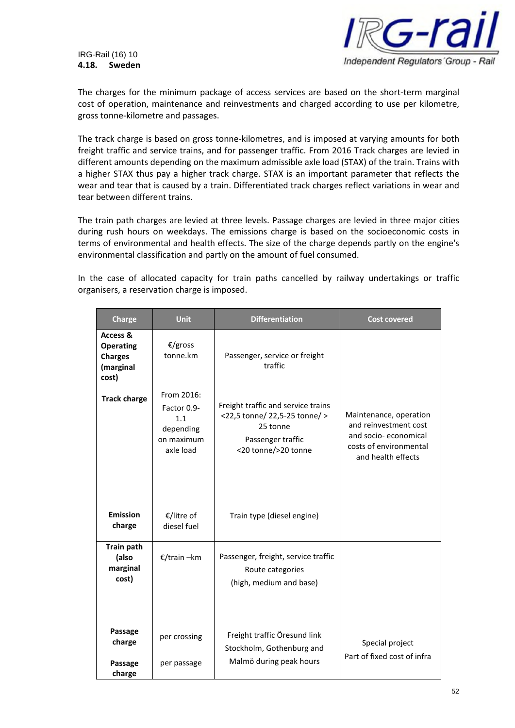## 4.18. Sweden

The charges for the minimum package of access services are based on the short-term marginal cost of operation, maintenance and reinvestments and charged according to use per kilometre, gross tonne-kilometre and passages.

The track charge is based on gross tonne-kilometres, and is imposed at varying amounts for both freight traffic and service trains, and for passenger traffic. From 2016 Track charges are levied in different amounts depending on the maximum admissible axle load (STAX) of the train. Trains with a higher STAX thus pay a higher track charge. STAX is an important parameter that reflects the wear and tear that is caused by a train. Differentiated track charges reflect variations in wear and tear between different trains.

The train path charges are levied at three levels. Passage charges are levied in three major cities during rush hours on weekdays. The emissions charge is based on the socioeconomic costs in terms of environmental and health effects. The size of the charge depends partly on the engine's environmental classification and partly on the amount of fuel consumed.

In the case of allocated capacity for train paths cancelled by railway undertakings or traffic organisers, a reservation charge is imposed.

| Charge | Unit | Differentiation | Cost covered |
|---|---|---|---|
| **Access & Operating Charges (marginal cost)** | €/gross tonne.km | Passenger, service or freight traffic | Maintenance, operation and reinvestment cost and socio- economical costs of environmental and health effects |
| **Track charge** | From 2016: Factor 0.9-1.1 depending on maximum axle load | Freight traffic and service trains <22,5 tonne/ 22,5-25 tonne/ > 25 tonne<br>Passenger traffic<br><20 tonne/>20 tonne | |
| **Emission charge** | €/litre of diesel fuel | Train type (diesel engine) | |
| **Train path (also marginal cost)** | €/train –km | Passenger, freight, service traffic<br>Route categories<br>(high, medium and base) | |
| **Passage charge** | per crossing | Freight traffic Öresund link | Special project |
| **Passage charge** | per passage | Stockholm, Gothenburg and Malmö during peak hours | Part of fixed cost of infra |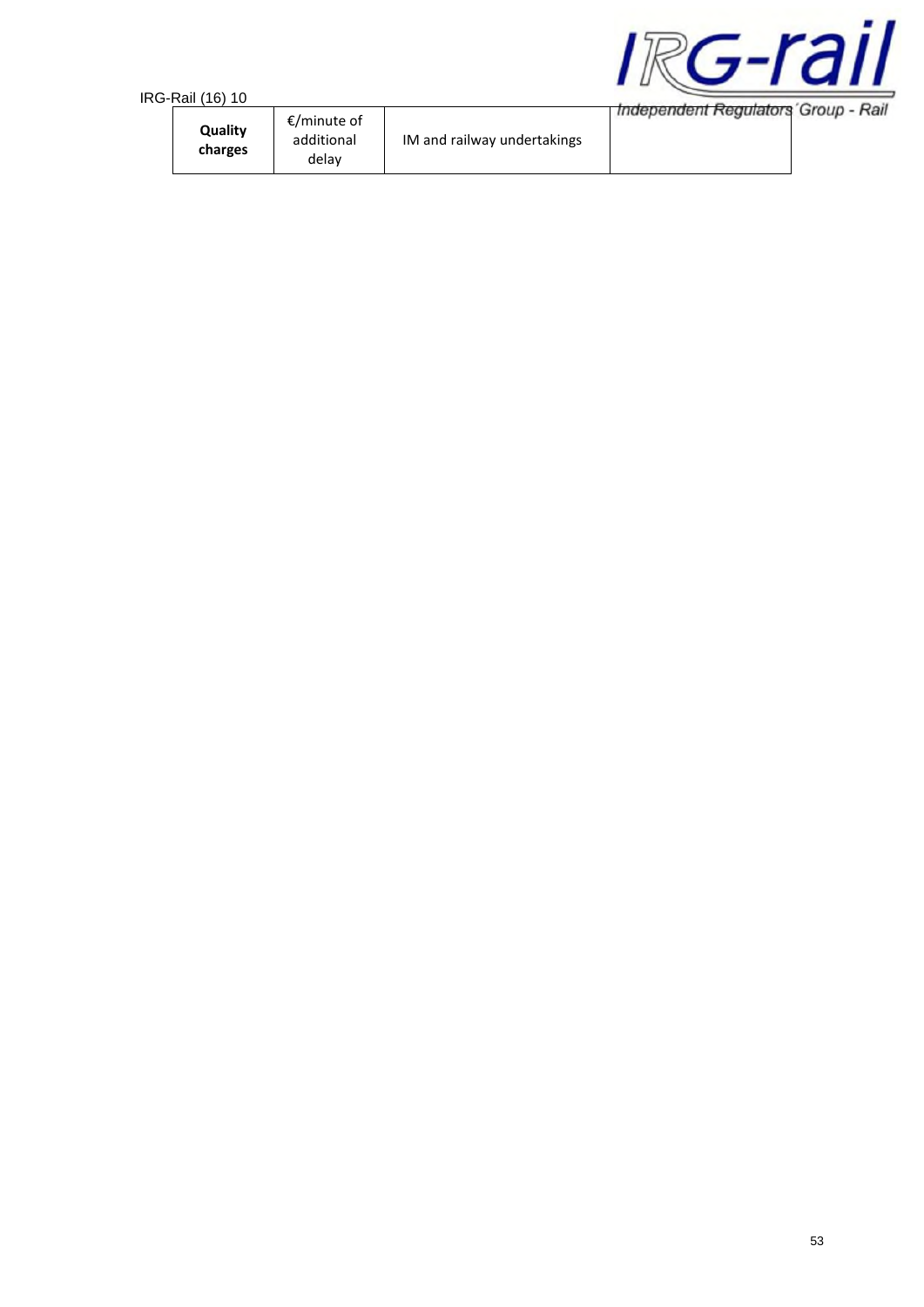| **Quality charges** | €/minute of additional delay | IM and railway undertakings | |
|---|---|---|---|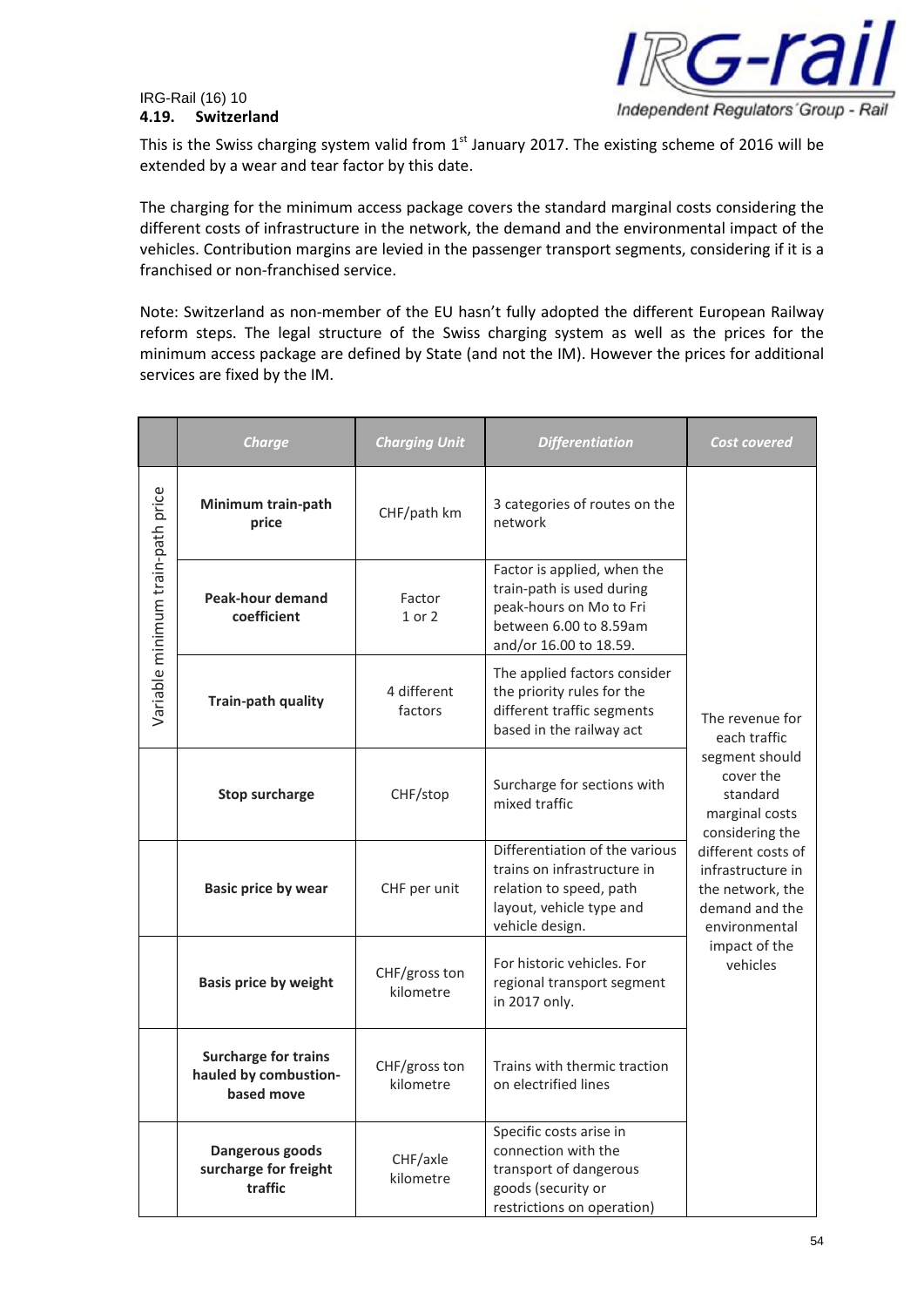### 4.19. Switzerland

This is the Swiss charging system valid from 1st January 2017. The existing scheme of 2016 will be extended by a wear and tear factor by this date.

The charging for the minimum access package covers the standard marginal costs considering the different costs of infrastructure in the network, the demand and the environmental impact of the vehicles. Contribution margins are levied in the passenger transport segments, considering if it is a franchised or non-franchised service.

Note: Switzerland as non-member of the EU hasn't fully adopted the different European Railway reform steps. The legal structure of the Swiss charging system as well as the prices for the minimum access package are defined by State (and not the IM). However the prices for additional services are fixed by the IM.

| | Charge | Charging Unit | Differentiation | Cost covered |
|---|---|---|---|---|
| Variable minimum train-path price | **Minimum train-path price** | CHF/path km | 3 categories of routes on the network | The revenue for each traffic segment should cover the standard marginal costs considering the different costs of infrastructure in the network, the demand and the environmental impact of the vehicles |
| | **Peak-hour demand coefficient** | Factor 1 or 2 | Factor is applied, when the train-path is used during peak-hours on Mo to Fri between 6.00 to 8.59am and/or 16.00 to 18.59. | |
| | **Train-path quality** | 4 different factors | The applied factors consider the priority rules for the different traffic segments based in the railway act | |
| | **Stop surcharge** | CHF/stop | Surcharge for sections with mixed traffic | |
| | **Basic price by wear** | CHF per unit | Differentiation of the various trains on infrastructure in relation to speed, path layout, vehicle type and vehicle design. | |
| | **Basis price by weight** | CHF/gross ton kilometre | For historic vehicles. For regional transport segment in 2017 only. | |
| | **Surcharge for trains hauled by combustion-based move** | CHF/gross ton kilometre | Trains with thermic traction on electrified lines | |
| | **Dangerous goods surcharge for freight traffic** | CHF/axle kilometre | Specific costs arise in connection with the transport of dangerous goods (security or restrictions on operation) | |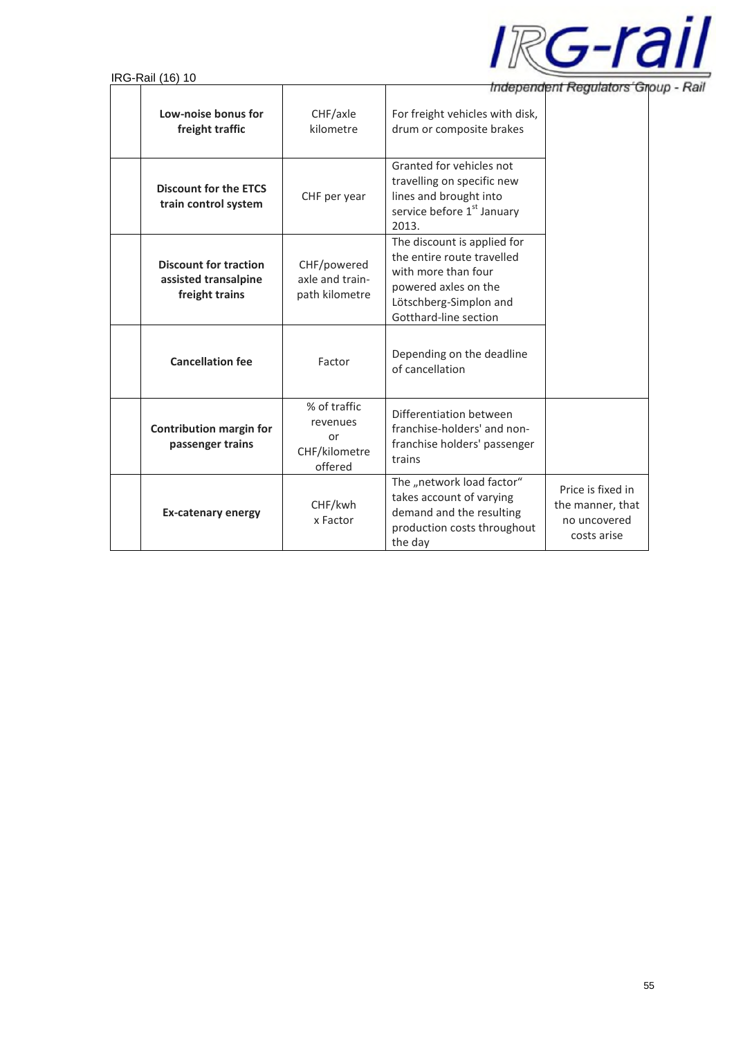| | | | | |
|---|---|---|---|---|
| | **Low-noise bonus for freight traffic** | CHF/axle kilometre | For freight vehicles with disk, drum or composite brakes | |
| | **Discount for the ETCS train control system** | CHF per year | Granted for vehicles not travelling on specific new lines and brought into service before 1st January 2013. | |
| | **Discount for traction assisted transalpine freight trains** | CHF/powered axle and train-path kilometre | The discount is applied for the entire route travelled with more than four powered axles on the Lötschberg-Simplon and Gotthard-line section | |
| | **Cancellation fee** | Factor | Depending on the deadline of cancellation | |
| | **Contribution margin for passenger trains** | % of traffic revenues or CHF/kilometre offered | Differentiation between franchise-holders' and non-franchise holders' passenger trains | |
| | **Ex-catenary energy** | CHF/kwh x Factor | The „network load factor" takes account of varying demand and the resulting production costs throughout the day | Price is fixed in the manner, that no uncovered costs arise |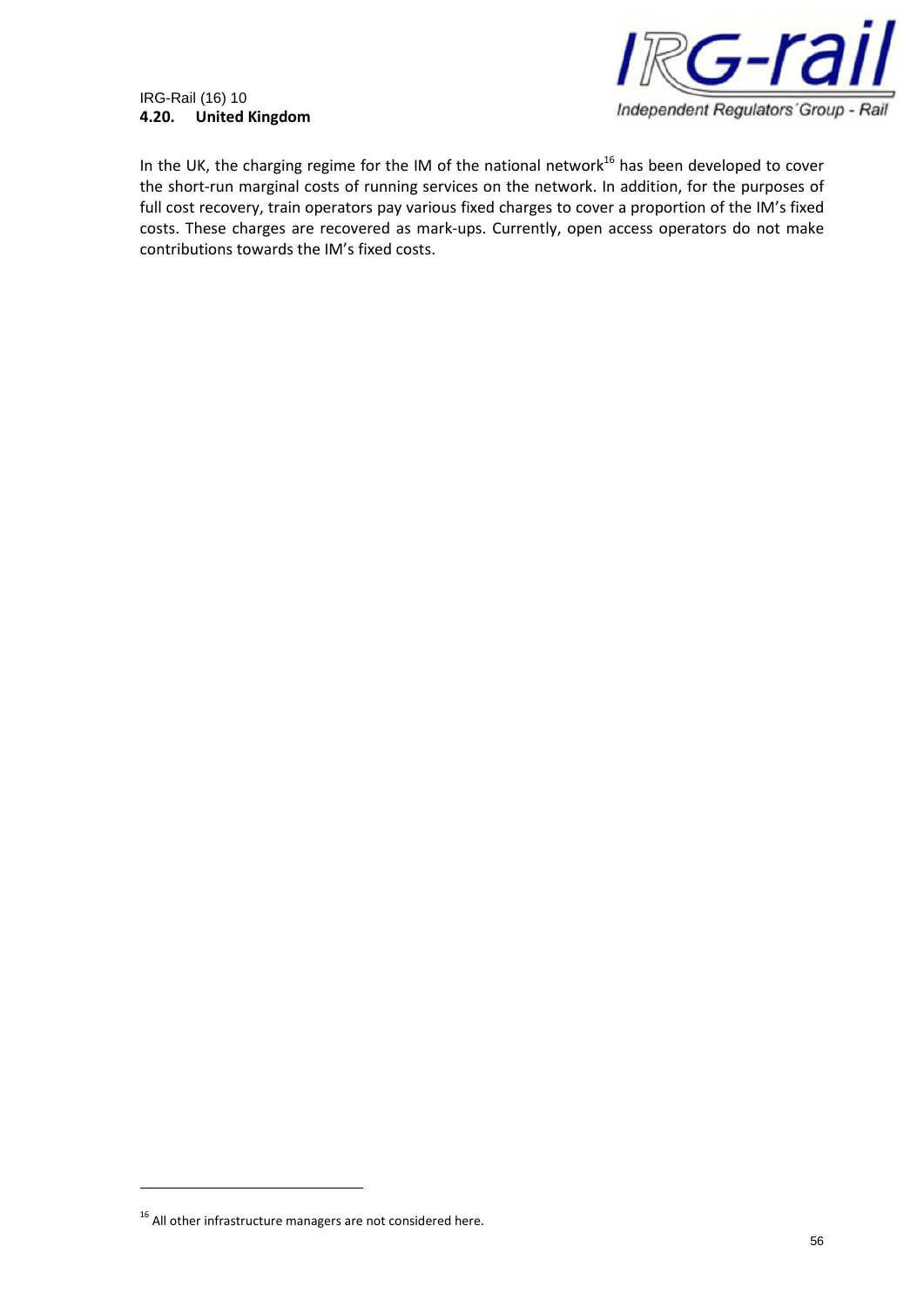## 4.20. United Kingdom

In the UK, the charging regime for the IM of the national network[16] has been developed to cover the short-run marginal costs of running services on the network. In addition, for the purposes of full cost recovery, train operators pay various fixed charges to cover a proportion of the IM's fixed costs. These charges are recovered as mark-ups. Currently, open access operators do not make contributions towards the IM's fixed costs.

[16] All other infrastructure managers are not considered here.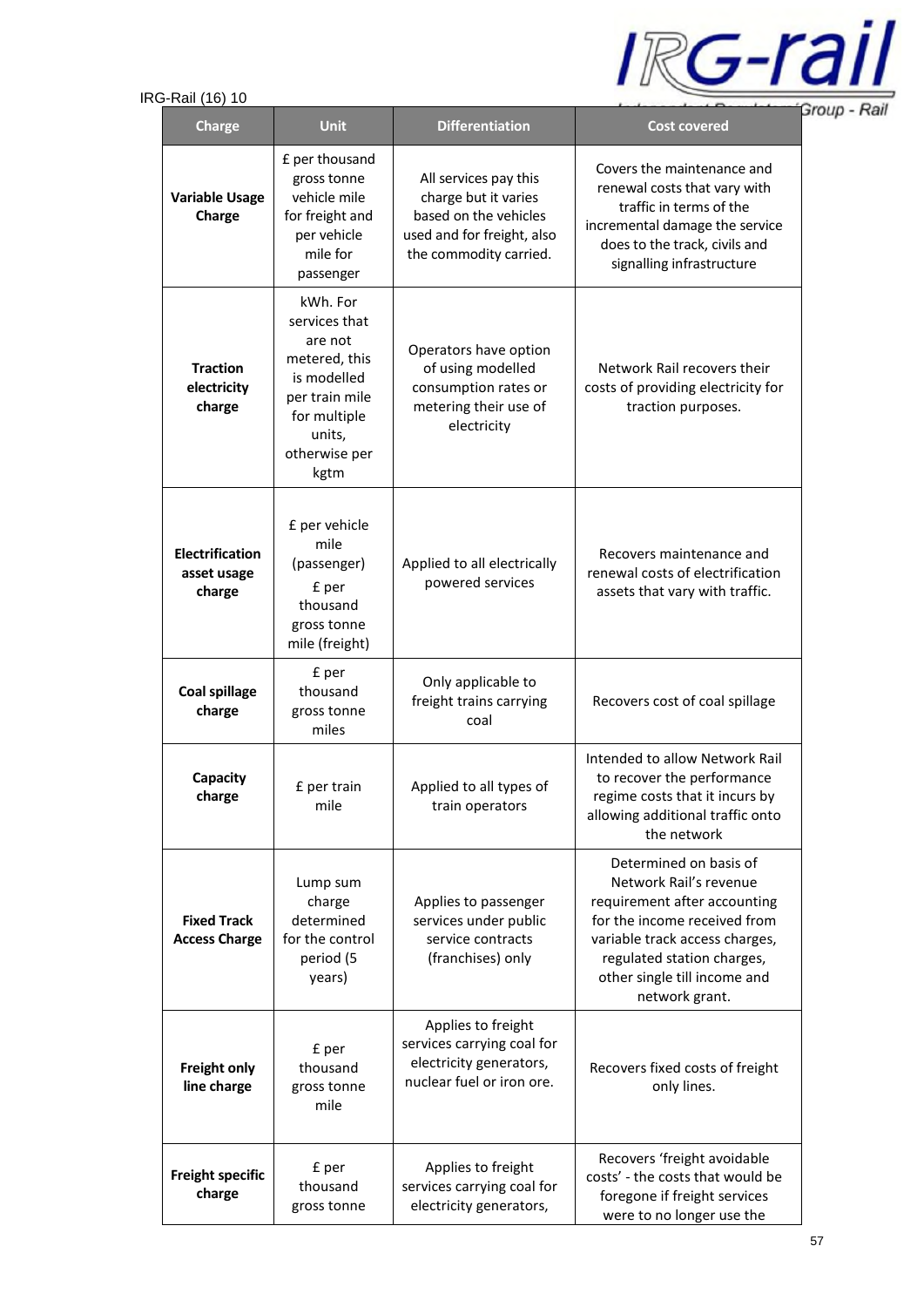| Charge | Unit | Differentiation | Cost covered |
|---|---|---|---|
| **Variable Usage Charge** | £ per thousand gross tonne vehicle mile for freight and per vehicle mile for passenger | All services pay this charge but it varies based on the vehicles used and for freight, also the commodity carried. | Covers the maintenance and renewal costs that vary with traffic in terms of the incremental damage the service does to the track, civils and signalling infrastructure |
| **Traction electricity charge** | kWh. For services that are not metered, this is modelled per train mile for multiple units, otherwise per kgtm | Operators have option of using modelled consumption rates or metering their use of electricity | Network Rail recovers their costs of providing electricity for traction purposes. |
| **Electrification asset usage charge** | £ per vehicle mile (passenger) £ per thousand gross tonne mile (freight) | Applied to all electrically powered services | Recovers maintenance and renewal costs of electrification assets that vary with traffic. |
| **Coal spillage charge** | £ per thousand gross tonne miles | Only applicable to freight trains carrying coal | Recovers cost of coal spillage |
| **Capacity charge** | £ per train mile | Applied to all types of train operators | Intended to allow Network Rail to recover the performance regime costs that it incurs by allowing additional traffic onto the network |
| **Fixed Track Access Charge** | Lump sum charge determined for the control period (5 years) | Applies to passenger services under public service contracts (franchises) only | Determined on basis of Network Rail's revenue requirement after accounting for the income received from variable track access charges, regulated station charges, other single till income and network grant. |
| **Freight only line charge** | £ per thousand gross tonne mile | Applies to freight services carrying coal for electricity generators, nuclear fuel or iron ore. | Recovers fixed costs of freight only lines. |
| **Freight specific charge** | £ per thousand gross tonne | Applies to freight services carrying coal for electricity generators, | Recovers 'freight avoidable costs' - the costs that would be foregone if freight services were to no longer use the |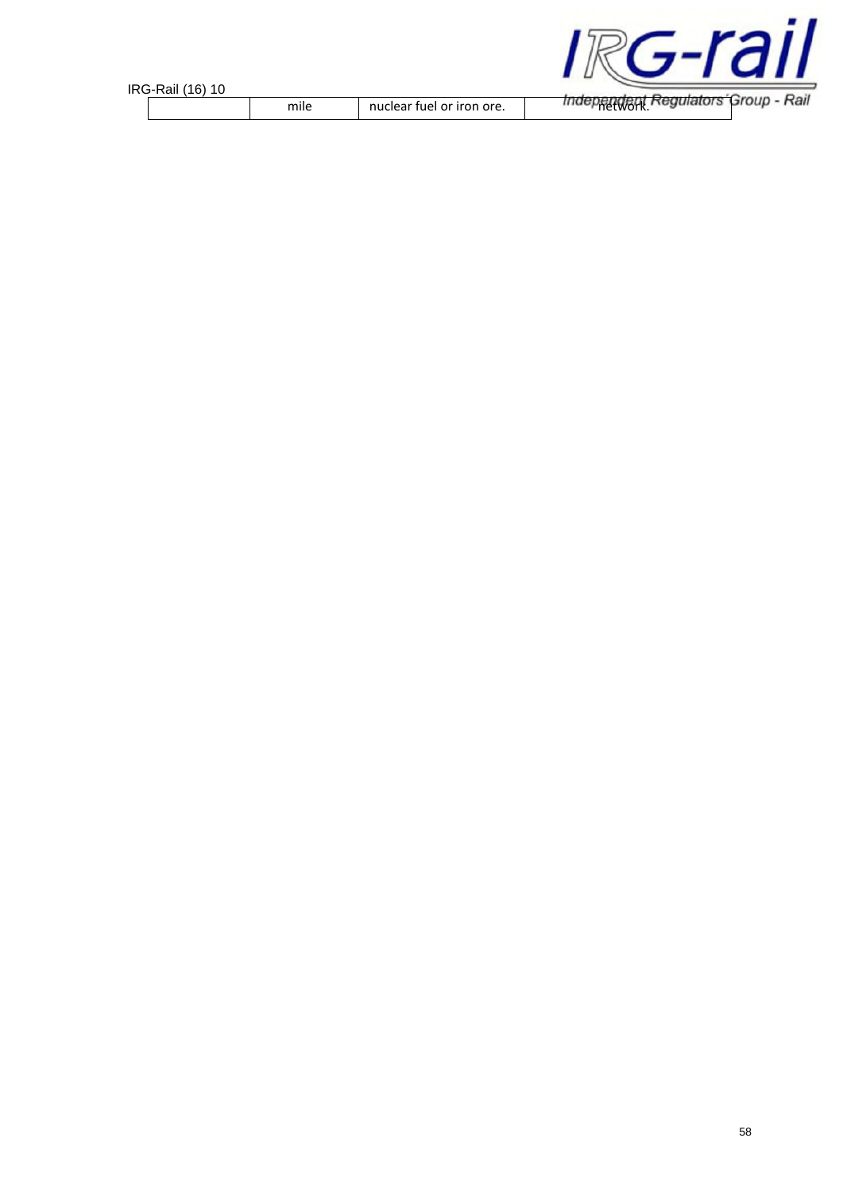| | | | |
|---|---|---|---|
| | mile | nuclear fuel or iron ore. | network. |